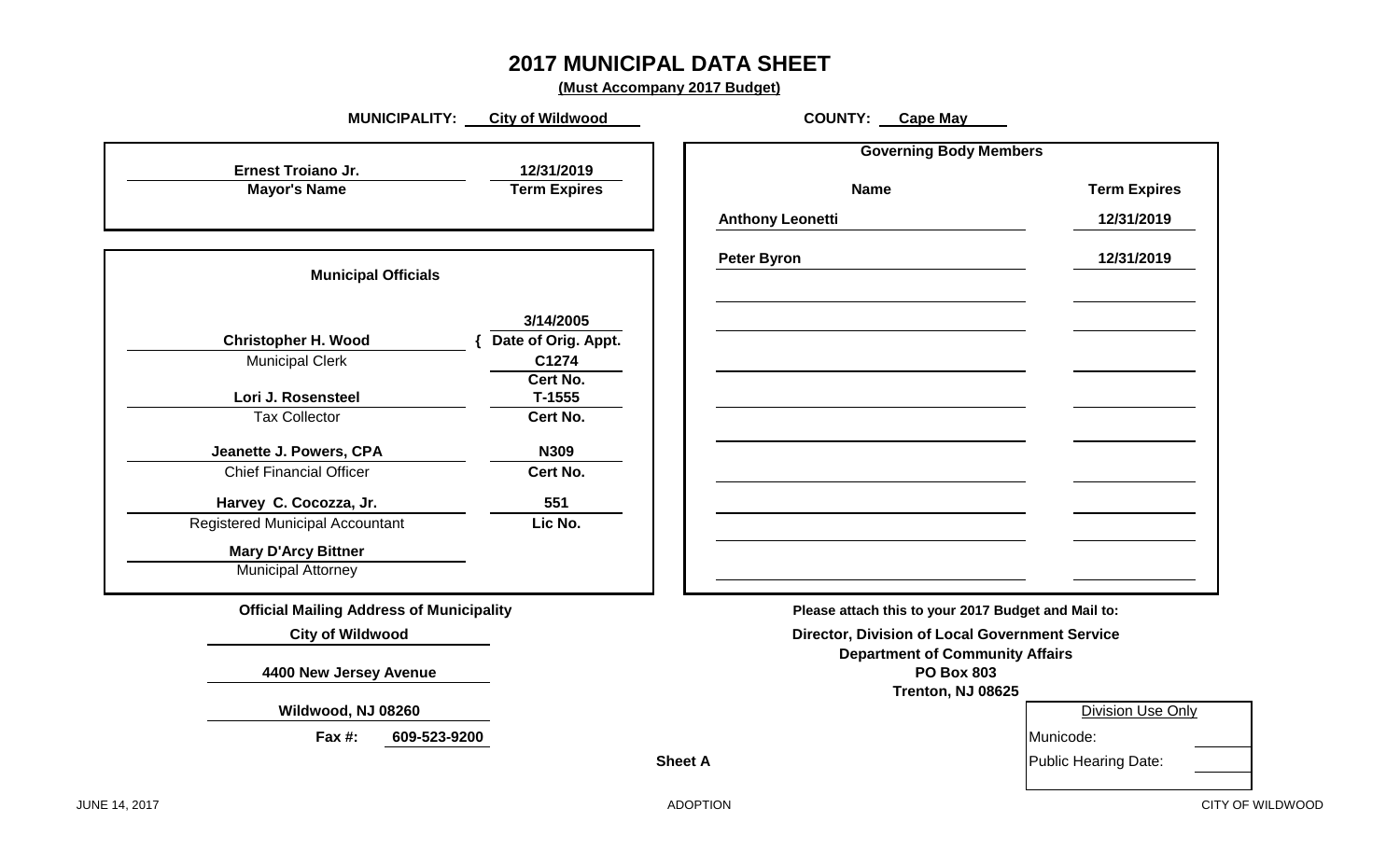# 2017 MUNICIPAL DATA SHEET

**(Must Accompany 2017 Budget)**

**MUNICIPALITY:** City of Wildwood **COUNTY:** Cape May

| Mayor's Name | Term Expires |
|---|---|
| **Ernest Troiano Jr.** | **12/31/2019** |

## Municipal Officials

| Name | Title | Number | Number Type |
|---|---|---|---|
| **Christopher H. Wood** | Municipal Clerk | 3/14/2005 | Date of Orig. Appt. |
| | | C1274 | Cert No. |
| **Lori J. Rosensteel** | Tax Collector | T-1555 | Cert No. |
| **Jeanette J. Powers, CPA** | Chief Financial Officer | N309 | Cert No. |
| **Harvey C. Cocozza, Jr.** | Registered Municipal Accountant | 551 | Lic No. |
| **Mary D'Arcy Bittner** | Municipal Attorney | | |

## Governing Body Members

| Name | Term Expires |
|---|---|
| Anthony Leonetti | 12/31/2019 |
| Peter Byron | 12/31/2019 |

**Official Mailing Address of Municipality**

City of Wildwood
4400 New Jersey Avenue
Wildwood, NJ 08260
**Fax #:** 609-523-9200

**Please attach this to your 2017 Budget and Mail to:**

**Director, Division of Local Government Service**
**Department of Community Affairs**
**PO Box 803**
**Trenton, NJ 08625**

| Division Use Only | |
|---|---|
| Municipode: | |
| Public Hearing Date: | |

**Sheet A**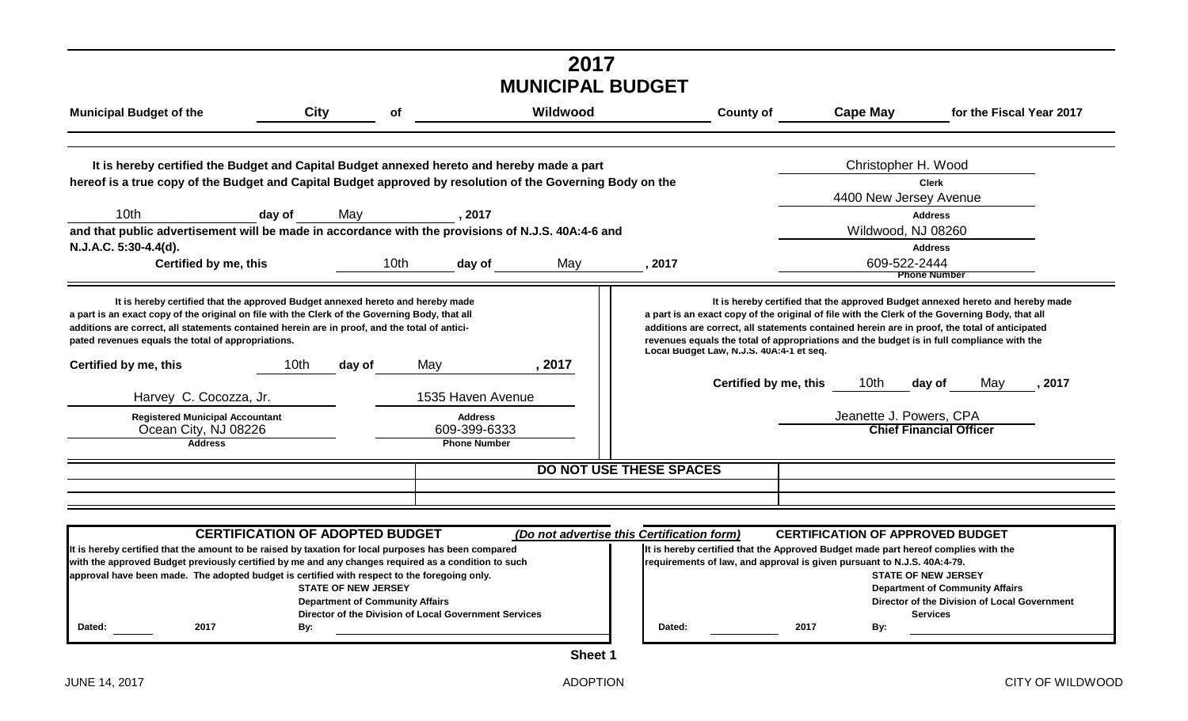# 2017
# MUNICIPAL BUDGET

**Municipal Budget of the** City **of** Wildwood **County of** Cape May **for the Fiscal Year 2017**

**It is hereby certified the Budget and Capital Budget annexed hereto and hereby made a part hereof is a true copy of the Budget and Capital Budget approved by resolution of the Governing Body on the** 10th **day of** May **, 2017 and that public advertisement will be made in accordance with the provisions of N.J.S. 40A:4-6 and N.J.A.C. 5:30-4.4(d).**

**Certified by me, this** 10th **day of** May **, 2017**

Christopher H. Wood
**Clerk**
4400 New Jersey Avenue
**Address**
Wildwood, NJ 08260
**Address**
609-522-2444
**Phone Number**

---

**It is hereby certified that the approved Budget annexed hereto and hereby made a part is an exact copy of the original on file with the Clerk of the Governing Body, that all additions are correct, all statements contained herein are in proof, and the total of anticipated revenues equals the total of appropriations.**

**Certified by me, this** 10th **day of** May **, 2017**

Harvey C. Cocozza, Jr.
**Registered Municipal Accountant**
Ocean City, NJ 08226
**Address**

1535 Haven Avenue
**Address**
609-399-6333
**Phone Number**

**It is hereby certified that the approved Budget annexed hereto and hereby made a part is an exact copy of the original of file with the Clerk of the Governing Body, that all additions are correct, all statements contained herein are in proof, the total of anticipated revenues equals the total of appropriations and the budget is in full compliance with the Local Budget Law, N.J.S. 40A:4-1 et seq.**

**Certified by me, this** 10th **day of** May **, 2017**

Jeanette J. Powers, CPA
**Chief Financial Officer**

---

**DO NOT USE THESE SPACES**

---

**CERTIFICATION OF ADOPTED BUDGET** ***(Do not advertise this Certification form)***

**It is hereby certified that the amount to be raised by taxation for local purposes has been compared with the approved Budget previously certified by me and any changes required as a condition to such approval have been made. The adopted budget is certified with respect to the foregoing only.**

**STATE OF NEW JERSEY**
**Department of Community Affairs**
**Director of the Division of Local Government Services**

**Dated:** ______ **2017** **By:** ____________________

**CERTIFICATION OF APPROVED BUDGET**

**It is hereby certified that the Approved Budget made part hereof complies with the requirements of law, and approval is given pursuant to N.J.S. 40A:4-79.**

**STATE OF NEW JERSEY**
**Department of Community Affairs**
**Director of the Division of Local Government Services**

**Dated:** ______ **2017** **By:** ____________________

**Sheet 1**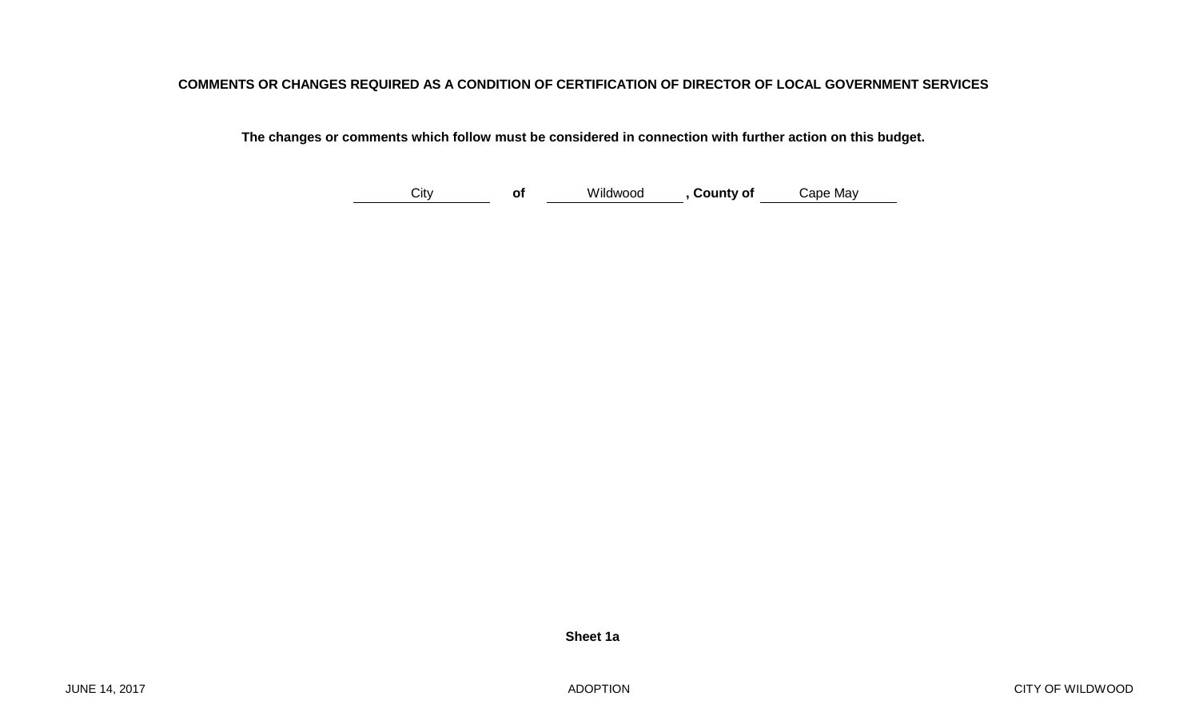**COMMENTS OR CHANGES REQUIRED AS A CONDITION OF CERTIFICATION OF DIRECTOR OF LOCAL GOVERNMENT SERVICES**

**The changes or comments which follow must be considered in connection with further action on this budget.**

City **of** Wildwood **, County of** Cape May

**Sheet 1a**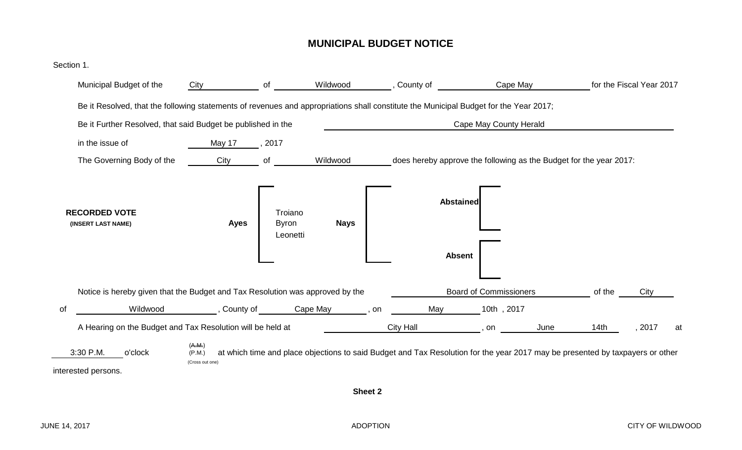# MUNICIPAL BUDGET NOTICE

Section 1.

Municipal Budget of the City of Wildwood, County of Cape May for the Fiscal Year 2017

Be it Resolved, that the following statements of revenues and appropriations shall constitute the Municipal Budget for the Year 2017;

Be it Further Resolved, that said Budget be published in the Cape May County Herald

in the issue of May 17, 2017

The Governing Body of the City of Wildwood does hereby approve the following as the Budget for the year 2017:

**RECORDED VOTE**
**(INSERT LAST NAME)**

| **Ayes** | **Nays** | **Abstained** | **Absent** |
|---|---|---|---|
| Troiano<br>Byron<br>Leonetti | | | |

Notice is hereby given that the Budget and Tax Resolution was approved by the Board of Commissioners of the City of Wildwood, County of Cape May, on May 10th, 2017

A Hearing on the Budget and Tax Resolution will be held at City Hall, on June 14th, 2017 at 3:30 P.M. o'clock ~~(A.M.)~~ (P.M.) (Cross out one) at which time and place objections to said Budget and Tax Resolution for the year 2017 may be presented by taxpayers or other interested persons.

**Sheet 2**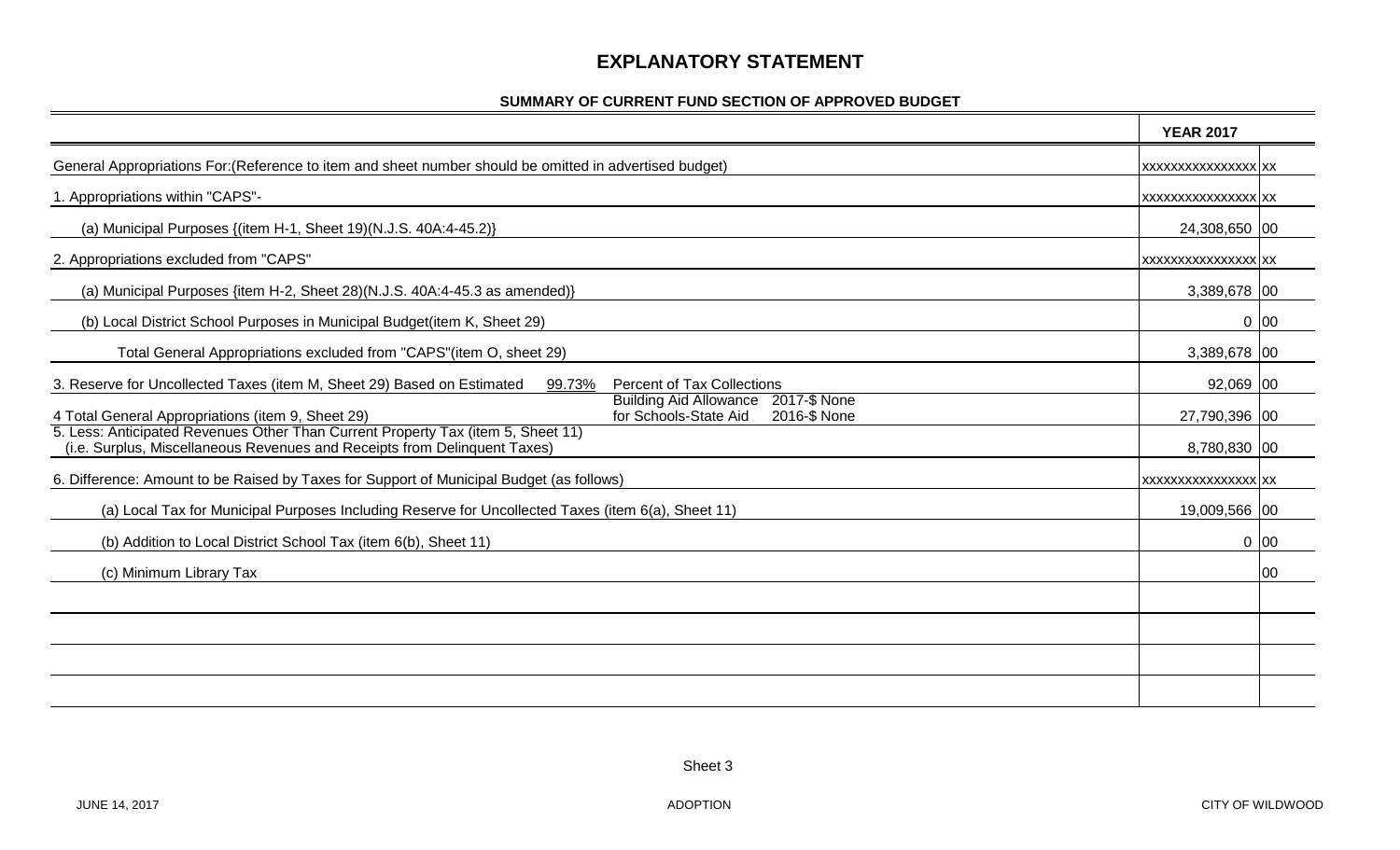# EXPLANATORY STATEMENT

## SUMMARY OF CURRENT FUND SECTION OF APPROVED BUDGET

| | YEAR 2017 | |
|---|---|---|
| General Appropriations For:(Reference to item and sheet number should be omitted in advertised budget) | xxxxxxxxxxxxxxxx | xx |
| 1. Appropriations within "CAPS"- | xxxxxxxxxxxxxxxx | xx |
| (a) Municipal Purposes {(item H-1, Sheet 19)(N.J.S. 40A:4-45.2)} | 24,308,650 | 00 |
| 2. Appropriations excluded from "CAPS" | xxxxxxxxxxxxxxxx | xx |
| (a) Municipal Purposes {item H-2, Sheet 28)(N.J.S. 40A:4-45.3 as amended)} | 3,389,678 | 00 |
| (b) Local District School Purposes in Municipal Budget(item K, Sheet 29) | 0 | 00 |
| Total General Appropriations excluded from "CAPS"(item O, sheet 29) | 3,389,678 | 00 |
| 3. Reserve for Uncollected Taxes (item M, Sheet 29) Based on Estimated 99.73% Percent of Tax Collections | 92,069 | 00 |
| 4 Total General Appropriations (item 9, Sheet 29) — Building Aid Allowance for Schools-State Aid 2017-$ None 2016-$ None | 27,790,396 | 00 |
| 5. Less: Anticipated Revenues Other Than Current Property Tax (item 5, Sheet 11) (i.e. Surplus, Miscellaneous Revenues and Receipts from Delinquent Taxes) | 8,780,830 | 00 |
| 6. Difference: Amount to be Raised by Taxes for Support of Municipal Budget (as follows) | xxxxxxxxxxxxxxxx | xx |
| (a) Local Tax for Municipal Purposes Including Reserve for Uncollected Taxes (item 6(a), Sheet 11) | 19,009,566 | 00 |
| (b) Addition to Local District School Tax (item 6(b), Sheet 11) | 0 | 00 |
| (c) Minimum Library Tax | | 00 |
| | | |
| | | |
| | | |
| | | |

Sheet 3

JUNE 14, 2017 ADOPTION CITY OF WILDWOOD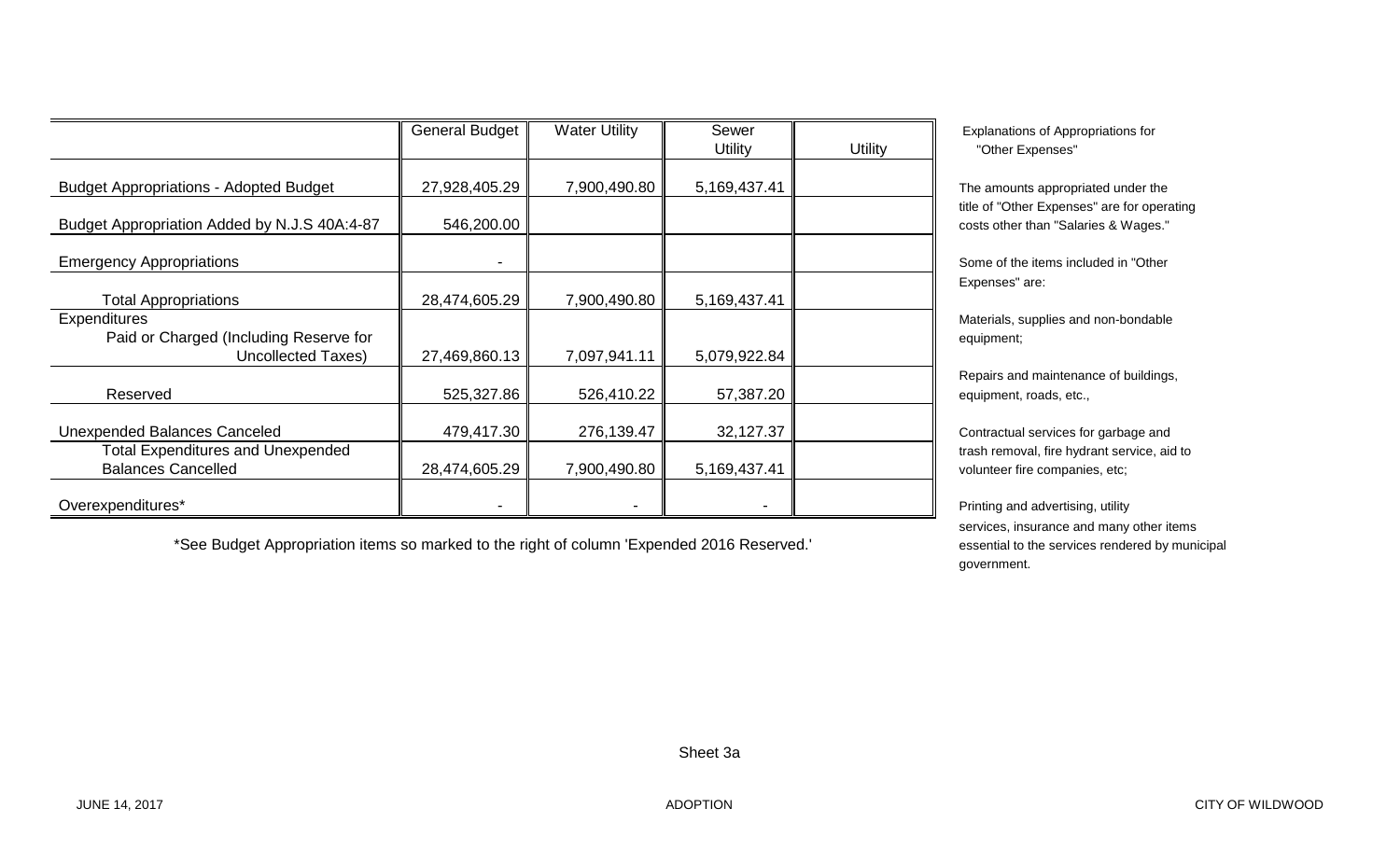| | General Budget | Water Utility | Sewer Utility | Utility |
|---|---|---|---|---|
| Budget Appropriations - Adopted Budget | 27,928,405.29 | 7,900,490.80 | 5,169,437.41 | |
| Budget Appropriation Added by N.J.S 40A:4-87 | 546,200.00 | | | |
| Emergency Appropriations | - | | | |
| Total Appropriations | 28,474,605.29 | 7,900,490.80 | 5,169,437.41 | |
| Expenditures Paid or Charged (Including Reserve for Uncollected Taxes) | 27,469,860.13 | 7,097,941.11 | 5,079,922.84 | |
| Reserved | 525,327.86 | 526,410.22 | 57,387.20 | |
| Unexpended Balances Canceled | 479,417.30 | 276,139.47 | 32,127.37 | |
| Total Expenditures and Unexpended Balances Cancelled | 28,474,605.29 | 7,900,490.80 | 5,169,437.41 | |
| Overexpenditures* | - | - | - | |

*See Budget Appropriation items so marked to the right of column 'Expended 2016 Reserved.'

Explanations of Appropriations for "Other Expenses"

The amounts appropriated under the title of "Other Expenses" are for operating costs other than "Salaries & Wages."

Some of the items included in "Other Expenses" are:

Materials, supplies and non-bondable equipment;

Repairs and maintenance of buildings, equipment, roads, etc.,

Contractual services for garbage and trash removal, fire hydrant service, aid to volunteer fire companies, etc;

Printing and advertising, utility services, insurance and many other items essential to the services rendered by municipal government.

Sheet 3a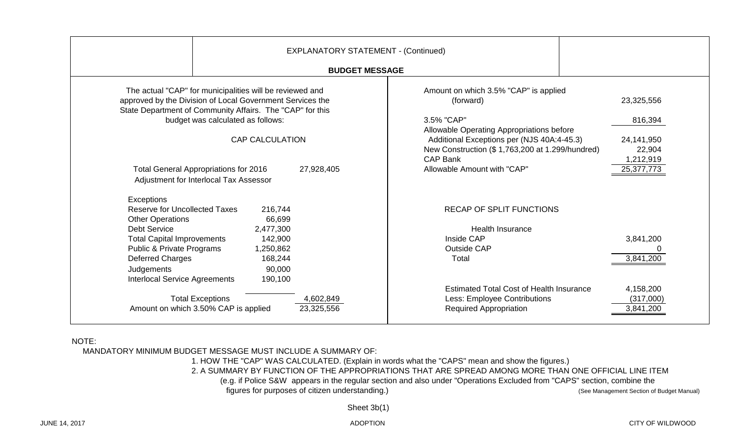## EXPLANATORY STATEMENT - (Continued)

### BUDGET MESSAGE

The actual "CAP" for municipalities will be reviewed and approved by the Division of Local Government Services the State Department of Community Affairs. The "CAP" for this budget was calculated as follows:

#### CAP CALCULATION

| | | |
|---|---|---|
| Total General Appropriations for 2016 | | 27,928,405 |
| Adjustment for Interlocal Tax Assessor | | |
| Exceptions | | |
| Reserve for Uncollected Taxes | 216,744 | |
| Other Operations | 66,699 | |
| Debt Service | 2,477,300 | |
| Total Capital Improvements | 142,900 | |
| Public & Private Programs | 1,250,862 | |
| Deferred Charges | 168,244 | |
| Judgements | 90,000 | |
| Interlocal Service Agreements | 190,100 | |
| Total Exceptions | | 4,602,849 |
| Amount on which 3.50% CAP is applied | | 23,325,556 |

| | |
|---|---|
| Amount on which 3.5% "CAP" is applied (forward) | 23,325,556 |
| 3.5% "CAP" | 816,394 |
| Allowable Operating Appropriations before Additional Exceptions per (NJS 40A:4-45.3) | 24,141,950 |
| New Construction ($ 1,763,200 at 1.299/hundred) | 22,904 |
| CAP Bank | 1,212,919 |
| Allowable Amount with "CAP" | 25,377,773 |

#### RECAP OF SPLIT FUNCTIONS

| Health Insurance | |
|---|---|
| Inside CAP | 3,841,200 |
| Outside CAP | 0 |
| Total | 3,841,200 |

| | |
|---|---|
| Estimated Total Cost of Health Insurance | 4,158,200 |
| Less: Employee Contributions | (317,000) |
| Required Appropriation | 3,841,200 |

NOTE:

MANDATORY MINIMUM BUDGET MESSAGE MUST INCLUDE A SUMMARY OF:

1. HOW THE "CAP" WAS CALCULATED. (Explain in words what the "CAPS" mean and show the figures.)
2. A SUMMARY BY FUNCTION OF THE APPROPRIATIONS THAT ARE SPREAD AMONG MORE THAN ONE OFFICIAL LINE ITEM (e.g. if Police S&W appears in the regular section and also under "Operations Excluded from "CAPS" section, combine the figures for purposes of citizen understanding.) (See Management Section of Budget Manual)

Sheet 3b(1)

JUNE 14, 2017 ADOPTION CITY OF WILDWOOD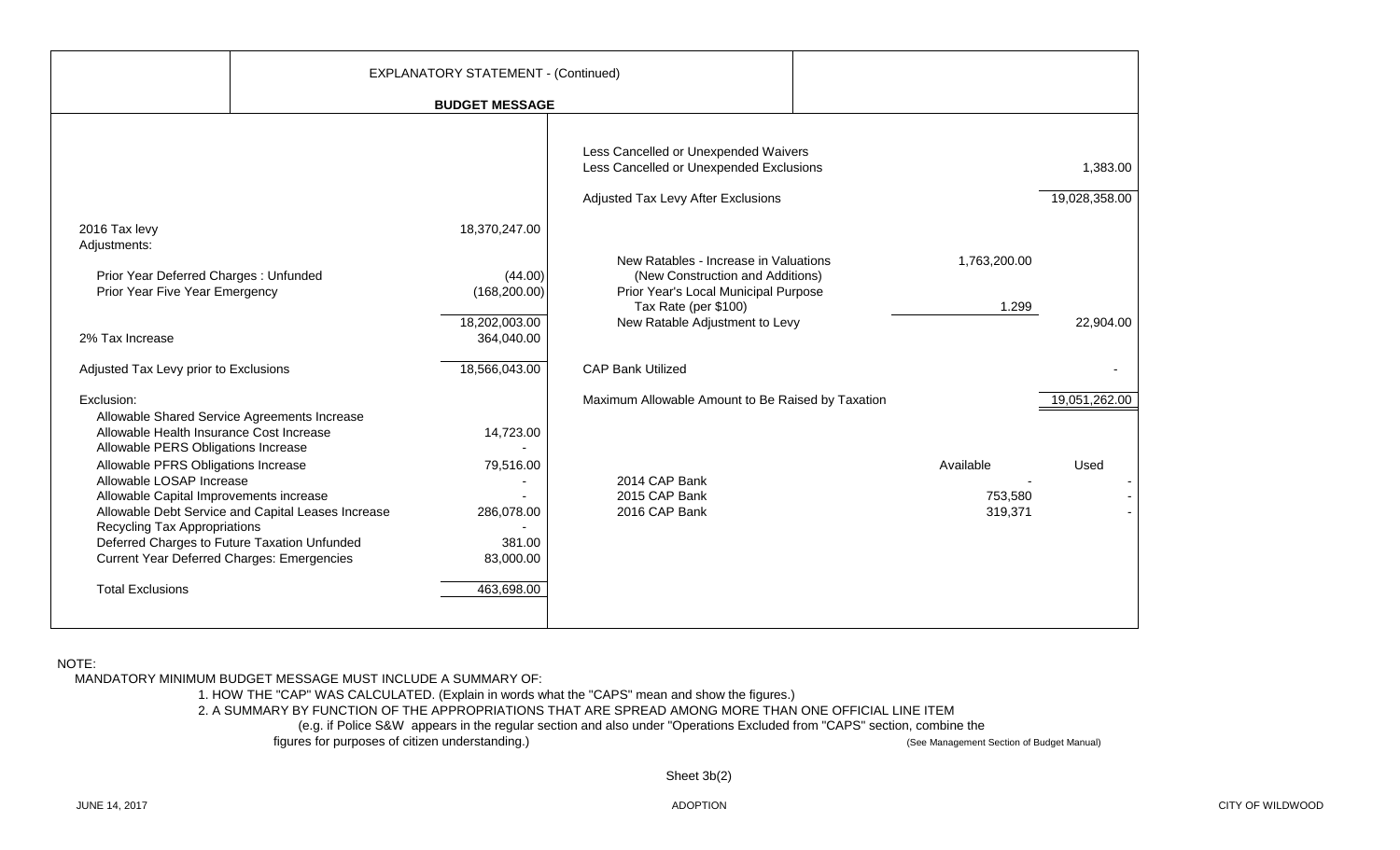## EXPLANATORY STATEMENT - (Continued)

### BUDGET MESSAGE

| | |
|---|---|
| 2016 Tax levy | 18,370,247.00 |
| Adjustments: | |
| Prior Year Deferred Charges : Unfunded | (44.00) |
| Prior Year Five Year Emergency | (168,200.00) |
| | 18,202,003.00 |
| 2% Tax Increase | 364,040.00 |
| Adjusted Tax Levy prior to Exclusions | 18,566,043.00 |
| Exclusion: | |
| Allowable Shared Service Agreements Increase | |
| Allowable Health Insurance Cost Increase | 14,723.00 |
| Allowable PERS Obligations Increase | - |
| Allowable PFRS Obligations Increase | 79,516.00 |
| Allowable LOSAP Increase | - |
| Allowable Capital Improvements increase | - |
| Allowable Debt Service and Capital Leases Increase | 286,078.00 |
| Recycling Tax Appropriations | - |
| Deferred Charges to Future Taxation Unfunded | 381.00 |
| Current Year Deferred Charges: Emergencies | 83,000.00 |
| Total Exclusions | 463,698.00 |

| | | |
|---|---|---|
| Less Cancelled or Unexpended Waivers | | |
| Less Cancelled or Unexpended Exclusions | | 1,383.00 |
| Adjusted Tax Levy After Exclusions | | 19,028,358.00 |
| New Ratables - Increase in Valuations (New Construction and Additions) | 1,763,200.00 | |
| Prior Year's Local Municipal Purpose Tax Rate (per $100) | 1.299 | |
| New Ratable Adjustment to Levy | | 22,904.00 |
| CAP Bank Utilized | | - |
| Maximum Allowable Amount to Be Raised by Taxation | | 19,051,262.00 |

| | Available | Used |
|---|---|---|
| 2014 CAP Bank | - | - |
| 2015 CAP Bank | 753,580 | - |
| 2016 CAP Bank | 319,371 | - |

NOTE:

MANDATORY MINIMUM BUDGET MESSAGE MUST INCLUDE A SUMMARY OF:

1. HOW THE "CAP" WAS CALCULATED. (Explain in words what the "CAPS" mean and show the figures.)
2. A SUMMARY BY FUNCTION OF THE APPROPRIATIONS THAT ARE SPREAD AMONG MORE THAN ONE OFFICIAL LINE ITEM (e.g. if Police S&W appears in the regular section and also under "Operations Excluded from "CAPS" section, combine the figures for purposes of citizen understanding.)

(See Management Section of Budget Manual)

Sheet 3b(2)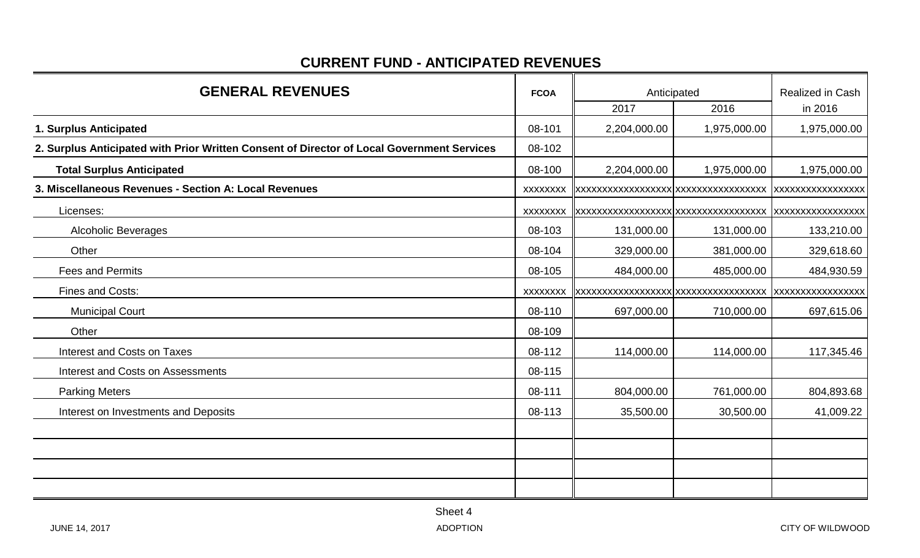# CURRENT FUND - ANTICIPATED REVENUES

| GENERAL REVENUES | FCOA | Anticipated | | Realized in Cash |
|---|---|---|---|---|
| | | 2017 | 2016 | in 2016 |
| **1. Surplus Anticipated** | 08-101 | 2,204,000.00 | 1,975,000.00 | 1,975,000.00 |
| **2. Surplus Anticipated with Prior Written Consent of Director of Local Government Services** | 08-102 | | | |
| **Total Surplus Anticipated** | 08-100 | 2,204,000.00 | 1,975,000.00 | 1,975,000.00 |
| **3. Miscellaneous Revenues - Section A: Local Revenues** | xxxxxxxx | xxxxxxxxxxxxxxxxx | xxxxxxxxxxxxxxxx | xxxxxxxxxxxxxxxx |
| Licenses: | xxxxxxxx | xxxxxxxxxxxxxxxxx | xxxxxxxxxxxxxxxx | xxxxxxxxxxxxxxxx |
| Alcoholic Beverages | 08-103 | 131,000.00 | 131,000.00 | 133,210.00 |
| Other | 08-104 | 329,000.00 | 381,000.00 | 329,618.60 |
| Fees and Permits | 08-105 | 484,000.00 | 485,000.00 | 484,930.59 |
| Fines and Costs: | xxxxxxxx | xxxxxxxxxxxxxxxxx | xxxxxxxxxxxxxxxx | xxxxxxxxxxxxxxxx |
| Municipal Court | 08-110 | 697,000.00 | 710,000.00 | 697,615.06 |
| Other | 08-109 | | | |
| Interest and Costs on Taxes | 08-112 | 114,000.00 | 114,000.00 | 117,345.46 |
| Interest and Costs on Assessments | 08-115 | | | |
| Parking Meters | 08-111 | 804,000.00 | 761,000.00 | 804,893.68 |
| Interest on Investments and Deposits | 08-113 | 35,500.00 | 30,500.00 | 41,009.22 |
| | | | | |
| | | | | |
| | | | | |
| | | | | |

Sheet 4

JUNE 14, 2017 ADOPTION CITY OF WILDWOOD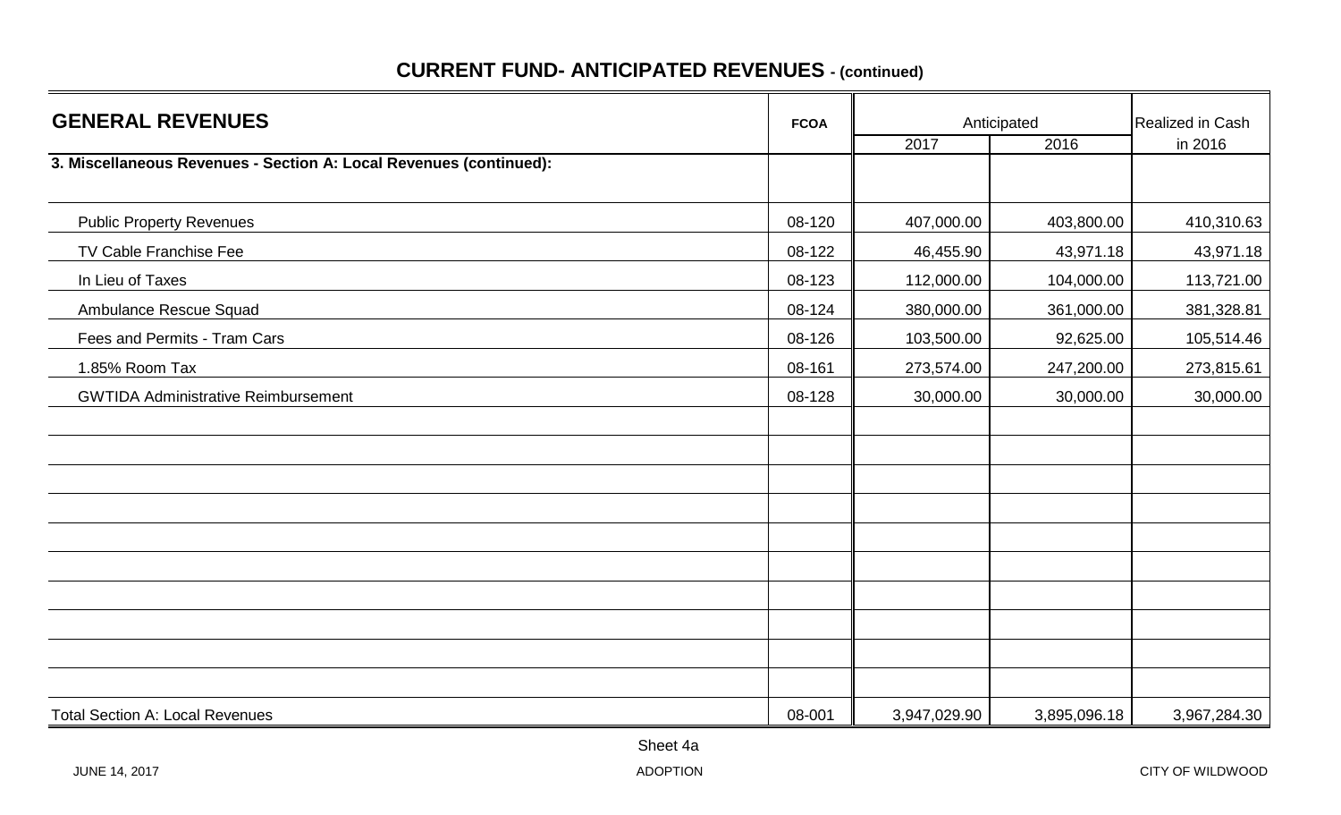# CURRENT FUND- ANTICIPATED REVENUES - (continued)

| GENERAL REVENUES | FCOA | Anticipated | | Realized in Cash |
|---|---|---|---|---|
| | | 2017 | 2016 | in 2016 |
| **3. Miscellaneous Revenues - Section A: Local Revenues (continued):** | | | | |
| Public Property Revenues | 08-120 | 407,000.00 | 403,800.00 | 410,310.63 |
| TV Cable Franchise Fee | 08-122 | 46,455.90 | 43,971.18 | 43,971.18 |
| In Lieu of Taxes | 08-123 | 112,000.00 | 104,000.00 | 113,721.00 |
| Ambulance Rescue Squad | 08-124 | 380,000.00 | 361,000.00 | 381,328.81 |
| Fees and Permits - Tram Cars | 08-126 | 103,500.00 | 92,625.00 | 105,514.46 |
| 1.85% Room Tax | 08-161 | 273,574.00 | 247,200.00 | 273,815.61 |
| GWTIDA Administrative Reimbursement | 08-128 | 30,000.00 | 30,000.00 | 30,000.00 |
| Total Section A: Local Revenues | 08-001 | 3,947,029.90 | 3,895,096.18 | 3,967,284.30 |

Sheet 4a

JUNE 14, 2017 ADOPTION CITY OF WILDWOOD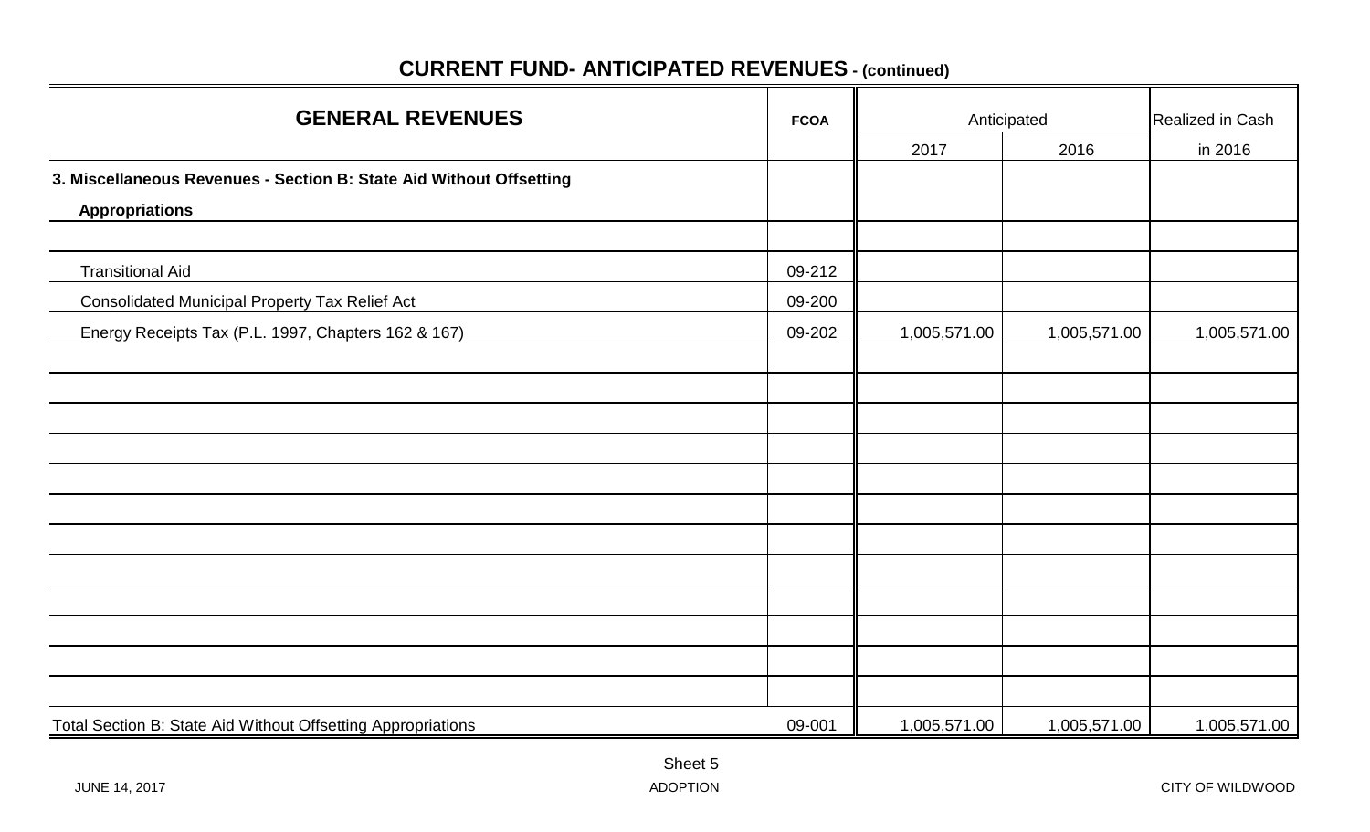# CURRENT FUND- ANTICIPATED REVENUES - (continued)

| GENERAL REVENUES | FCOA | Anticipated | | Realized in Cash |
|---|---|---|---|---|
| | | 2017 | 2016 | in 2016 |
| **3. Miscellaneous Revenues - Section B: State Aid Without Offsetting Appropriations** | | | | |
| Transitional Aid | 09-212 | | | |
| Consolidated Municipal Property Tax Relief Act | 09-200 | | | |
| Energy Receipts Tax (P.L. 1997, Chapters 162 & 167) | 09-202 | 1,005,571.00 | 1,005,571.00 | 1,005,571.00 |
| Total Section B: State Aid Without Offsetting Appropriations | 09-001 | 1,005,571.00 | 1,005,571.00 | 1,005,571.00 |

Sheet 5

JUNE 14, 2017 ADOPTION CITY OF WILDWOOD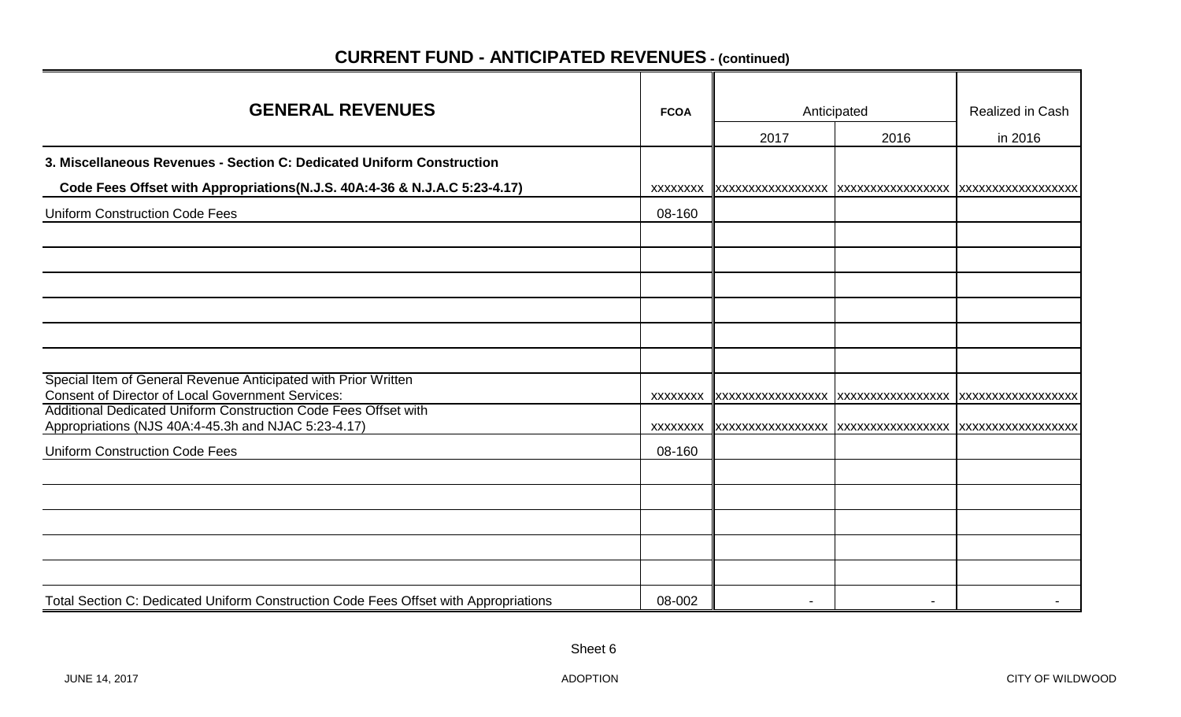## CURRENT FUND - ANTICIPATED REVENUES - (continued)

| GENERAL REVENUES | FCOA | Anticipated | | Realized in Cash |
|---|---|---|---|---|
| | | 2017 | 2016 | in 2016 |
| **3. Miscellaneous Revenues - Section C: Dedicated Uniform Construction Code Fees Offset with Appropriations(N.J.S. 40A:4-36 & N.J.A.C 5:23-4.17)** | XXXXXXXX | XXXXXXXXXXXXXXXX | XXXXXXXXXXXXXXXX | XXXXXXXXXXXXXXXXX |
| Uniform Construction Code Fees | 08-160 | | | |
| | | | | |
| | | | | |
| | | | | |
| | | | | |
| | | | | |
| | | | | |
| Special Item of General Revenue Anticipated with Prior Written Consent of Director of Local Government Services: | XXXXXXXX | XXXXXXXXXXXXXXXX | XXXXXXXXXXXXXXXX | XXXXXXXXXXXXXXXXX |
| Additional Dedicated Uniform Construction Code Fees Offset with Appropriations (NJS 40A:4-45.3h and NJAC 5:23-4.17) | XXXXXXXX | XXXXXXXXXXXXXXXX | XXXXXXXXXXXXXXXX | XXXXXXXXXXXXXXXXX |
| Uniform Construction Code Fees | 08-160 | | | |
| | | | | |
| | | | | |
| | | | | |
| | | | | |
| | | | | |
| Total Section C: Dedicated Uniform Construction Code Fees Offset with Appropriations | 08-002 | - | - | - |

Sheet 6

JUNE 14, 2017 ADOPTION CITY OF WILDWOOD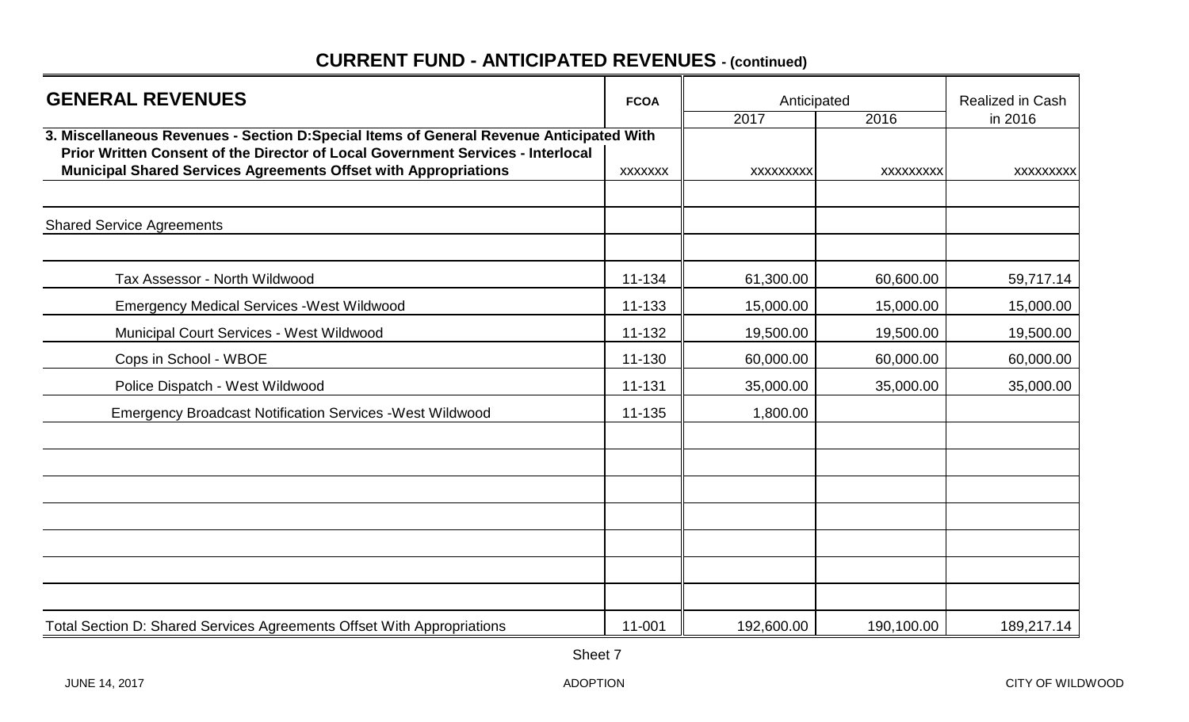# CURRENT FUND - ANTICIPATED REVENUES - (continued)

| GENERAL REVENUES | FCOA | Anticipated | | Realized in Cash |
|---|---|---|---|---|
| | | 2017 | 2016 | in 2016 |
| **3. Miscellaneous Revenues - Section D:Special Items of General Revenue Anticipated With Prior Written Consent of the Director of Local Government Services - Interlocal Municipal Shared Services Agreements Offset with Appropriations** | xxxxxxx | xxxxxxxxx | xxxxxxxxx | xxxxxxxxx |
| | | | | |
| Shared Service Agreements | | | | |
| | | | | |
| Tax Assessor - North Wildwood | 11-134 | 61,300.00 | 60,600.00 | 59,717.14 |
| Emergency Medical Services -West Wildwood | 11-133 | 15,000.00 | 15,000.00 | 15,000.00 |
| Municipal Court Services - West Wildwood | 11-132 | 19,500.00 | 19,500.00 | 19,500.00 |
| Cops in School - WBOE | 11-130 | 60,000.00 | 60,000.00 | 60,000.00 |
| Police Dispatch - West Wildwood | 11-131 | 35,000.00 | 35,000.00 | 35,000.00 |
| Emergency Broadcast Notification Services -West Wildwood | 11-135 | 1,800.00 | | |
| | | | | |
| | | | | |
| | | | | |
| | | | | |
| | | | | |
| | | | | |
| | | | | |
| Total Section D: Shared Services Agreements Offset With Appropriations | 11-001 | 192,600.00 | 190,100.00 | 189,217.14 |

Sheet 7

JUNE 14, 2017 ADOPTION CITY OF WILDWOOD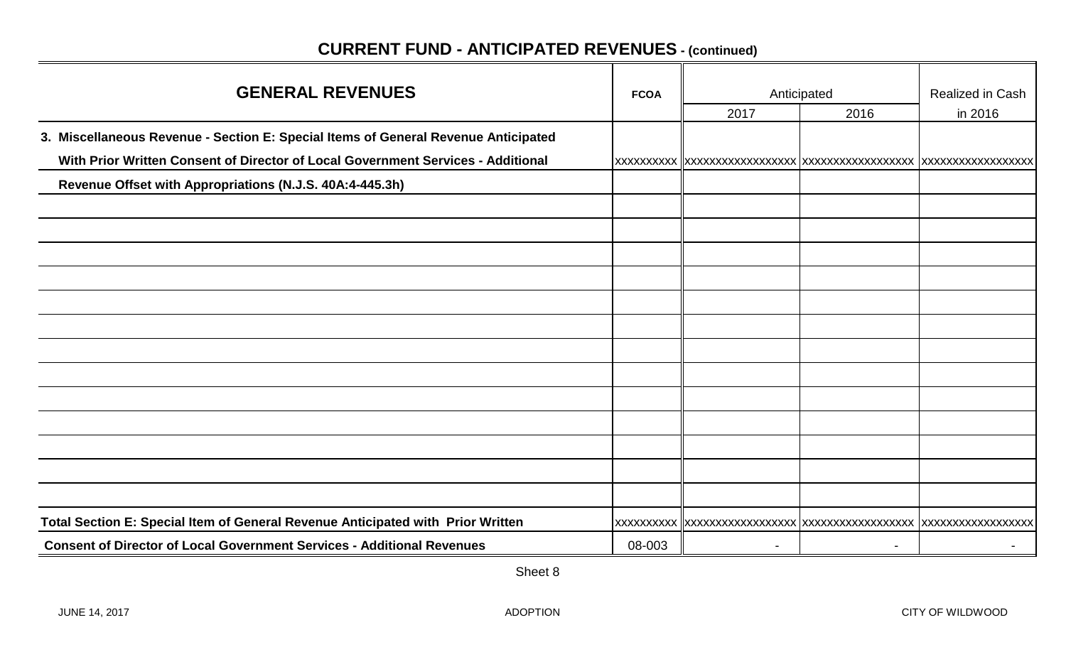## CURRENT FUND - ANTICIPATED REVENUES - (continued)

| GENERAL REVENUES | FCOA | Anticipated | | Realized in Cash |
|---|---|---|---|---|
| | | 2017 | 2016 | in 2016 |
| **3. Miscellaneous Revenue - Section E: Special Items of General Revenue Anticipated** | | | | |
| **With Prior Written Consent of Director of Local Government Services - Additional** | xxxxxxxxxx | xxxxxxxxxxxxxxxxx | xxxxxxxxxxxxxxxxx | xxxxxxxxxxxxxxxxx |
| **Revenue Offset with Appropriations (N.J.S. 40A:4-445.3h)** | | | | |
| | | | | |
| | | | | |
| | | | | |
| | | | | |
| | | | | |
| | | | | |
| | | | | |
| | | | | |
| | | | | |
| | | | | |
| | | | | |
| | | | | |
| | | | | |
| **Total Section E: Special Item of General Revenue Anticipated with Prior Written** | xxxxxxxxxx | xxxxxxxxxxxxxxxxx | xxxxxxxxxxxxxxxxx | xxxxxxxxxxxxxxxxx |
| **Consent of Director of Local Government Services - Additional Revenues** | 08-003 | - | - | - |

Sheet 8

JUNE 14, 2017 ADOPTION CITY OF WILDWOOD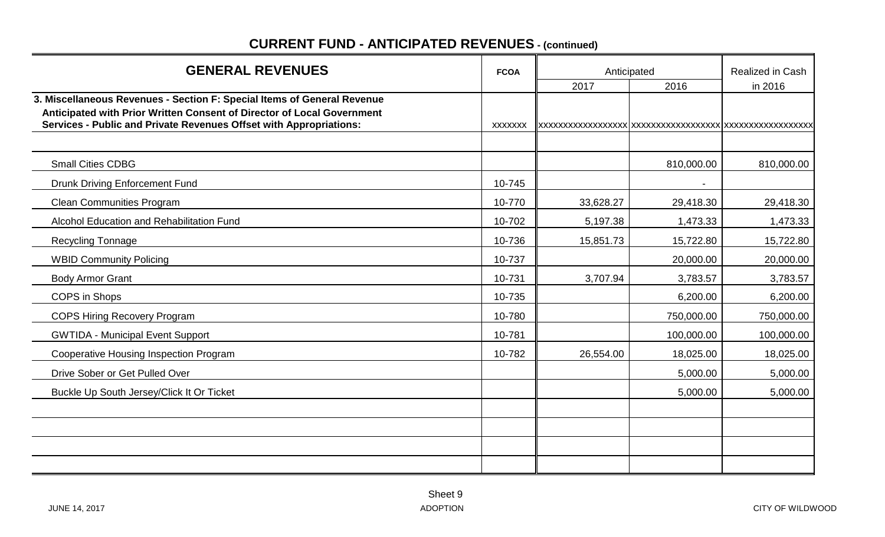# CURRENT FUND - ANTICIPATED REVENUES - (continued)

| GENERAL REVENUES | FCOA | Anticipated | | Realized in Cash |
|---|---|---|---|---|
| | | 2017 | 2016 | in 2016 |
| **3. Miscellaneous Revenues - Section F: Special Items of General Revenue Anticipated with Prior Written Consent of Director of Local Government Services - Public and Private Revenues Offset with Appropriations:** | xxxxxxx | xxxxxxxxxxxxxxxxx | xxxxxxxxxxxxxxxxx | xxxxxxxxxxxxxxxxx |
| | | | | |
| Small Cities CDBG | | | 810,000.00 | 810,000.00 |
| Drunk Driving Enforcement Fund | 10-745 | | - | |
| Clean Communities Program | 10-770 | 33,628.27 | 29,418.30 | 29,418.30 |
| Alcohol Education and Rehabilitation Fund | 10-702 | 5,197.38 | 1,473.33 | 1,473.33 |
| Recycling Tonnage | 10-736 | 15,851.73 | 15,722.80 | 15,722.80 |
| WBID Community Policing | 10-737 | | 20,000.00 | 20,000.00 |
| Body Armor Grant | 10-731 | 3,707.94 | 3,783.57 | 3,783.57 |
| COPS in Shops | 10-735 | | 6,200.00 | 6,200.00 |
| COPS Hiring Recovery Program | 10-780 | | 750,000.00 | 750,000.00 |
| GWTIDA - Municipal Event Support | 10-781 | | 100,000.00 | 100,000.00 |
| Cooperative Housing Inspection Program | 10-782 | 26,554.00 | 18,025.00 | 18,025.00 |
| Drive Sober or Get Pulled Over | | | 5,000.00 | 5,000.00 |
| Buckle Up South Jersey/Click It Or Ticket | | | 5,000.00 | 5,000.00 |
| | | | | |
| | | | | |
| | | | | |
| | | | | |

Sheet 9

JUNE 14, 2017 ADOPTION CITY OF WILDWOOD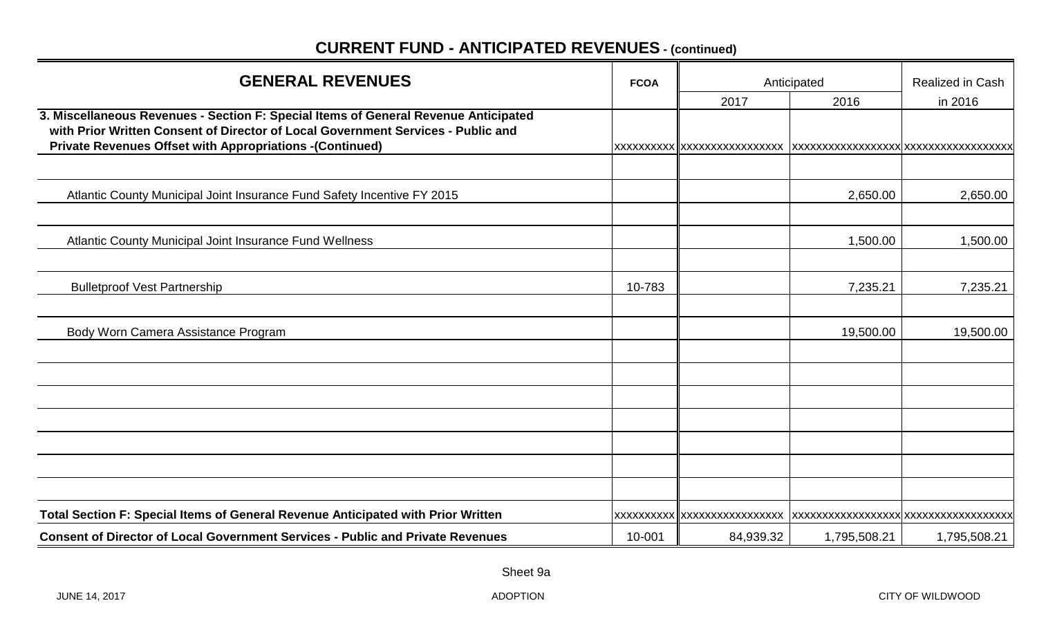## CURRENT FUND - ANTICIPATED REVENUES - (continued)

| GENERAL REVENUES | FCOA | Anticipated | | Realized in Cash |
|---|---|---|---|---|
| | | 2017 | 2016 | in 2016 |
| **3. Miscellaneous Revenues - Section F: Special Items of General Revenue Anticipated with Prior Written Consent of Director of Local Government Services - Public and Private Revenues Offset with Appropriations -(Continued)** | xxxxxxxxxx | xxxxxxxxxxxxxxxx | xxxxxxxxxxxxxxxxx | xxxxxxxxxxxxxxxxx |
| | | | | |
| Atlantic County Municipal Joint Insurance Fund Safety Incentive FY 2015 | | | 2,650.00 | 2,650.00 |
| | | | | |
| Atlantic County Municipal Joint Insurance Fund Wellness | | | 1,500.00 | 1,500.00 |
| | | | | |
| Bulletproof Vest Partnership | 10-783 | | 7,235.21 | 7,235.21 |
| | | | | |
| Body Worn Camera Assistance Program | | | 19,500.00 | 19,500.00 |
| | | | | |
| | | | | |
| | | | | |
| | | | | |
| | | | | |
| | | | | |
| | | | | |
| **Total Section F: Special Items of General Revenue Anticipated with Prior Written** | xxxxxxxxxx | xxxxxxxxxxxxxxxx | xxxxxxxxxxxxxxxxx | xxxxxxxxxxxxxxxxx |
| **Consent of Director of Local Government Services - Public and Private Revenues** | 10-001 | 84,939.32 | 1,795,508.21 | 1,795,508.21 |

Sheet 9a

JUNE 14, 2017 ADOPTION CITY OF WILDWOOD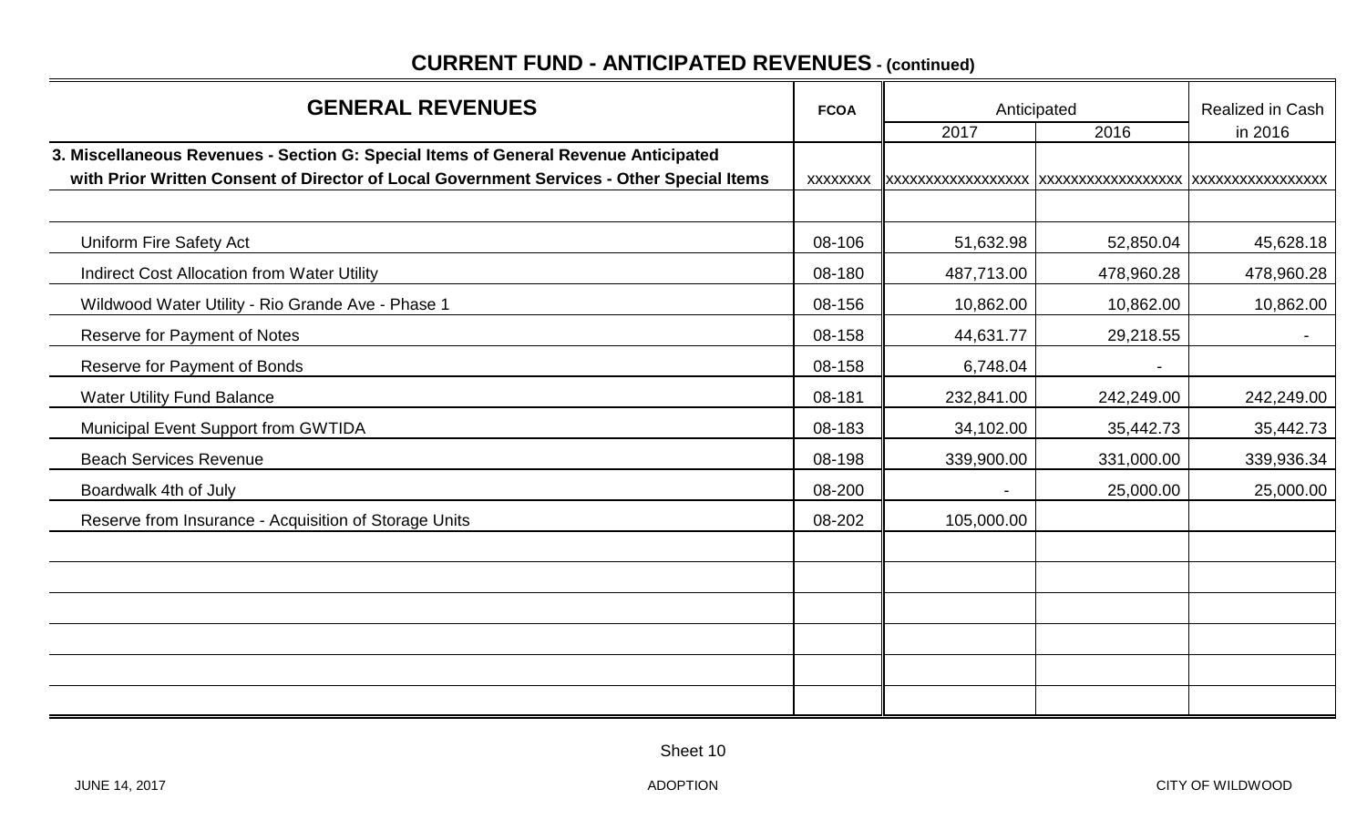## CURRENT FUND - ANTICIPATED REVENUES - (continued)

| GENERAL REVENUES | FCOA | Anticipated | | Realized in Cash |
|---|---|---|---|---|
| | | 2017 | 2016 | in 2016 |
| **3. Miscellaneous Revenues - Section G: Special Items of General Revenue Anticipated with Prior Written Consent of Director of Local Government Services - Other Special Items** | XXXXXXXX | XXXXXXXXXXXXXXXXX | XXXXXXXXXXXXXXXXX | XXXXXXXXXXXXXXXX |
| | | | | |
| Uniform Fire Safety Act | 08-106 | 51,632.98 | 52,850.04 | 45,628.18 |
| Indirect Cost Allocation from Water Utility | 08-180 | 487,713.00 | 478,960.28 | 478,960.28 |
| Wildwood Water Utility - Rio Grande Ave - Phase 1 | 08-156 | 10,862.00 | 10,862.00 | 10,862.00 |
| Reserve for Payment of Notes | 08-158 | 44,631.77 | 29,218.55 | - |
| Reserve for Payment of Bonds | 08-158 | 6,748.04 | - | |
| Water Utility Fund Balance | 08-181 | 232,841.00 | 242,249.00 | 242,249.00 |
| Municipal Event Support from GWTIDA | 08-183 | 34,102.00 | 35,442.73 | 35,442.73 |
| Beach Services Revenue | 08-198 | 339,900.00 | 331,000.00 | 339,936.34 |
| Boardwalk 4th of July | 08-200 | - | 25,000.00 | 25,000.00 |
| Reserve from Insurance - Acquisition of Storage Units | 08-202 | 105,000.00 | | |
| | | | | |
| | | | | |
| | | | | |
| | | | | |
| | | | | |
| | | | | |

Sheet 10

JUNE 14, 2017 ADOPTION CITY OF WILDWOOD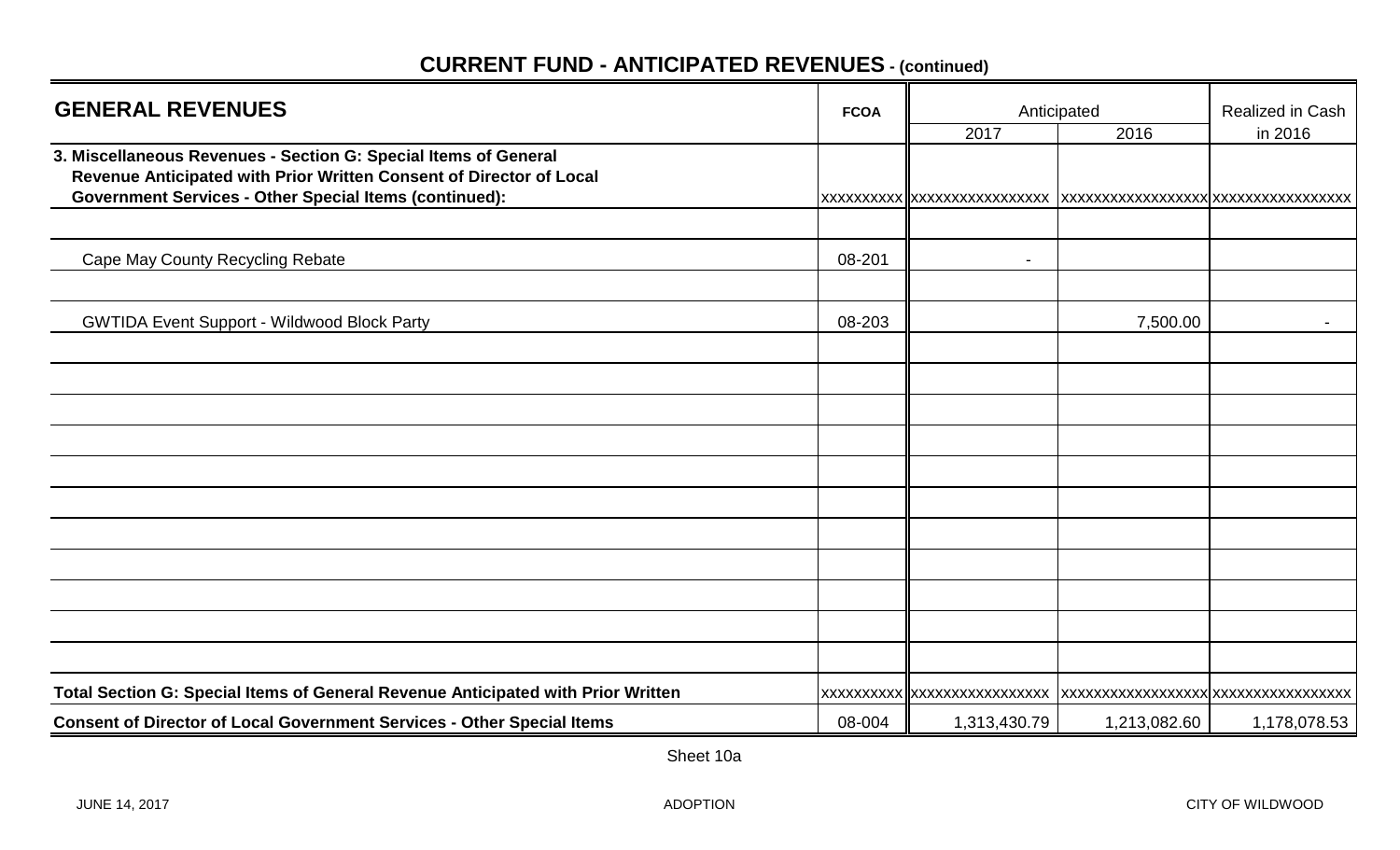## CURRENT FUND - ANTICIPATED REVENUES - (continued)

| GENERAL REVENUES | FCOA | Anticipated | | Realized in Cash |
|---|---|---|---|---|
| | | 2017 | 2016 | in 2016 |
| **3. Miscellaneous Revenues - Section G: Special Items of General Revenue Anticipated with Prior Written Consent of Director of Local Government Services - Other Special Items (continued):** | xxxxxxxxxx | xxxxxxxxxxxxxxxx | xxxxxxxxxxxxxxxxx | xxxxxxxxxxxxxxxx |
| | | | | |
| Cape May County Recycling Rebate | 08-201 | - | | |
| | | | | |
| GWTIDA Event Support - Wildwood Block Party | 08-203 | | 7,500.00 | - |
| | | | | |
| | | | | |
| | | | | |
| | | | | |
| | | | | |
| | | | | |
| | | | | |
| | | | | |
| | | | | |
| | | | | |
| | | | | |
| **Total Section G: Special Items of General Revenue Anticipated with Prior Written** | xxxxxxxxxx | xxxxxxxxxxxxxxxx | xxxxxxxxxxxxxxxxx | xxxxxxxxxxxxxxxx |
| **Consent of Director of Local Government Services - Other Special Items** | 08-004 | 1,313,430.79 | 1,213,082.60 | 1,178,078.53 |

Sheet 10a

JUNE 14, 2017 ADOPTION CITY OF WILDWOOD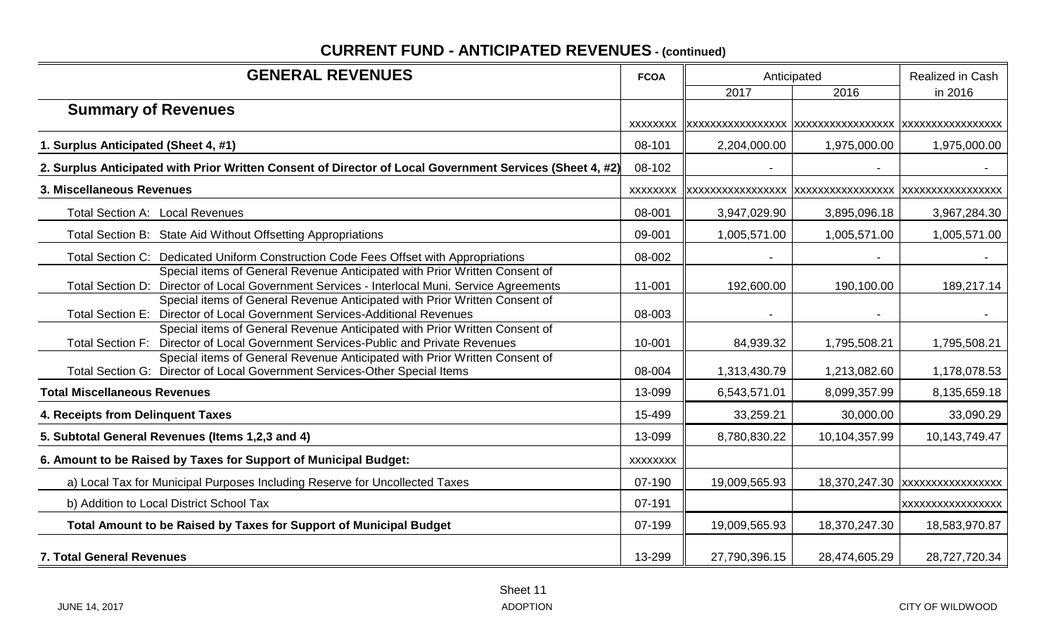## CURRENT FUND - ANTICIPATED REVENUES - (continued)

| GENERAL REVENUES | FCOA | Anticipated | | Realized in Cash |
|---|---|---|---|---|
| | | 2017 | 2016 | in 2016 |
| **Summary of Revenues** | XXXXXXXX | XXXXXXXXXXXXXXXX | XXXXXXXXXXXXXXXX | XXXXXXXXXXXXXXXX |
| **1. Surplus Anticipated (Sheet 4, #1)** | 08-101 | 2,204,000.00 | 1,975,000.00 | 1,975,000.00 |
| **2. Surplus Anticipated with Prior Written Consent of Director of Local Government Services (Sheet 4, #2)** | 08-102 | - | - | - |
| **3. Miscellaneous Revenues** | XXXXXXXX | XXXXXXXXXXXXXXXX | XXXXXXXXXXXXXXXX | XXXXXXXXXXXXXXXX |
| Total Section A: Local Revenues | 08-001 | 3,947,029.90 | 3,895,096.18 | 3,967,284.30 |
| Total Section B: State Aid Without Offsetting Appropriations | 09-001 | 1,005,571.00 | 1,005,571.00 | 1,005,571.00 |
| Total Section C: Dedicated Uniform Construction Code Fees Offset with Appropriations | 08-002 | - | - | - |
| Total Section D: Special items of General Revenue Anticipated with Prior Written Consent of Director of Local Government Services - Interlocal Muni. Service Agreements | 11-001 | 192,600.00 | 190,100.00 | 189,217.14 |
| Total Section E: Special items of General Revenue Anticipated with Prior Written Consent of Director of Local Government Services-Additional Revenues | 08-003 | - | - | - |
| Total Section F: Special items of General Revenue Anticipated with Prior Written Consent of Director of Local Government Services-Public and Private Revenues | 10-001 | 84,939.32 | 1,795,508.21 | 1,795,508.21 |
| Total Section G: Special items of General Revenue Anticipated with Prior Written Consent of Director of Local Government Services-Other Special Items | 08-004 | 1,313,430.79 | 1,213,082.60 | 1,178,078.53 |
| **Total Miscellaneous Revenues** | 13-099 | 6,543,571.01 | 8,099,357.99 | 8,135,659.18 |
| **4. Receipts from Delinquent Taxes** | 15-499 | 33,259.21 | 30,000.00 | 33,090.29 |
| **5. Subtotal General Revenues (Items 1,2,3 and 4)** | 13-099 | 8,780,830.22 | 10,104,357.99 | 10,143,749.47 |
| **6. Amount to be Raised by Taxes for Support of Municipal Budget:** | XXXXXXXX | | | |
| a) Local Tax for Municipal Purposes Including Reserve for Uncollected Taxes | 07-190 | 19,009,565.93 | 18,370,247.30 | XXXXXXXXXXXXXXXX |
| b) Addition to Local District School Tax | 07-191 | | | XXXXXXXXXXXXXXXX |
| **Total Amount to be Raised by Taxes for Support of Municipal Budget** | 07-199 | 19,009,565.93 | 18,370,247.30 | 18,583,970.87 |
| **7. Total General Revenues** | 13-299 | 27,790,396.15 | 28,474,605.29 | 28,727,720.34 |

Sheet 11

JUNE 14, 2017 ADOPTION CITY OF WILDWOOD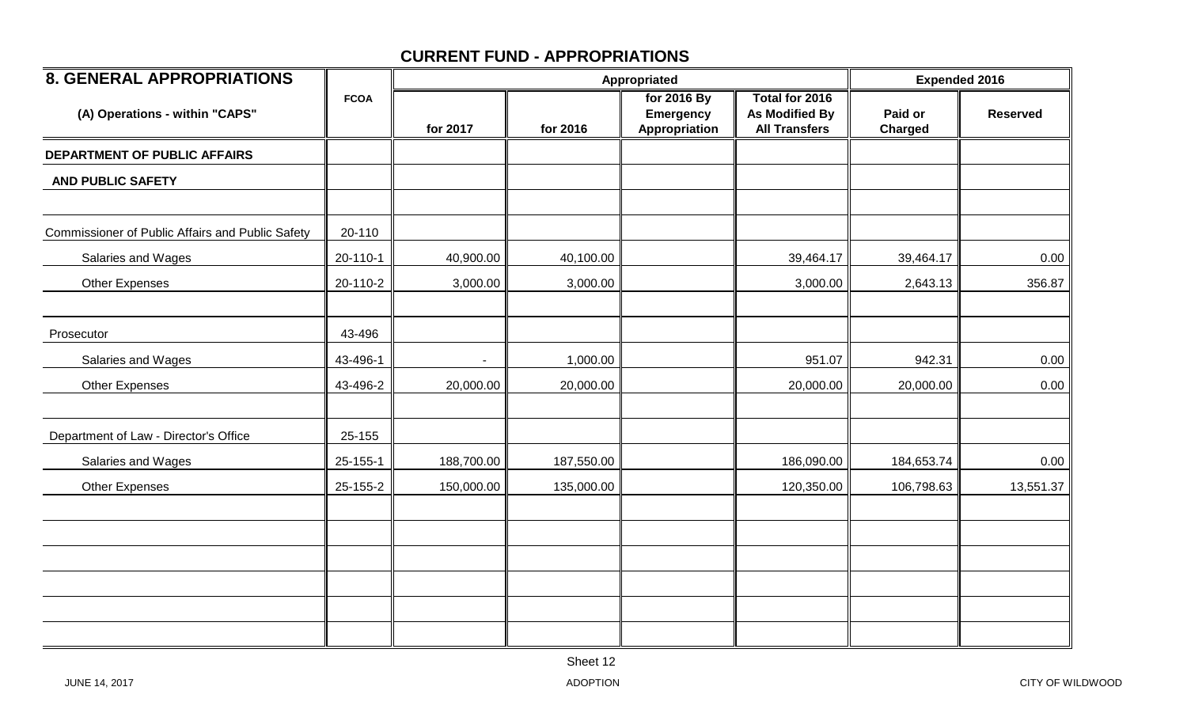## CURRENT FUND - APPROPRIATIONS

| 8. GENERAL APPROPRIATIONS | | Appropriated | | | | Expended 2016 | |
|---|---|---|---|---|---|---|---|
| (A) Operations - within "CAPS" | FCOA | for 2017 | for 2016 | for 2016 By Emergency Appropriation | Total for 2016 As Modified By All Transfers | Paid or Charged | Reserved |
| **DEPARTMENT OF PUBLIC AFFAIRS** | | | | | | | |
| **AND PUBLIC SAFETY** | | | | | | | |
| | | | | | | | |
| Commissioner of Public Affairs and Public Safety | 20-110 | | | | | | |
| Salaries and Wages | 20-110-1 | 40,900.00 | 40,100.00 | | 39,464.17 | 39,464.17 | 0.00 |
| Other Expenses | 20-110-2 | 3,000.00 | 3,000.00 | | 3,000.00 | 2,643.13 | 356.87 |
| | | | | | | | |
| Prosecutor | 43-496 | | | | | | |
| Salaries and Wages | 43-496-1 | - | 1,000.00 | | 951.07 | 942.31 | 0.00 |
| Other Expenses | 43-496-2 | 20,000.00 | 20,000.00 | | 20,000.00 | 20,000.00 | 0.00 |
| | | | | | | | |
| Department of Law - Director's Office | 25-155 | | | | | | |
| Salaries and Wages | 25-155-1 | 188,700.00 | 187,550.00 | | 186,090.00 | 184,653.74 | 0.00 |
| Other Expenses | 25-155-2 | 150,000.00 | 135,000.00 | | 120,350.00 | 106,798.63 | 13,551.37 |

Sheet 12

JUNE 14, 2017 ADOPTION CITY OF WILDWOOD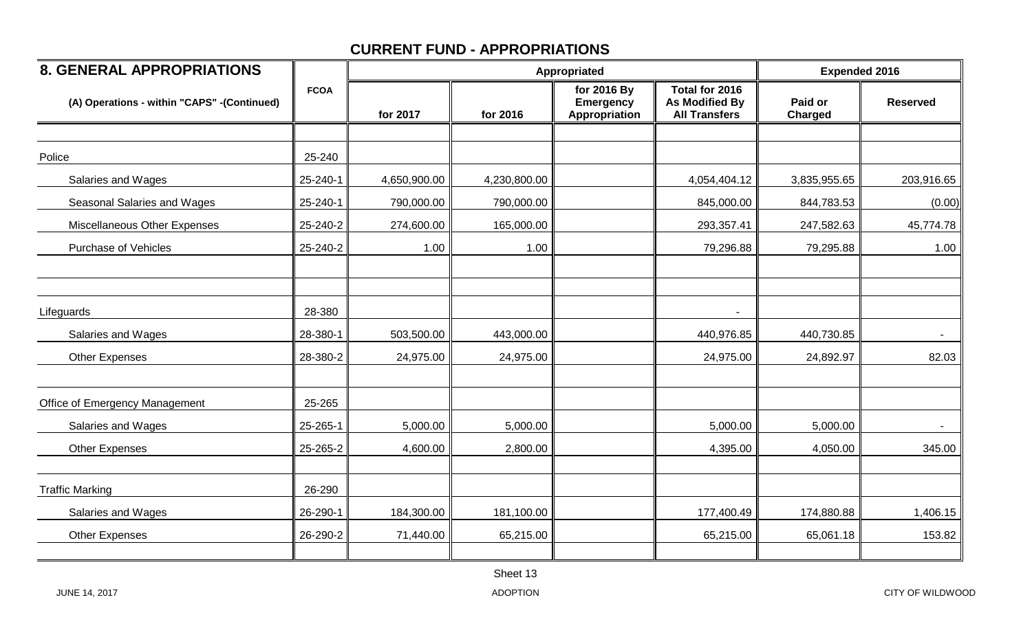## CURRENT FUND - APPROPRIATIONS

| 8. GENERAL APPROPRIATIONS | FCOA | Appropriated | | | | Expended 2016 | |
|---|---|---|---|---|---|---|---|
| (A) Operations - within "CAPS" -(Continued) | | for 2017 | for 2016 | for 2016 By Emergency Appropriation | Total for 2016 As Modified By All Transfers | Paid or Charged | Reserved |
| | | | | | | | |
| Police | 25-240 | | | | | | |
| Salaries and Wages | 25-240-1 | 4,650,900.00 | 4,230,800.00 | | 4,054,404.12 | 3,835,955.65 | 203,916.65 |
| Seasonal Salaries and Wages | 25-240-1 | 790,000.00 | 790,000.00 | | 845,000.00 | 844,783.53 | (0.00) |
| Miscellaneous Other Expenses | 25-240-2 | 274,600.00 | 165,000.00 | | 293,357.41 | 247,582.63 | 45,774.78 |
| Purchase of Vehicles | 25-240-2 | 1.00 | 1.00 | | 79,296.88 | 79,295.88 | 1.00 |
| | | | | | | | |
| | | | | | | | |
| Lifeguards | 28-380 | | | | - | | |
| Salaries and Wages | 28-380-1 | 503,500.00 | 443,000.00 | | 440,976.85 | 440,730.85 | - |
| Other Expenses | 28-380-2 | 24,975.00 | 24,975.00 | | 24,975.00 | 24,892.97 | 82.03 |
| | | | | | | | |
| Office of Emergency Management | 25-265 | | | | | | |
| Salaries and Wages | 25-265-1 | 5,000.00 | 5,000.00 | | 5,000.00 | 5,000.00 | - |
| Other Expenses | 25-265-2 | 4,600.00 | 2,800.00 | | 4,395.00 | 4,050.00 | 345.00 |
| | | | | | | | |
| Traffic Marking | 26-290 | | | | | | |
| Salaries and Wages | 26-290-1 | 184,300.00 | 181,100.00 | | 177,400.49 | 174,880.88 | 1,406.15 |
| Other Expenses | 26-290-2 | 71,440.00 | 65,215.00 | | 65,215.00 | 65,061.18 | 153.82 |

Sheet 13

JUNE 14, 2017 ADOPTION CITY OF WILDWOOD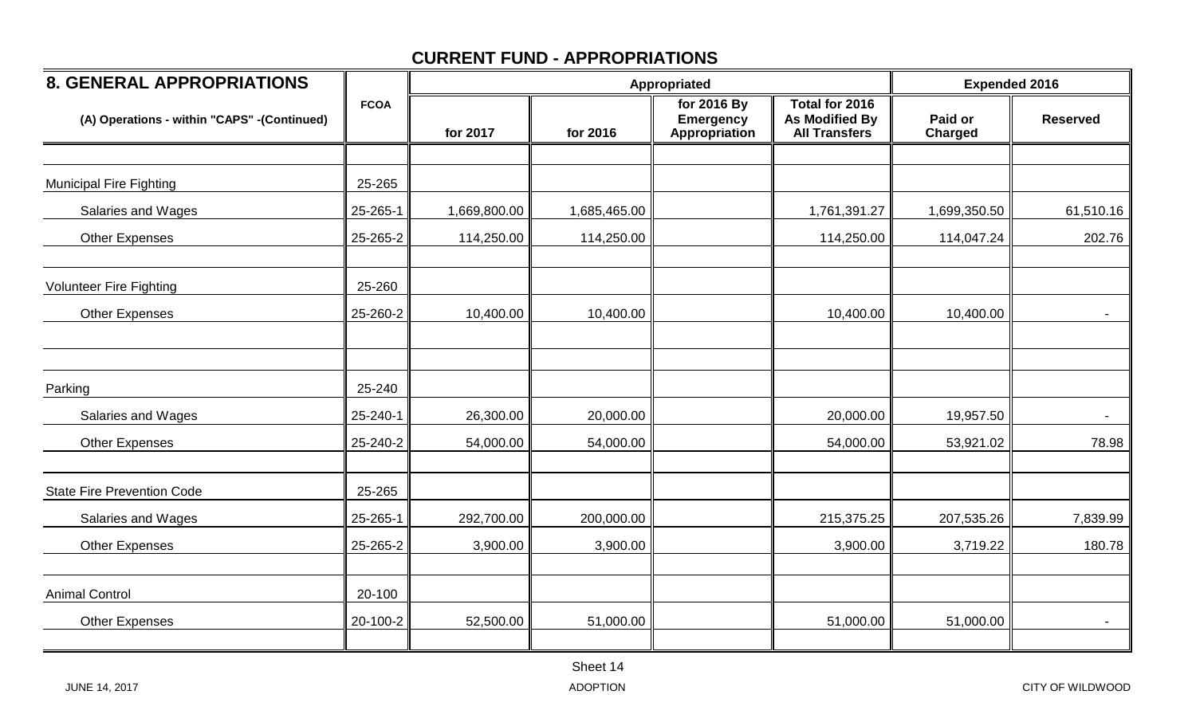## CURRENT FUND - APPROPRIATIONS

| 8. GENERAL APPROPRIATIONS | FCOA | Appropriated | | | | Expended 2016 | |
|---|---|---|---|---|---|---|---|
| (A) Operations - within "CAPS" -(Continued) | | for 2017 | for 2016 | for 2016 By Emergency Appropriation | Total for 2016 As Modified By All Transfers | Paid or Charged | Reserved |
| Municipal Fire Fighting | 25-265 | | | | | | |
| Salaries and Wages | 25-265-1 | 1,669,800.00 | 1,685,465.00 | | 1,761,391.27 | 1,699,350.50 | 61,510.16 |
| Other Expenses | 25-265-2 | 114,250.00 | 114,250.00 | | 114,250.00 | 114,047.24 | 202.76 |
| Volunteer Fire Fighting | 25-260 | | | | | | |
| Other Expenses | 25-260-2 | 10,400.00 | 10,400.00 | | 10,400.00 | 10,400.00 | - |
| Parking | 25-240 | | | | | | |
| Salaries and Wages | 25-240-1 | 26,300.00 | 20,000.00 | | 20,000.00 | 19,957.50 | - |
| Other Expenses | 25-240-2 | 54,000.00 | 54,000.00 | | 54,000.00 | 53,921.02 | 78.98 |
| State Fire Prevention Code | 25-265 | | | | | | |
| Salaries and Wages | 25-265-1 | 292,700.00 | 200,000.00 | | 215,375.25 | 207,535.26 | 7,839.99 |
| Other Expenses | 25-265-2 | 3,900.00 | 3,900.00 | | 3,900.00 | 3,719.22 | 180.78 |
| Animal Control | 20-100 | | | | | | |
| Other Expenses | 20-100-2 | 52,500.00 | 51,000.00 | | 51,000.00 | 51,000.00 | - |

Sheet 14

JUNE 14, 2017 ADOPTION CITY OF WILDWOOD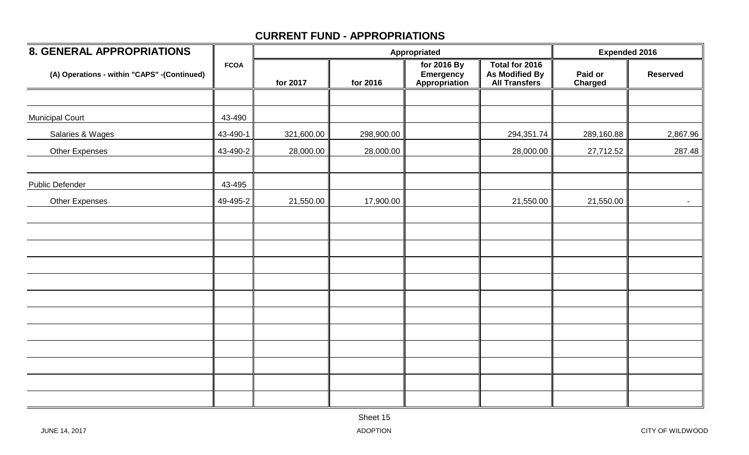## CURRENT FUND - APPROPRIATIONS

| 8. GENERAL APPROPRIATIONS | | Appropriated | | | | Expended 2016 | |
|---|---|---|---|---|---|---|---|
| (A) Operations - within "CAPS" -(Continued) | FCOA | for 2017 | for 2016 | for 2016 By Emergency Appropriation | Total for 2016 As Modified By All Transfers | Paid or Charged | Reserved |
| | | | | | | | |
| Municipal Court | 43-490 | | | | | | |
| Salaries & Wages | 43-490-1 | 321,600.00 | 298,900.00 | | 294,351.74 | 289,160.88 | 2,867.96 |
| Other Expenses | 43-490-2 | 28,000.00 | 28,000.00 | | 28,000.00 | 27,712.52 | 287.48 |
| | | | | | | | |
| Public Defender | 43-495 | | | | | | |
| Other Expenses | 49-495-2 | 21,550.00 | 17,900.00 | | 21,550.00 | 21,550.00 | - |

Sheet 15

JUNE 14, 2017 ADOPTION CITY OF WILDWOOD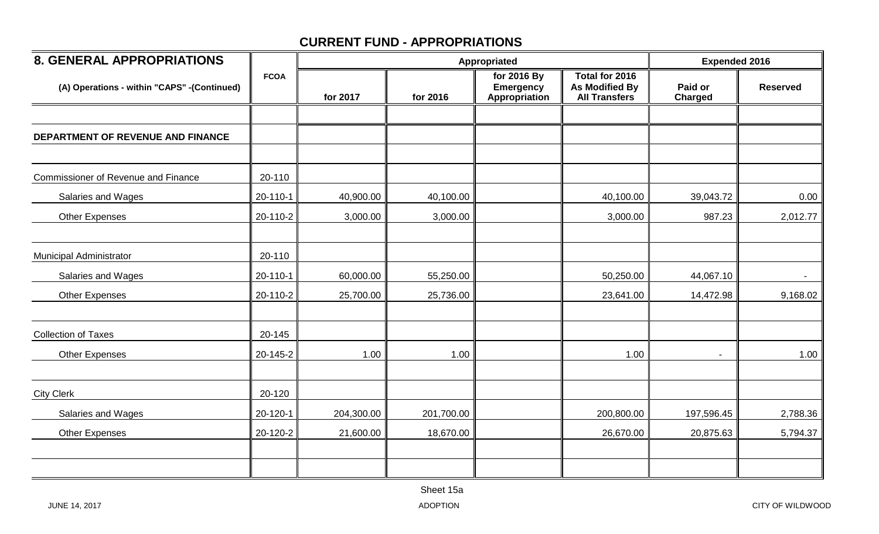# CURRENT FUND - APPROPRIATIONS

| 8. GENERAL APPROPRIATIONS | FCOA | Appropriated | | | | Expended 2016 | |
|---|---|---|---|---|---|---|---|
| (A) Operations - within "CAPS" -(Continued) | | for 2017 | for 2016 | for 2016 By Emergency Appropriation | Total for 2016 As Modified By All Transfers | Paid or Charged | Reserved |
| | | | | | | | |
| DEPARTMENT OF REVENUE AND FINANCE | | | | | | | |
| | | | | | | | |
| Commissioner of Revenue and Finance | 20-110 | | | | | | |
| Salaries and Wages | 20-110-1 | 40,900.00 | 40,100.00 | | 40,100.00 | 39,043.72 | 0.00 |
| Other Expenses | 20-110-2 | 3,000.00 | 3,000.00 | | 3,000.00 | 987.23 | 2,012.77 |
| | | | | | | | |
| Municipal Administrator | 20-110 | | | | | | |
| Salaries and Wages | 20-110-1 | 60,000.00 | 55,250.00 | | 50,250.00 | 44,067.10 | - |
| Other Expenses | 20-110-2 | 25,700.00 | 25,736.00 | | 23,641.00 | 14,472.98 | 9,168.02 |
| | | | | | | | |
| Collection of Taxes | 20-145 | | | | | | |
| Other Expenses | 20-145-2 | 1.00 | 1.00 | | 1.00 | - | 1.00 |
| | | | | | | | |
| City Clerk | 20-120 | | | | | | |
| Salaries and Wages | 20-120-1 | 204,300.00 | 201,700.00 | | 200,800.00 | 197,596.45 | 2,788.36 |
| Other Expenses | 20-120-2 | 21,600.00 | 18,670.00 | | 26,670.00 | 20,875.63 | 5,794.37 |
| | | | | | | | |
| | | | | | | | |

Sheet 15a

JUNE 14, 2017 ADOPTION CITY OF WILDWOOD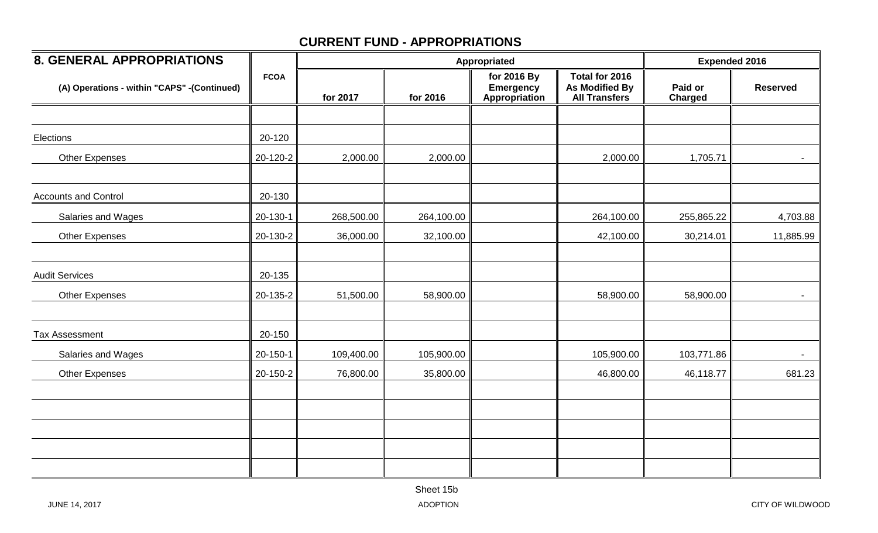## CURRENT FUND - APPROPRIATIONS

| 8. GENERAL APPROPRIATIONS | FCOA | Appropriated | | | | Expended 2016 | |
|---|---|---|---|---|---|---|---|
| (A) Operations - within "CAPS" -(Continued) | | for 2017 | for 2016 | for 2016 By Emergency Appropriation | Total for 2016 As Modified By All Transfers | Paid or Charged | Reserved |
| | | | | | | | |
| Elections | 20-120 | | | | | | |
| Other Expenses | 20-120-2 | 2,000.00 | 2,000.00 | | 2,000.00 | 1,705.71 | - |
| | | | | | | | |
| Accounts and Control | 20-130 | | | | | | |
| Salaries and Wages | 20-130-1 | 268,500.00 | 264,100.00 | | 264,100.00 | 255,865.22 | 4,703.88 |
| Other Expenses | 20-130-2 | 36,000.00 | 32,100.00 | | 42,100.00 | 30,214.01 | 11,885.99 |
| | | | | | | | |
| Audit Services | 20-135 | | | | | | |
| Other Expenses | 20-135-2 | 51,500.00 | 58,900.00 | | 58,900.00 | 58,900.00 | - |
| | | | | | | | |
| Tax Assessment | 20-150 | | | | | | |
| Salaries and Wages | 20-150-1 | 109,400.00 | 105,900.00 | | 105,900.00 | 103,771.86 | - |
| Other Expenses | 20-150-2 | 76,800.00 | 35,800.00 | | 46,800.00 | 46,118.77 | 681.23 |
| | | | | | | | |
| | | | | | | | |
| | | | | | | | |
| | | | | | | | |
| | | | | | | | |

Sheet 15b

JUNE 14, 2017 ADOPTION CITY OF WILDWOOD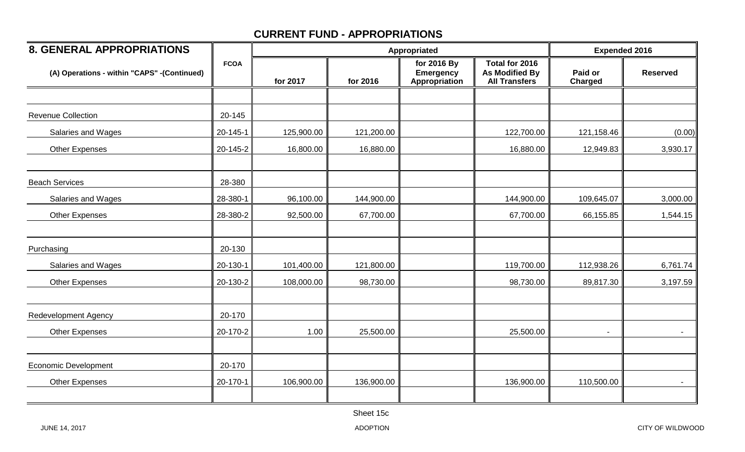## CURRENT FUND - APPROPRIATIONS

| 8. GENERAL APPROPRIATIONS | FCOA | Appropriated | | | | Expended 2016 | |
|---|---|---|---|---|---|---|---|
| (A) Operations - within "CAPS" -(Continued) | | for 2017 | for 2016 | for 2016 By Emergency Appropriation | Total for 2016 As Modified By All Transfers | Paid or Charged | Reserved |
| | | | | | | | |
| Revenue Collection | 20-145 | | | | | | |
| Salaries and Wages | 20-145-1 | 125,900.00 | 121,200.00 | | 122,700.00 | 121,158.46 | (0.00) |
| Other Expenses | 20-145-2 | 16,800.00 | 16,880.00 | | 16,880.00 | 12,949.83 | 3,930.17 |
| | | | | | | | |
| Beach Services | 28-380 | | | | | | |
| Salaries and Wages | 28-380-1 | 96,100.00 | 144,900.00 | | 144,900.00 | 109,645.07 | 3,000.00 |
| Other Expenses | 28-380-2 | 92,500.00 | 67,700.00 | | 67,700.00 | 66,155.85 | 1,544.15 |
| | | | | | | | |
| Purchasing | 20-130 | | | | | | |
| Salaries and Wages | 20-130-1 | 101,400.00 | 121,800.00 | | 119,700.00 | 112,938.26 | 6,761.74 |
| Other Expenses | 20-130-2 | 108,000.00 | 98,730.00 | | 98,730.00 | 89,817.30 | 3,197.59 |
| | | | | | | | |
| Redevelopment Agency | 20-170 | | | | | | |
| Other Expenses | 20-170-2 | 1.00 | 25,500.00 | | 25,500.00 | - | - |
| | | | | | | | |
| Economic Development | 20-170 | | | | | | |
| Other Expenses | 20-170-1 | 106,900.00 | 136,900.00 | | 136,900.00 | 110,500.00 | - |
| | | | | | | | |

Sheet 15c

JUNE 14, 2017 ADOPTION CITY OF WILDWOOD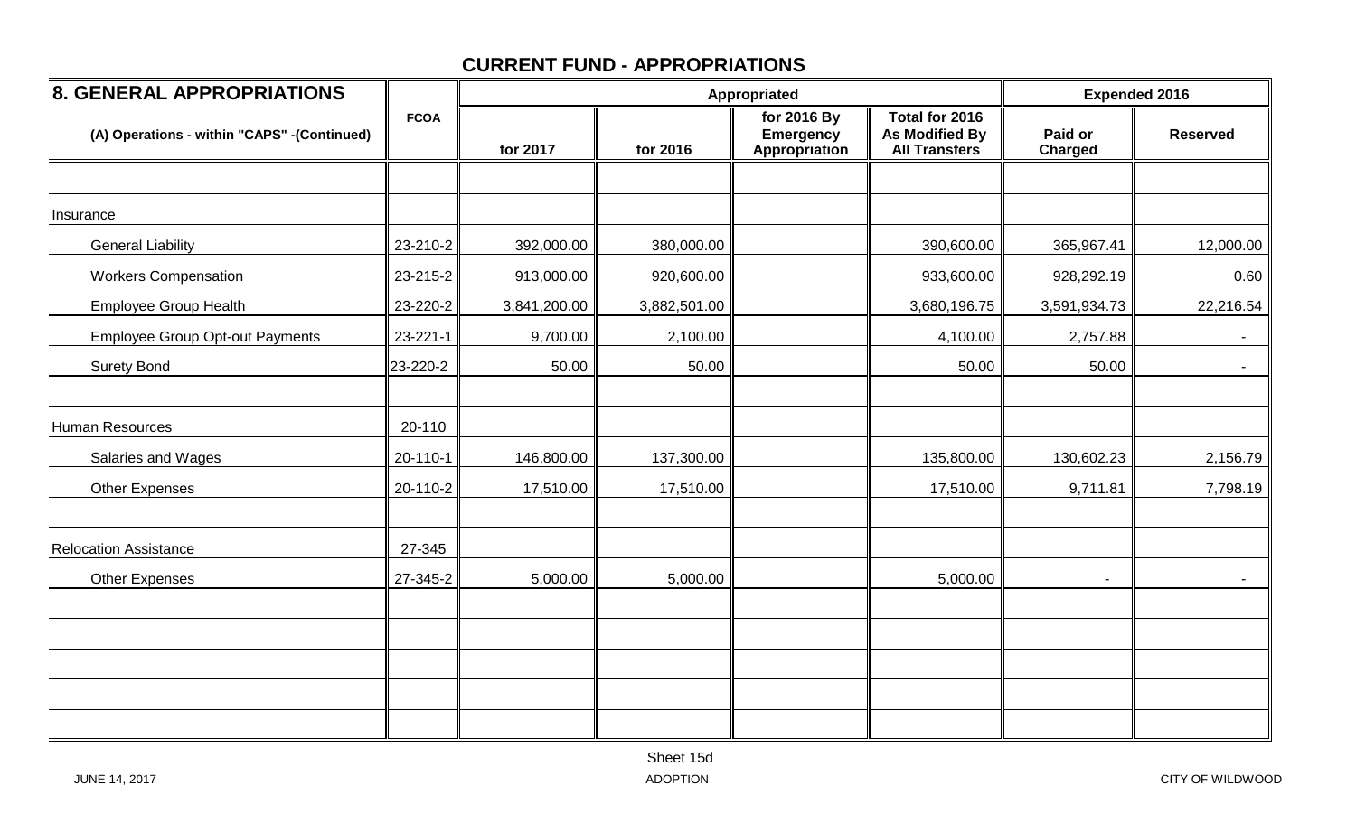## CURRENT FUND - APPROPRIATIONS

| 8. GENERAL APPROPRIATIONS | FCOA | Appropriated | | | | Expended 2016 | |
|---|---|---|---|---|---|---|---|
| (A) Operations - within "CAPS" -(Continued) | | for 2017 | for 2016 | for 2016 By Emergency Appropriation | Total for 2016 As Modified By All Transfers | Paid or Charged | Reserved |
| | | | | | | | |
| Insurance | | | | | | | |
| General Liability | 23-210-2 | 392,000.00 | 380,000.00 | | 390,600.00 | 365,967.41 | 12,000.00 |
| Workers Compensation | 23-215-2 | 913,000.00 | 920,600.00 | | 933,600.00 | 928,292.19 | 0.60 |
| Employee Group Health | 23-220-2 | 3,841,200.00 | 3,882,501.00 | | 3,680,196.75 | 3,591,934.73 | 22,216.54 |
| Employee Group Opt-out Payments | 23-221-1 | 9,700.00 | 2,100.00 | | 4,100.00 | 2,757.88 | - |
| Surety Bond | 23-220-2 | 50.00 | 50.00 | | 50.00 | 50.00 | - |
| | | | | | | | |
| Human Resources | 20-110 | | | | | | |
| Salaries and Wages | 20-110-1 | 146,800.00 | 137,300.00 | | 135,800.00 | 130,602.23 | 2,156.79 |
| Other Expenses | 20-110-2 | 17,510.00 | 17,510.00 | | 17,510.00 | 9,711.81 | 7,798.19 |
| | | | | | | | |
| Relocation Assistance | 27-345 | | | | | | |
| Other Expenses | 27-345-2 | 5,000.00 | 5,000.00 | | 5,000.00 | - | - |

Sheet 15d

JUNE 14, 2017 ADOPTION CITY OF WILDWOOD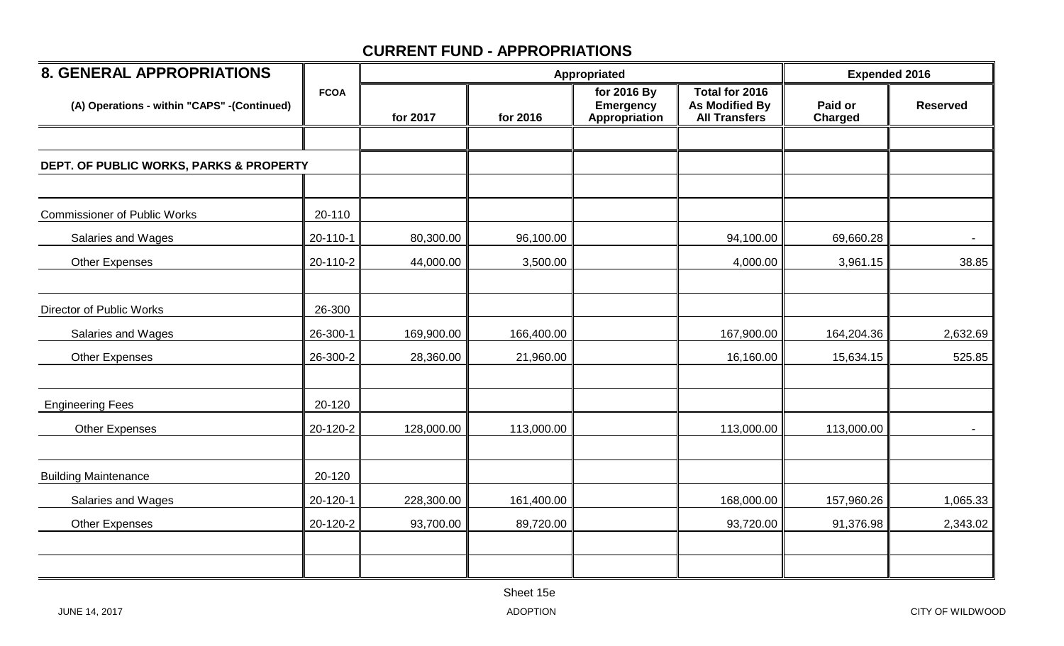# CURRENT FUND - APPROPRIATIONS

| 8. GENERAL APPROPRIATIONS | FCOA | Appropriated | | | | Expended 2016 | |
|---|---|---|---|---|---|---|---|
| (A) Operations - within "CAPS" -(Continued) | | for 2017 | for 2016 | for 2016 By Emergency Appropriation | Total for 2016 As Modified By All Transfers | Paid or Charged | Reserved |
| | | | | | | | |
| **DEPT. OF PUBLIC WORKS, PARKS & PROPERTY** | | | | | | | |
| | | | | | | | |
| Commissioner of Public Works | 20-110 | | | | | | |
| Salaries and Wages | 20-110-1 | 80,300.00 | 96,100.00 | | 94,100.00 | 69,660.28 | - |
| Other Expenses | 20-110-2 | 44,000.00 | 3,500.00 | | 4,000.00 | 3,961.15 | 38.85 |
| | | | | | | | |
| Director of Public Works | 26-300 | | | | | | |
| Salaries and Wages | 26-300-1 | 169,900.00 | 166,400.00 | | 167,900.00 | 164,204.36 | 2,632.69 |
| Other Expenses | 26-300-2 | 28,360.00 | 21,960.00 | | 16,160.00 | 15,634.15 | 525.85 |
| | | | | | | | |
| Engineering Fees | 20-120 | | | | | | |
| Other Expenses | 20-120-2 | 128,000.00 | 113,000.00 | | 113,000.00 | 113,000.00 | - |
| | | | | | | | |
| Building Maintenance | 20-120 | | | | | | |
| Salaries and Wages | 20-120-1 | 228,300.00 | 161,400.00 | | 168,000.00 | 157,960.26 | 1,065.33 |
| Other Expenses | 20-120-2 | 93,700.00 | 89,720.00 | | 93,720.00 | 91,376.98 | 2,343.02 |

Sheet 15e

JUNE 14, 2017 ADOPTION CITY OF WILDWOOD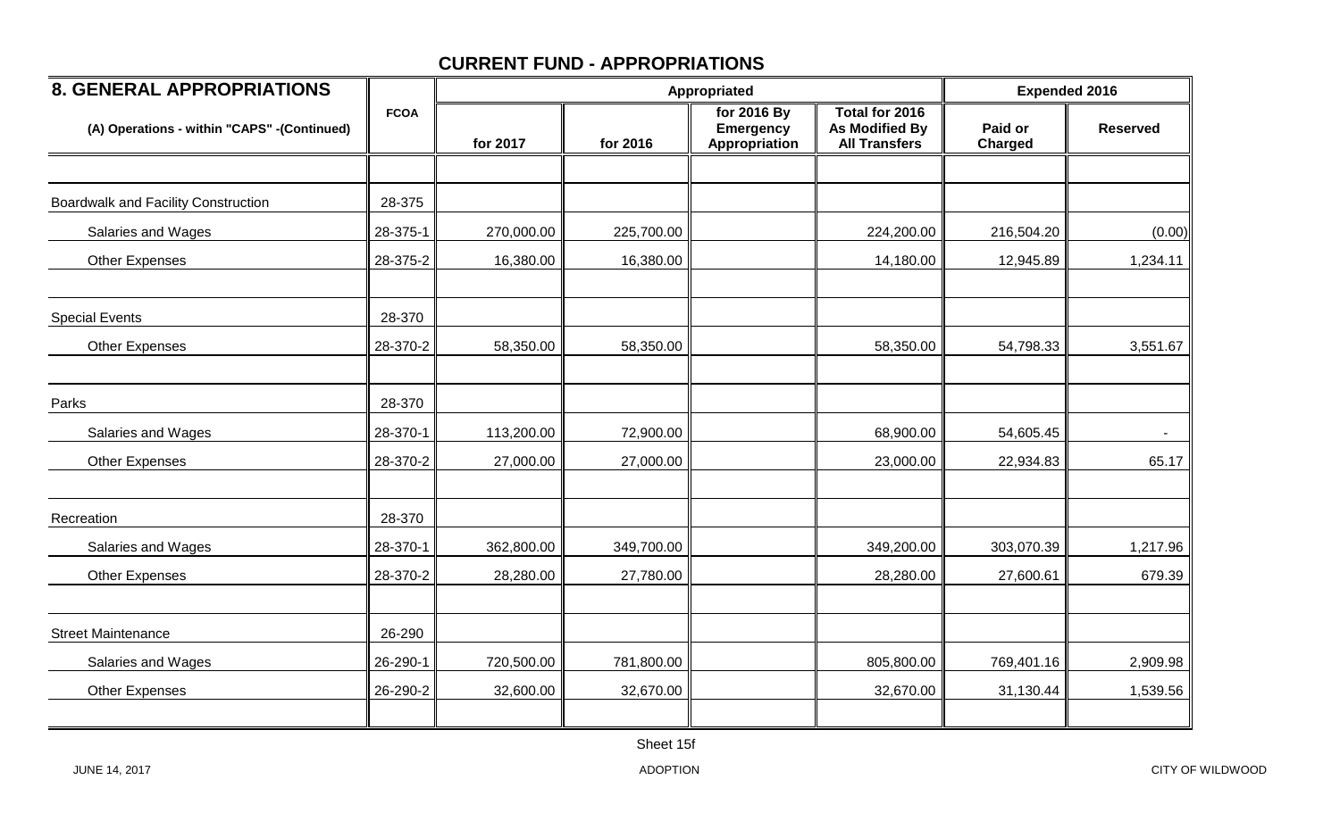# CURRENT FUND - APPROPRIATIONS

| 8. GENERAL APPROPRIATIONS | | Appropriated | | | | Expended 2016 | |
|---|---|---|---|---|---|---|---|
| (A) Operations - within "CAPS" -(Continued) | FCOA | for 2017 | for 2016 | for 2016 By Emergency Appropriation | Total for 2016 As Modified By All Transfers | Paid or Charged | Reserved |
| | | | | | | | |
| Boardwalk and Facility Construction | 28-375 | | | | | | |
| Salaries and Wages | 28-375-1 | 270,000.00 | 225,700.00 | | 224,200.00 | 216,504.20 | (0.00) |
| Other Expenses | 28-375-2 | 16,380.00 | 16,380.00 | | 14,180.00 | 12,945.89 | 1,234.11 |
| | | | | | | | |
| Special Events | 28-370 | | | | | | |
| Other Expenses | 28-370-2 | 58,350.00 | 58,350.00 | | 58,350.00 | 54,798.33 | 3,551.67 |
| | | | | | | | |
| Parks | 28-370 | | | | | | |
| Salaries and Wages | 28-370-1 | 113,200.00 | 72,900.00 | | 68,900.00 | 54,605.45 | - |
| Other Expenses | 28-370-2 | 27,000.00 | 27,000.00 | | 23,000.00 | 22,934.83 | 65.17 |
| | | | | | | | |
| Recreation | 28-370 | | | | | | |
| Salaries and Wages | 28-370-1 | 362,800.00 | 349,700.00 | | 349,200.00 | 303,070.39 | 1,217.96 |
| Other Expenses | 28-370-2 | 28,280.00 | 27,780.00 | | 28,280.00 | 27,600.61 | 679.39 |
| | | | | | | | |
| Street Maintenance | 26-290 | | | | | | |
| Salaries and Wages | 26-290-1 | 720,500.00 | 781,800.00 | | 805,800.00 | 769,401.16 | 2,909.98 |
| Other Expenses | 26-290-2 | 32,600.00 | 32,670.00 | | 32,670.00 | 31,130.44 | 1,539.56 |
| | | | | | | | |

Sheet 15f

JUNE 14, 2017 ADOPTION CITY OF WILDWOOD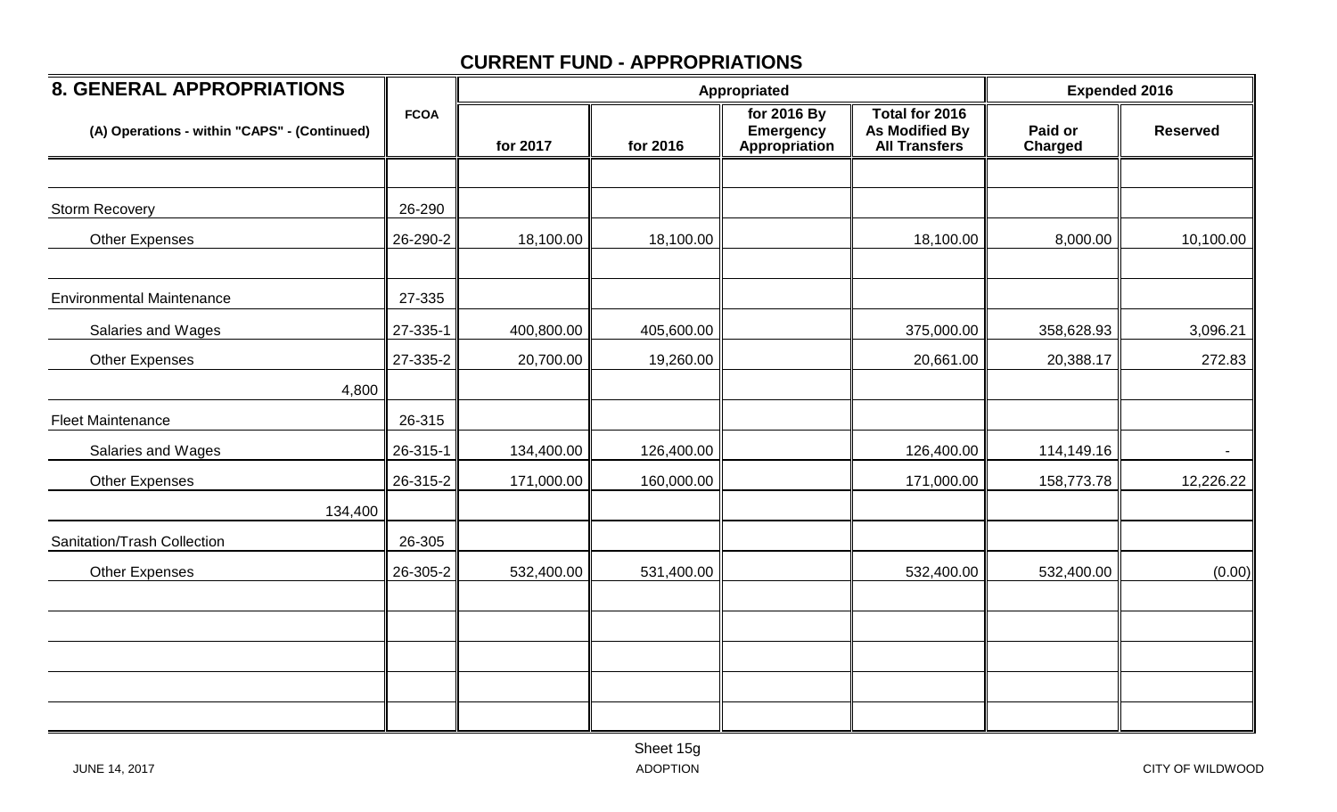## CURRENT FUND - APPROPRIATIONS

| 8. GENERAL APPROPRIATIONS | FCOA | Appropriated | | | | Expended 2016 | |
|---|---|---|---|---|---|---|---|
| (A) Operations - within "CAPS" - (Continued) | | for 2017 | for 2016 | for 2016 By Emergency Appropriation | Total for 2016 As Modified By All Transfers | Paid or Charged | Reserved |
| | | | | | | | |
| Storm Recovery | 26-290 | | | | | | |
| Other Expenses | 26-290-2 | 18,100.00 | 18,100.00 | | 18,100.00 | 8,000.00 | 10,100.00 |
| | | | | | | | |
| Environmental Maintenance | 27-335 | | | | | | |
| Salaries and Wages | 27-335-1 | 400,800.00 | 405,600.00 | | 375,000.00 | 358,628.93 | 3,096.21 |
| Other Expenses | 27-335-2 | 20,700.00 | 19,260.00 | | 20,661.00 | 20,388.17 | 272.83 |
| 4,800 | | | | | | | |
| Fleet Maintenance | 26-315 | | | | | | |
| Salaries and Wages | 26-315-1 | 134,400.00 | 126,400.00 | | 126,400.00 | 114,149.16 | - |
| Other Expenses | 26-315-2 | 171,000.00 | 160,000.00 | | 171,000.00 | 158,773.78 | 12,226.22 |
| 134,400 | | | | | | | |
| Sanitation/Trash Collection | 26-305 | | | | | | |
| Other Expenses | 26-305-2 | 532,400.00 | 531,400.00 | | 532,400.00 | 532,400.00 | (0.00) |

Sheet 15g

JUNE 14, 2017 ADOPTION CITY OF WILDWOOD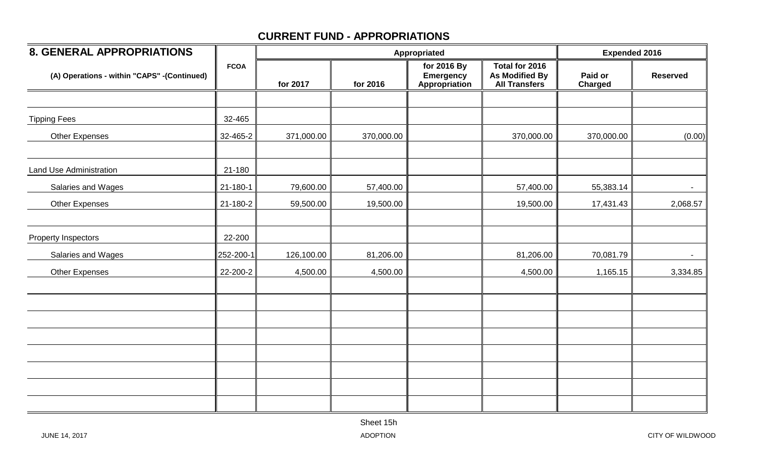# CURRENT FUND - APPROPRIATIONS

| 8. GENERAL APPROPRIATIONS | FCOA | Appropriated | | | | Expended 2016 | |
|---|---|---|---|---|---|---|---|
| (A) Operations - within "CAPS" -(Continued) | | for 2017 | for 2016 | for 2016 By Emergency Appropriation | Total for 2016 As Modified By All Transfers | Paid or Charged | Reserved |
| | | | | | | | |
| Tipping Fees | 32-465 | | | | | | |
| Other Expenses | 32-465-2 | 371,000.00 | 370,000.00 | | 370,000.00 | 370,000.00 | (0.00) |
| | | | | | | | |
| Land Use Administration | 21-180 | | | | | | |
| Salaries and Wages | 21-180-1 | 79,600.00 | 57,400.00 | | 57,400.00 | 55,383.14 | - |
| Other Expenses | 21-180-2 | 59,500.00 | 19,500.00 | | 19,500.00 | 17,431.43 | 2,068.57 |
| | | | | | | | |
| Property Inspectors | 22-200 | | | | | | |
| Salaries and Wages | 252-200-1 | 126,100.00 | 81,206.00 | | 81,206.00 | 70,081.79 | - |
| Other Expenses | 22-200-2 | 4,500.00 | 4,500.00 | | 4,500.00 | 1,165.15 | 3,334.85 |

Sheet 15h

JUNE 14, 2017 ADOPTION CITY OF WILDWOOD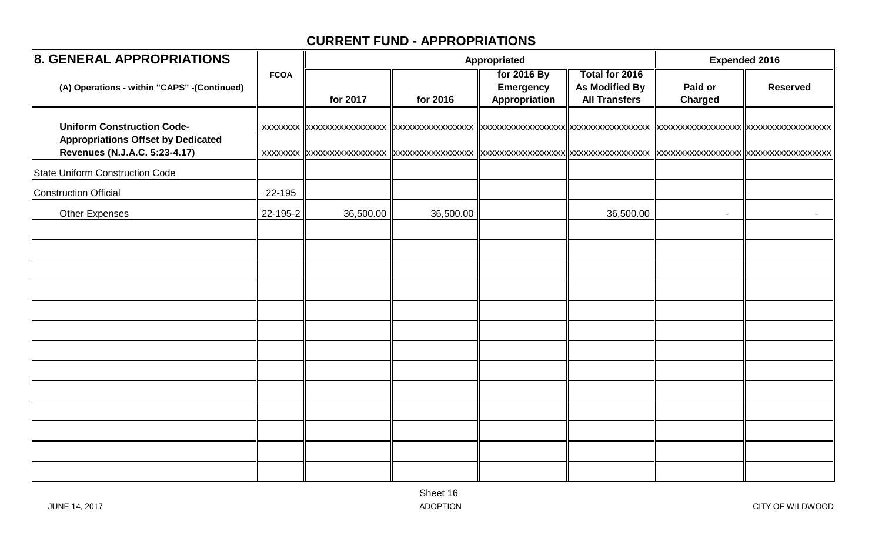## CURRENT FUND - APPROPRIATIONS

| 8. GENERAL APPROPRIATIONS | FCOA | Appropriated | | | | Expended 2016 | |
|---|---|---|---|---|---|---|---|
| (A) Operations - within "CAPS" -(Continued) | | for 2017 | for 2016 | for 2016 By Emergency Appropriation | Total for 2016 As Modified By All Transfers | Paid or Charged | Reserved |
| **Uniform Construction Code-** | xxxxxxxx | xxxxxxxxxxxxxxxx | xxxxxxxxxxxxxxxx | xxxxxxxxxxxxxxxx | xxxxxxxxxxxxxxxx | xxxxxxxxxxxxxxxx | xxxxxxxxxxxxxxxx |
| **Appropriations Offset by Dedicated Revenues (N.J.A.C. 5:23-4.17)** | xxxxxxxx | xxxxxxxxxxxxxxxx | xxxxxxxxxxxxxxxx | xxxxxxxxxxxxxxxx | xxxxxxxxxxxxxxxx | xxxxxxxxxxxxxxxx | xxxxxxxxxxxxxxxx |
| State Uniform Construction Code | | | | | | | |
| Construction Official | 22-195 | | | | | | |
| Other Expenses | 22-195-2 | 36,500.00 | 36,500.00 | | 36,500.00 | - | - |

Sheet 16

JUNE 14, 2017 ADOPTION CITY OF WILDWOOD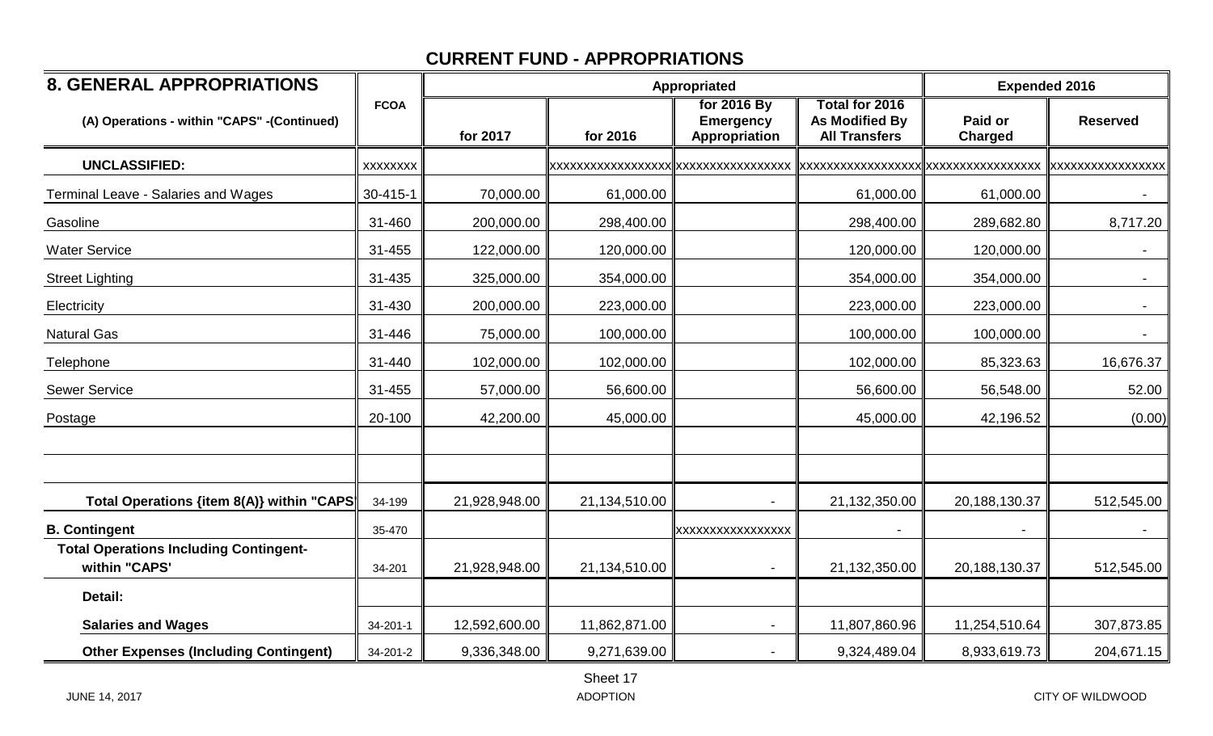## CURRENT FUND - APPROPRIATIONS

| 8. GENERAL APPROPRIATIONS | FCOA | Appropriated | | | | Expended 2016 | |
|---|---|---|---|---|---|---|---|
| (A) Operations - within "CAPS" -(Continued) | | for 2017 | for 2016 | for 2016 By Emergency Appropriation | Total for 2016 As Modified By All Transfers | Paid or Charged | Reserved |
| **UNCLASSIFIED:** | xxxxxxxx | | xxxxxxxxxxxxxxxxx | xxxxxxxxxxxxxxxx | xxxxxxxxxxxxxxxxx | xxxxxxxxxxxxxxxx | xxxxxxxxxxxxxxxxx |
| Terminal Leave - Salaries and Wages | 30-415-1 | 70,000.00 | 61,000.00 | | 61,000.00 | 61,000.00 | - |
| Gasoline | 31-460 | 200,000.00 | 298,400.00 | | 298,400.00 | 289,682.80 | 8,717.20 |
| Water Service | 31-455 | 122,000.00 | 120,000.00 | | 120,000.00 | 120,000.00 | - |
| Street Lighting | 31-435 | 325,000.00 | 354,000.00 | | 354,000.00 | 354,000.00 | - |
| Electricity | 31-430 | 200,000.00 | 223,000.00 | | 223,000.00 | 223,000.00 | - |
| Natural Gas | 31-446 | 75,000.00 | 100,000.00 | | 100,000.00 | 100,000.00 | - |
| Telephone | 31-440 | 102,000.00 | 102,000.00 | | 102,000.00 | 85,323.63 | 16,676.37 |
| Sewer Service | 31-455 | 57,000.00 | 56,600.00 | | 56,600.00 | 56,548.00 | 52.00 |
| Postage | 20-100 | 42,200.00 | 45,000.00 | | 45,000.00 | 42,196.52 | (0.00) |
| | | | | | | | |
| | | | | | | | |
| **Total Operations {item 8(A)} within "CAPS"** | 34-199 | 21,928,948.00 | 21,134,510.00 | - | 21,132,350.00 | 20,188,130.37 | 512,545.00 |
| **B. Contingent** | 35-470 | | | xxxxxxxxxxxxxxxx | - | - | - |
| **Total Operations Including Contingent- within "CAPS'** | 34-201 | 21,928,948.00 | 21,134,510.00 | - | 21,132,350.00 | 20,188,130.37 | 512,545.00 |
| **Detail:** | | | | | | | |
| **Salaries and Wages** | 34-201-1 | 12,592,600.00 | 11,862,871.00 | - | 11,807,860.96 | 11,254,510.64 | 307,873.85 |
| **Other Expenses (Including Contingent)** | 34-201-2 | 9,336,348.00 | 9,271,639.00 | - | 9,324,489.04 | 8,933,619.73 | 204,671.15 |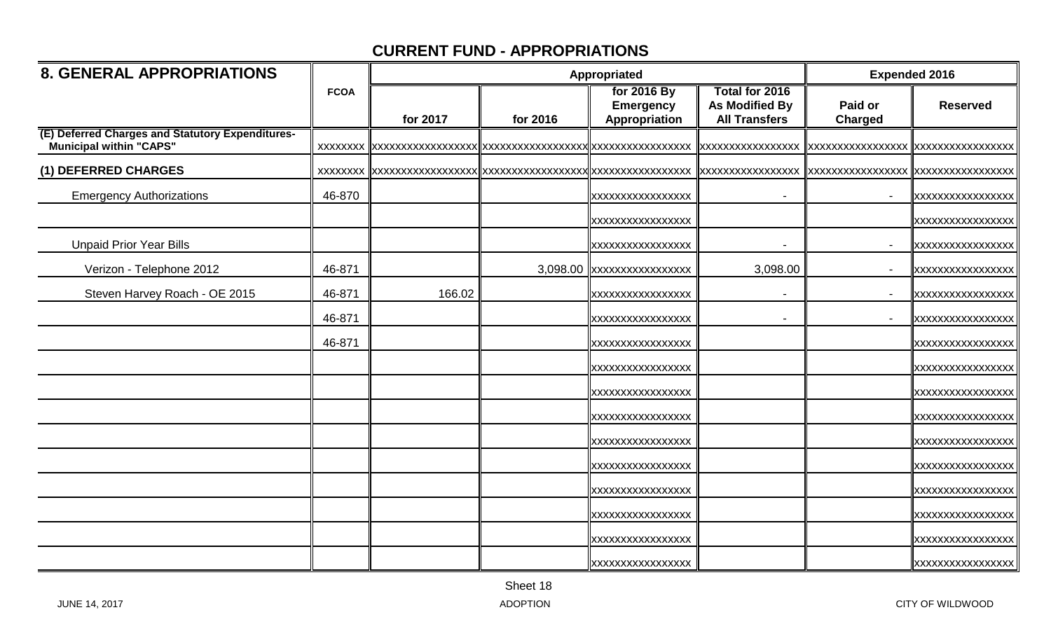## CURRENT FUND - APPROPRIATIONS

| 8. GENERAL APPROPRIATIONS | FCOA | Appropriated | | | | Expended 2016 | |
|---|---|---|---|---|---|---|---|
| | | for 2017 | for 2016 | for 2016 By Emergency Appropriation | Total for 2016 As Modified By All Transfers | Paid or Charged | Reserved |
| **(E) Deferred Charges and Statutory Expenditures- Municipal within "CAPS"** | XXXXXXXX | XXXXXXXXXXXXXXXXX | XXXXXXXXXXXXXXXXX | XXXXXXXXXXXXXXXX | XXXXXXXXXXXXXXXX | XXXXXXXXXXXXXXXX | XXXXXXXXXXXXXXXX |
| **(1) DEFERRED CHARGES** | XXXXXXXX | XXXXXXXXXXXXXXXXX | XXXXXXXXXXXXXXXXX | XXXXXXXXXXXXXXXX | XXXXXXXXXXXXXXXX | XXXXXXXXXXXXXXXX | XXXXXXXXXXXXXXXX |
| Emergency Authorizations | 46-870 | | | XXXXXXXXXXXXXXXX | - | - | XXXXXXXXXXXXXXXX |
| | | | | XXXXXXXXXXXXXXXX | | | XXXXXXXXXXXXXXXX |
| Unpaid Prior Year Bills | | | | XXXXXXXXXXXXXXXX | - | - | XXXXXXXXXXXXXXXX |
| Verizon - Telephone 2012 | 46-871 | | 3,098.00 | XXXXXXXXXXXXXXXX | 3,098.00 | - | XXXXXXXXXXXXXXXX |
| Steven Harvey Roach - OE 2015 | 46-871 | 166.02 | | XXXXXXXXXXXXXXXX | - | - | XXXXXXXXXXXXXXXX |
| | 46-871 | | | XXXXXXXXXXXXXXXX | - | - | XXXXXXXXXXXXXXXX |
| | 46-871 | | | XXXXXXXXXXXXXXXX | | | XXXXXXXXXXXXXXXX |
| | | | | XXXXXXXXXXXXXXXX | | | XXXXXXXXXXXXXXXX |
| | | | | XXXXXXXXXXXXXXXX | | | XXXXXXXXXXXXXXXX |
| | | | | XXXXXXXXXXXXXXXX | | | XXXXXXXXXXXXXXXX |
| | | | | XXXXXXXXXXXXXXXX | | | XXXXXXXXXXXXXXXX |
| | | | | XXXXXXXXXXXXXXXX | | | XXXXXXXXXXXXXXXX |
| | | | | XXXXXXXXXXXXXXXX | | | XXXXXXXXXXXXXXXX |
| | | | | XXXXXXXXXXXXXXXX | | | XXXXXXXXXXXXXXXX |
| | | | | XXXXXXXXXXXXXXXX | | | XXXXXXXXXXXXXXXX |
| | | | | XXXXXXXXXXXXXXXX | | | XXXXXXXXXXXXXXXX |

Sheet 18

JUNE 14, 2017 ADOPTION CITY OF WILDWOOD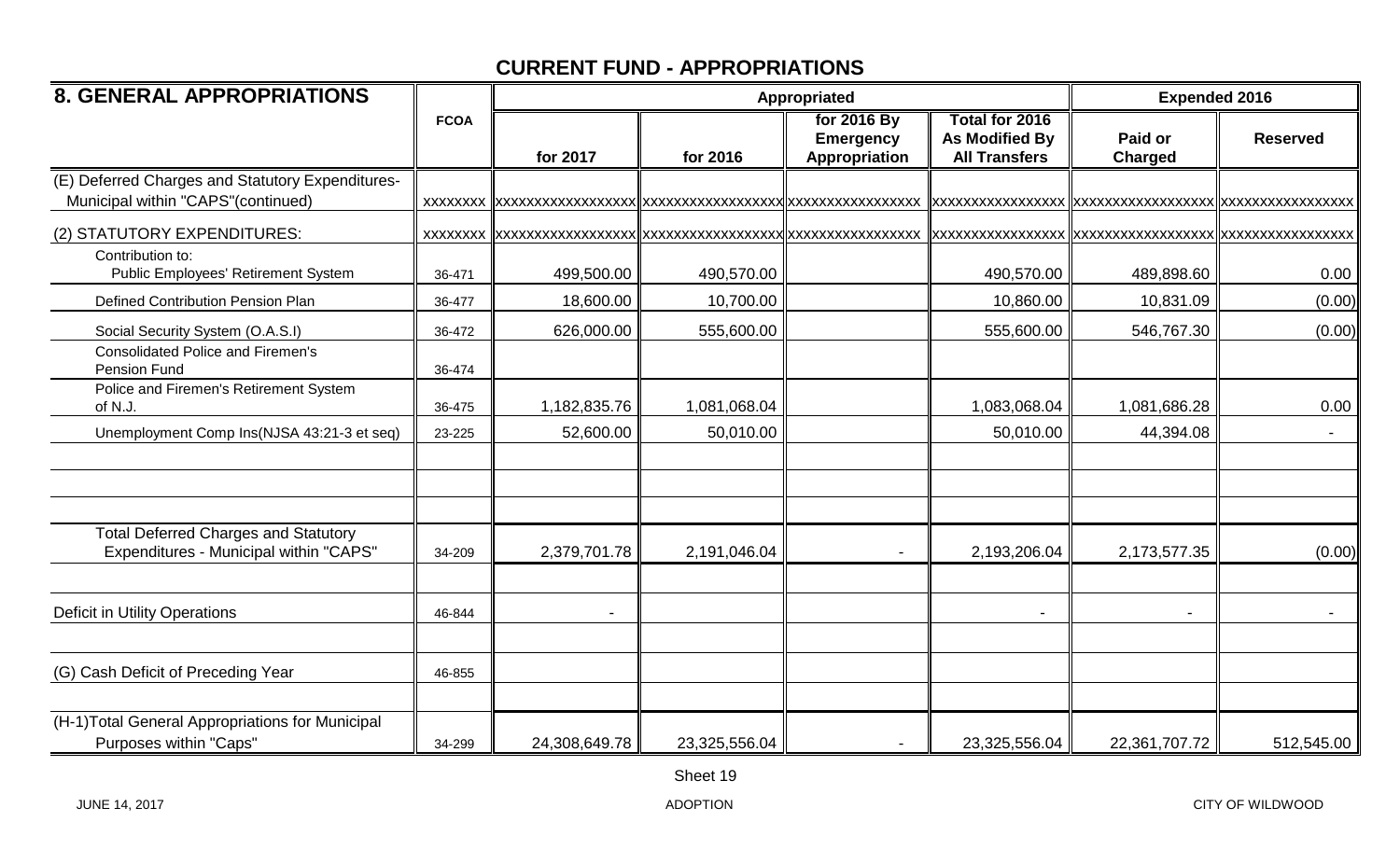# CURRENT FUND - APPROPRIATIONS

| 8. GENERAL APPROPRIATIONS | FCOA | Appropriated | | | | Expended 2016 | |
|---|---|---|---|---|---|---|---|
| | | for 2017 | for 2016 | for 2016 By Emergency Appropriation | Total for 2016 As Modified By All Transfers | Paid or Charged | Reserved |
| (E) Deferred Charges and Statutory Expenditures- Municipal within "CAPS"(continued) | XXXXXXXX | XXXXXXXXXXXXXXXXX | XXXXXXXXXXXXXXXXX | XXXXXXXXXXXXXXXX | XXXXXXXXXXXXXXXX | XXXXXXXXXXXXXXXXX | XXXXXXXXXXXXXXXX |
| (2) STATUTORY EXPENDITURES: | XXXXXXXX | XXXXXXXXXXXXXXXXX | XXXXXXXXXXXXXXXXX | XXXXXXXXXXXXXXXX | XXXXXXXXXXXXXXXX | XXXXXXXXXXXXXXXXX | XXXXXXXXXXXXXXXX |
| Contribution to: Public Employees' Retirement System | 36-471 | 499,500.00 | 490,570.00 | | 490,570.00 | 489,898.60 | 0.00 |
| Defined Contribution Pension Plan | 36-477 | 18,600.00 | 10,700.00 | | 10,860.00 | 10,831.09 | (0.00) |
| Social Security System (O.A.S.I) | 36-472 | 626,000.00 | 555,600.00 | | 555,600.00 | 546,767.30 | (0.00) |
| Consolidated Police and Firemen's Pension Fund | 36-474 | | | | | | |
| Police and Firemen's Retirement System of N.J. | 36-475 | 1,182,835.76 | 1,081,068.04 | | 1,083,068.04 | 1,081,686.28 | 0.00 |
| Unemployment Comp Ins(NJSA 43:21-3 et seq) | 23-225 | 52,600.00 | 50,010.00 | | 50,010.00 | 44,394.08 | - |
| | | | | | | | |
| | | | | | | | |
| | | | | | | | |
| Total Deferred Charges and Statutory Expenditures - Municipal within "CAPS" | 34-209 | 2,379,701.78 | 2,191,046.04 | - | 2,193,206.04 | 2,173,577.35 | (0.00) |
| | | | | | | | |
| Deficit in Utility Operations | 46-844 | - | | | - | - | - |
| | | | | | | | |
| (G) Cash Deficit of Preceding Year | 46-855 | | | | | | |
| | | | | | | | |
| (H-1)Total General Appropriations for Municipal Purposes within "Caps" | 34-299 | 24,308,649.78 | 23,325,556.04 | - | 23,325,556.04 | 22,361,707.72 | 512,545.00 |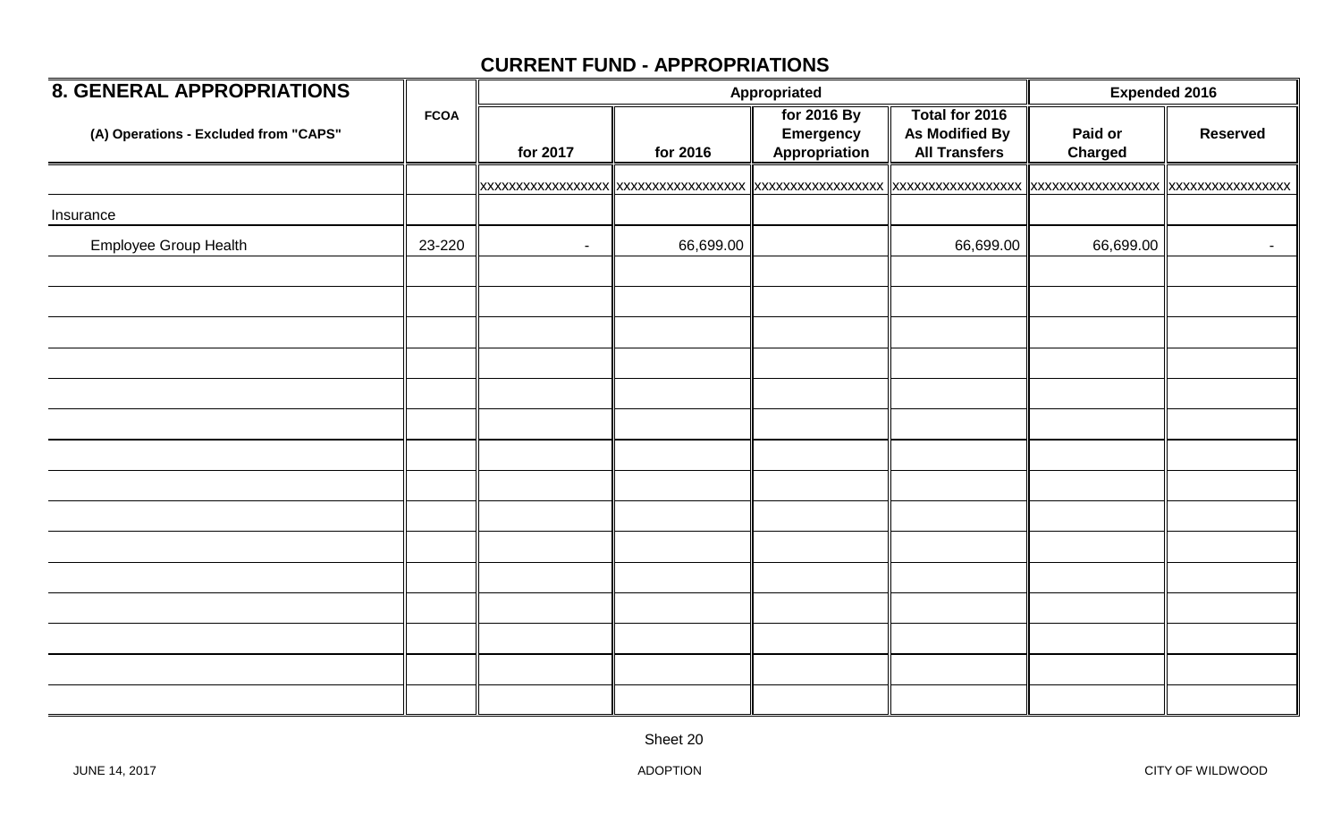## CURRENT FUND - APPROPRIATIONS

| 8. GENERAL APPROPRIATIONS | FCOA | Appropriated | | | | Expended 2016 | |
|---|---|---|---|---|---|---|---|
| (A) Operations - Excluded from "CAPS" | | for 2017 | for 2016 | for 2016 By Emergency Appropriation | Total for 2016 As Modified By All Transfers | Paid or Charged | Reserved |
| | | xxxxxxxxxxxxxxxxx | xxxxxxxxxxxxxxxxx | xxxxxxxxxxxxxxxxx | xxxxxxxxxxxxxxxxx | xxxxxxxxxxxxxxxxx | xxxxxxxxxxxxxxxx |
| Insurance | | | | | | | |
| Employee Group Health | 23-220 | - | 66,699.00 | | 66,699.00 | 66,699.00 | - |
| | | | | | | | |
| | | | | | | | |
| | | | | | | | |
| | | | | | | | |
| | | | | | | | |
| | | | | | | | |
| | | | | | | | |
| | | | | | | | |
| | | | | | | | |
| | | | | | | | |
| | | | | | | | |
| | | | | | | | |
| | | | | | | | |
| | | | | | | | |
| | | | | | | | |

Sheet 20

JUNE 14, 2017 ADOPTION CITY OF WILDWOOD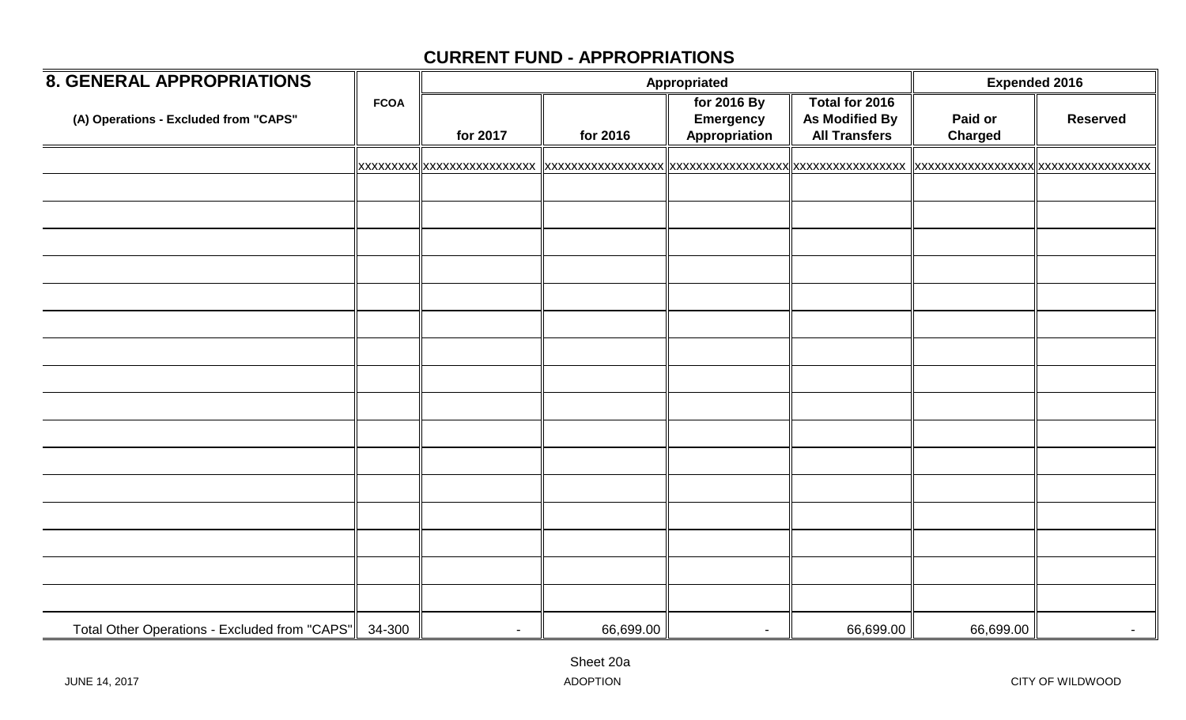## CURRENT FUND - APPROPRIATIONS

| 8. GENERAL APPROPRIATIONS | FCOA | Appropriated | | | | Expended 2016 | |
|---|---|---|---|---|---|---|---|
| (A) Operations - Excluded from "CAPS" | | for 2017 | for 2016 | for 2016 By Emergency Appropriation | Total for 2016 As Modified By All Transfers | Paid or Charged | Reserved |
| | xxxxxxxxx | xxxxxxxxxxxxxxxx | xxxxxxxxxxxxxxxxx | xxxxxxxxxxxxxxxxx | xxxxxxxxxxxxxxxx | xxxxxxxxxxxxxxxxx | xxxxxxxxxxxxxxxx |
| | | | | | | | |
| | | | | | | | |
| | | | | | | | |
| | | | | | | | |
| | | | | | | | |
| | | | | | | | |
| | | | | | | | |
| | | | | | | | |
| | | | | | | | |
| | | | | | | | |
| | | | | | | | |
| | | | | | | | |
| | | | | | | | |
| | | | | | | | |
| | | | | | | | |
| | | | | | | | |
| Total Other Operations - Excluded from "CAPS" | 34-300 | - | 66,699.00 | - | 66,699.00 | 66,699.00 | - |

Sheet 20a

JUNE 14, 2017 ADOPTION CITY OF WILDWOOD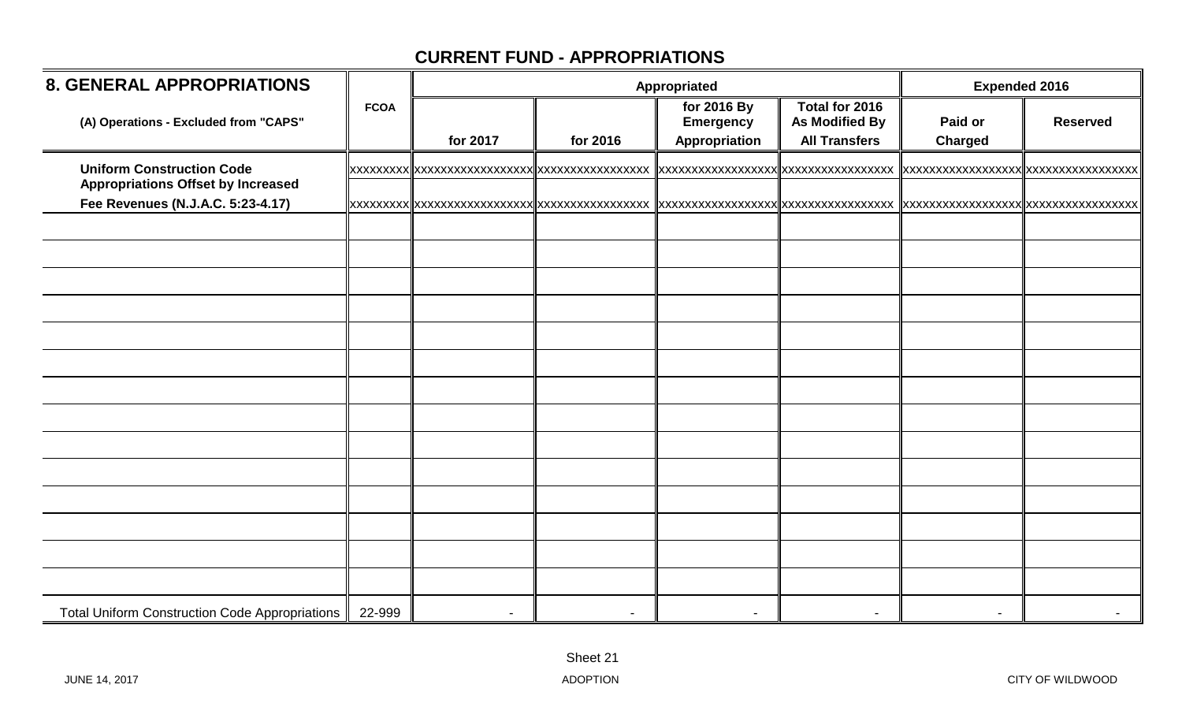## CURRENT FUND - APPROPRIATIONS

| 8. GENERAL APPROPRIATIONS | FCOA | Appropriated | | | | Expended 2016 | |
|---|---|---|---|---|---|---|---|
| (A) Operations - Excluded from "CAPS" | | for 2017 | for 2016 | for 2016 By Emergency Appropriation | Total for 2016 As Modified By All Transfers | Paid or Charged | Reserved |
| **Uniform Construction Code** | xxxxxxxxx | xxxxxxxxxxxxxxxxx | xxxxxxxxxxxxxxxx | xxxxxxxxxxxxxxxxx | xxxxxxxxxxxxxxxx | xxxxxxxxxxxxxxxxx | xxxxxxxxxxxxxxxx |
| **Appropriations Offset by Increased Fee Revenues (N.J.A.C. 5:23-4.17)** | xxxxxxxxx | xxxxxxxxxxxxxxxxx | xxxxxxxxxxxxxxxx | xxxxxxxxxxxxxxxxx | xxxxxxxxxxxxxxxx | xxxxxxxxxxxxxxxxx | xxxxxxxxxxxxxxxx |
| | | | | | | | |
| | | | | | | | |
| | | | | | | | |
| | | | | | | | |
| | | | | | | | |
| | | | | | | | |
| | | | | | | | |
| | | | | | | | |
| | | | | | | | |
| | | | | | | | |
| | | | | | | | |
| | | | | | | | |
| | | | | | | | |
| | | | | | | | |
| Total Uniform Construction Code Appropriations | 22-999 | - | - | - | - | - | - |

Sheet 21

JUNE 14, 2017 ADOPTION CITY OF WILDWOOD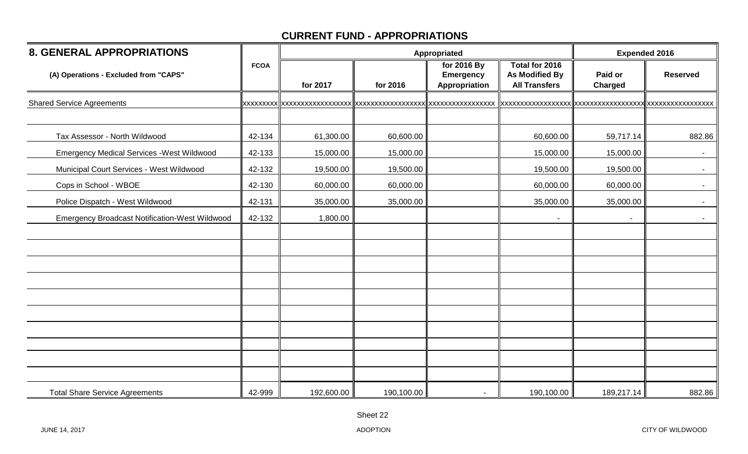## CURRENT FUND - APPROPRIATIONS

| 8. GENERAL APPROPRIATIONS | FCOA | Appropriated | | | | Expended 2016 | |
|---|---|---|---|---|---|---|---|
| (A) Operations - Excluded from "CAPS" | | for 2017 | for 2016 | for 2016 By Emergency Appropriation | Total for 2016 As Modified By All Transfers | Paid or Charged | Reserved |
| Shared Service Agreements | xxxxxxxxx | xxxxxxxxxxxxxxxxx | xxxxxxxxxxxxxxxxx | xxxxxxxxxxxxxxxx | xxxxxxxxxxxxxxxxx | xxxxxxxxxxxxxxxxx | xxxxxxxxxxxxxxxx |
| | | | | | | | |
| Tax Assessor - North Wildwood | 42-134 | 61,300.00 | 60,600.00 | | 60,600.00 | 59,717.14 | 882.86 |
| Emergency Medical Services -West Wildwood | 42-133 | 15,000.00 | 15,000.00 | | 15,000.00 | 15,000.00 | - |
| Municipal Court Services - West Wildwood | 42-132 | 19,500.00 | 19,500.00 | | 19,500.00 | 19,500.00 | - |
| Cops in School - WBOE | 42-130 | 60,000.00 | 60,000.00 | | 60,000.00 | 60,000.00 | - |
| Police Dispatch - West Wildwood | 42-131 | 35,000.00 | 35,000.00 | | 35,000.00 | 35,000.00 | - |
| Emergency Broadcast Notification-West Wildwood | 42-132 | 1,800.00 | | | - | - | - |
| | | | | | | | |
| | | | | | | | |
| | | | | | | | |
| | | | | | | | |
| | | | | | | | |
| | | | | | | | |
| | | | | | | | |
| | | | | | | | |
| | | | | | | | |
| | | | | | | | |
| Total Share Service Agreements | 42-999 | 192,600.00 | 190,100.00 | - | 190,100.00 | 189,217.14 | 882.86 |

Sheet 22

JUNE 14, 2017 ADOPTION CITY OF WILDWOOD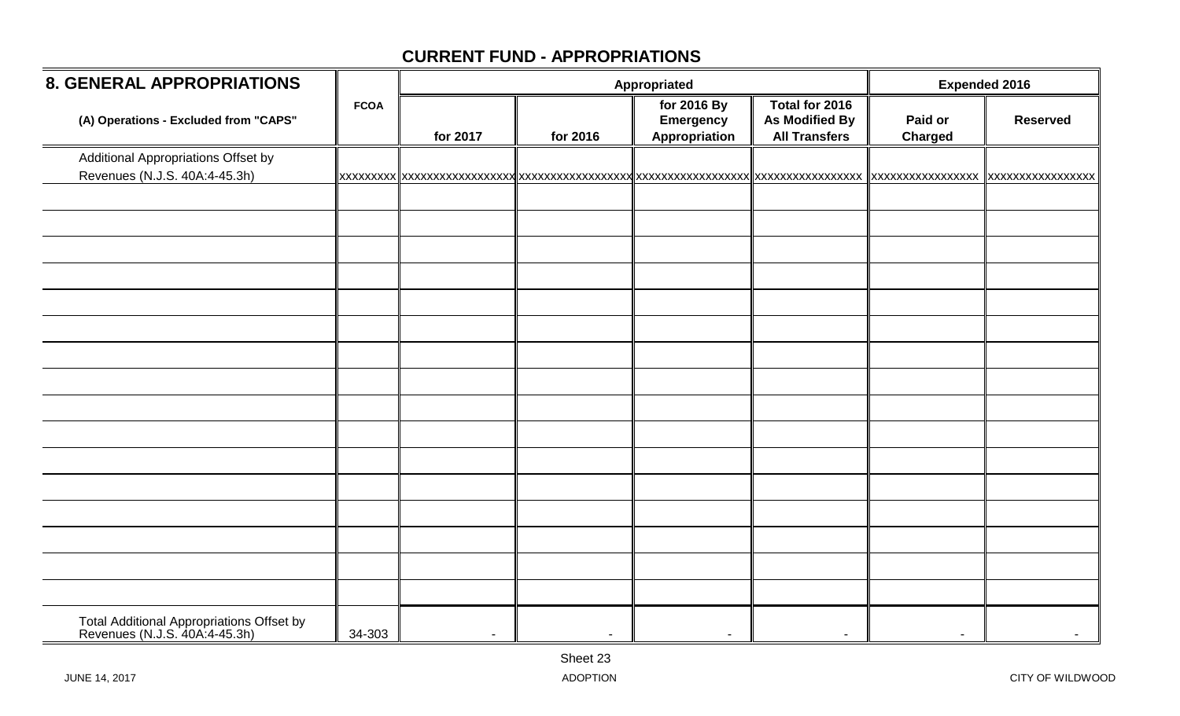## CURRENT FUND - APPROPRIATIONS

| 8. GENERAL APPROPRIATIONS | | Appropriated | | | | Expended 2016 | |
|---|---|---|---|---|---|---|---|
| (A) Operations - Excluded from "CAPS" | FCOA | for 2017 | for 2016 | for 2016 By Emergency Appropriation | Total for 2016 As Modified By All Transfers | Paid or Charged | Reserved |
| Additional Appropriations Offset by Revenues (N.J.S. 40A:4-45.3h) | xxxxxxxxx | xxxxxxxxxxxxxxxxx | xxxxxxxxxxxxxxxxx | xxxxxxxxxxxxxxxxx | xxxxxxxxxxxxxxxx | xxxxxxxxxxxxxxxx | xxxxxxxxxxxxxxxx |
| | | | | | | | |
| | | | | | | | |
| | | | | | | | |
| | | | | | | | |
| | | | | | | | |
| | | | | | | | |
| | | | | | | | |
| | | | | | | | |
| | | | | | | | |
| | | | | | | | |
| | | | | | | | |
| | | | | | | | |
| | | | | | | | |
| | | | | | | | |
| | | | | | | | |
| | | | | | | | |
| Total Additional Appropriations Offset by Revenues (N.J.S. 40A:4-45.3h) | 34-303 | - | - | - | - | - | - |

Sheet 23

JUNE 14, 2017 ADOPTION CITY OF WILDWOOD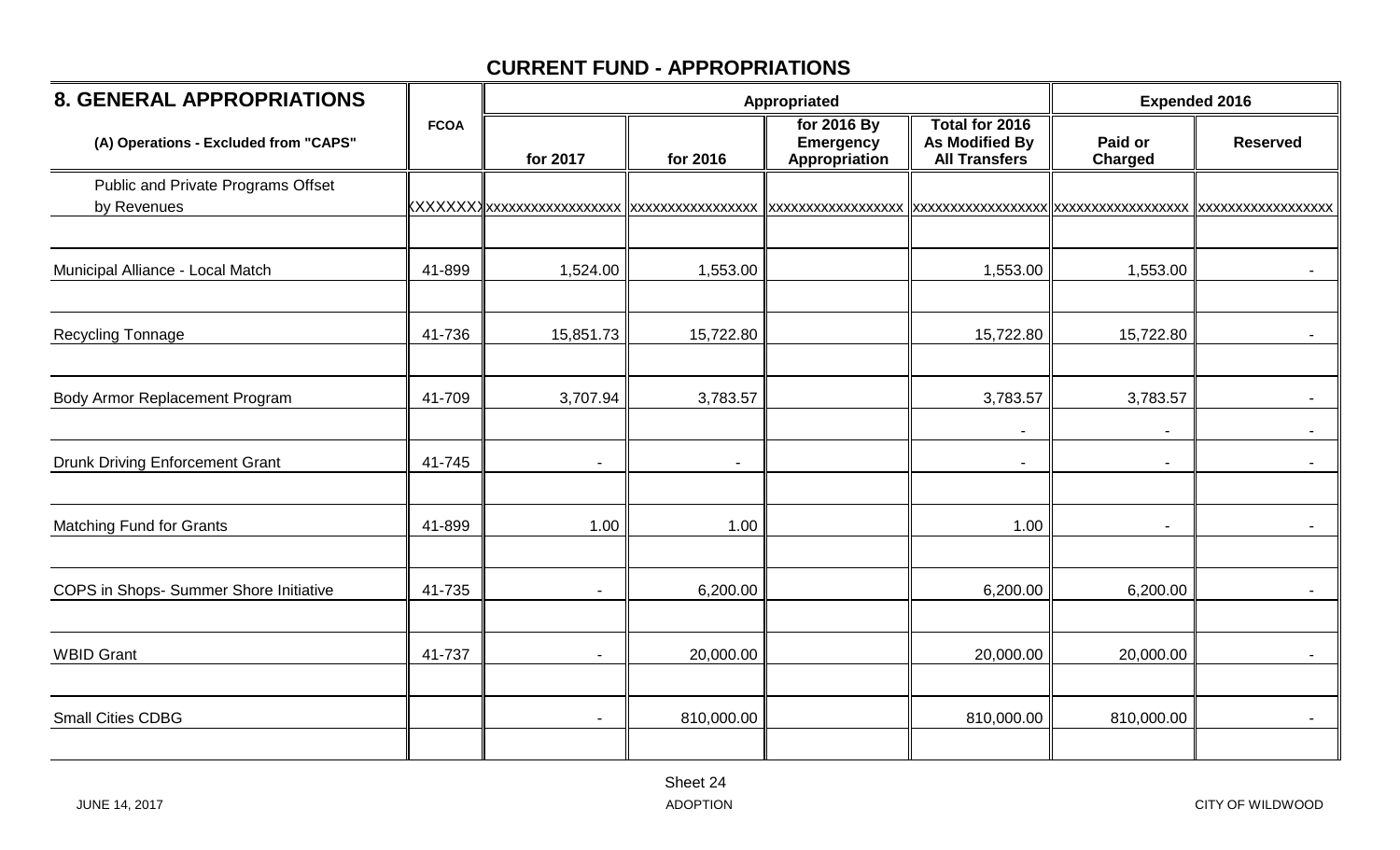## CURRENT FUND - APPROPRIATIONS

| 8. GENERAL APPROPRIATIONS | | Appropriated | | | | Expended 2016 | |
|---|---|---|---|---|---|---|---|
| (A) Operations - Excluded from "CAPS" | FCOA | for 2017 | for 2016 | for 2016 By Emergency Appropriation | Total for 2016 As Modified By All Transfers | Paid or Charged | Reserved |
| Public and Private Programs Offset by Revenues | XXXXXXX | xxxxxxxxxxxxxxxxx | xxxxxxxxxxxxxxxx | xxxxxxxxxxxxxxxxx | xxxxxxxxxxxxxxxxx | xxxxxxxxxxxxxxxxx | xxxxxxxxxxxxxxxxx |
| Municipal Alliance - Local Match | 41-899 | 1,524.00 | 1,553.00 | | 1,553.00 | 1,553.00 | - |
| Recycling Tonnage | 41-736 | 15,851.73 | 15,722.80 | | 15,722.80 | 15,722.80 | - |
| Body Armor Replacement Program | 41-709 | 3,707.94 | 3,783.57 | | 3,783.57 | 3,783.57 | - |
| | | | | | - | - | - |
| Drunk Driving Enforcement Grant | 41-745 | - | - | | - | - | - |
| Matching Fund for Grants | 41-899 | 1.00 | 1.00 | | 1.00 | - | - |
| COPS in Shops- Summer Shore Initiative | 41-735 | - | 6,200.00 | | 6,200.00 | 6,200.00 | - |
| WBID Grant | 41-737 | - | 20,000.00 | | 20,000.00 | 20,000.00 | - |
| Small Cities CDBG | | - | 810,000.00 | | 810,000.00 | 810,000.00 | - |

Sheet 24

JUNE 14, 2017 ADOPTION CITY OF WILDWOOD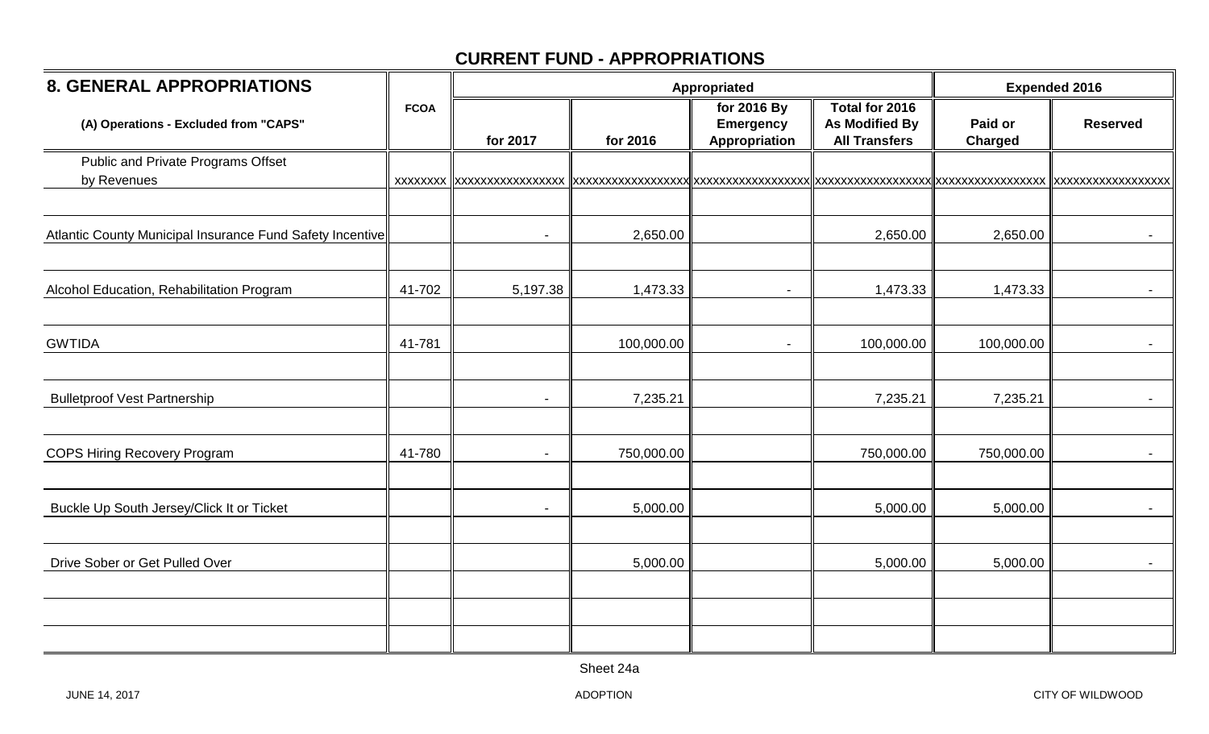## CURRENT FUND - APPROPRIATIONS

| 8. GENERAL APPROPRIATIONS | FCOA | Appropriated | | | | Expended 2016 | |
|---|---|---|---|---|---|---|---|
| (A) Operations - Excluded from "CAPS" | | for 2017 | for 2016 | for 2016 By Emergency Appropriation | Total for 2016 As Modified By All Transfers | Paid or Charged | Reserved |
| Public and Private Programs Offset by Revenues | xxxxxxxx | xxxxxxxxxxxxxxxx | xxxxxxxxxxxxxxxxx | xxxxxxxxxxxxxxxxx | xxxxxxxxxxxxxxxxx | xxxxxxxxxxxxxxxx | xxxxxxxxxxxxxxxxx |
| Atlantic County Municipal Insurance Fund Safety Incentive | | - | 2,650.00 | | 2,650.00 | 2,650.00 | - |
| Alcohol Education, Rehabilitation Program | 41-702 | 5,197.38 | 1,473.33 | - | 1,473.33 | 1,473.33 | - |
| GWTIDA | 41-781 | | 100,000.00 | - | 100,000.00 | 100,000.00 | - |
| Bulletproof Vest Partnership | | - | 7,235.21 | | 7,235.21 | 7,235.21 | - |
| COPS Hiring Recovery Program | 41-780 | - | 750,000.00 | | 750,000.00 | 750,000.00 | - |
| Buckle Up South Jersey/Click It or Ticket | | - | 5,000.00 | | 5,000.00 | 5,000.00 | - |
| Drive Sober or Get Pulled Over | | | 5,000.00 | | 5,000.00 | 5,000.00 | - |

Sheet 24a

JUNE 14, 2017 ADOPTION CITY OF WILDWOOD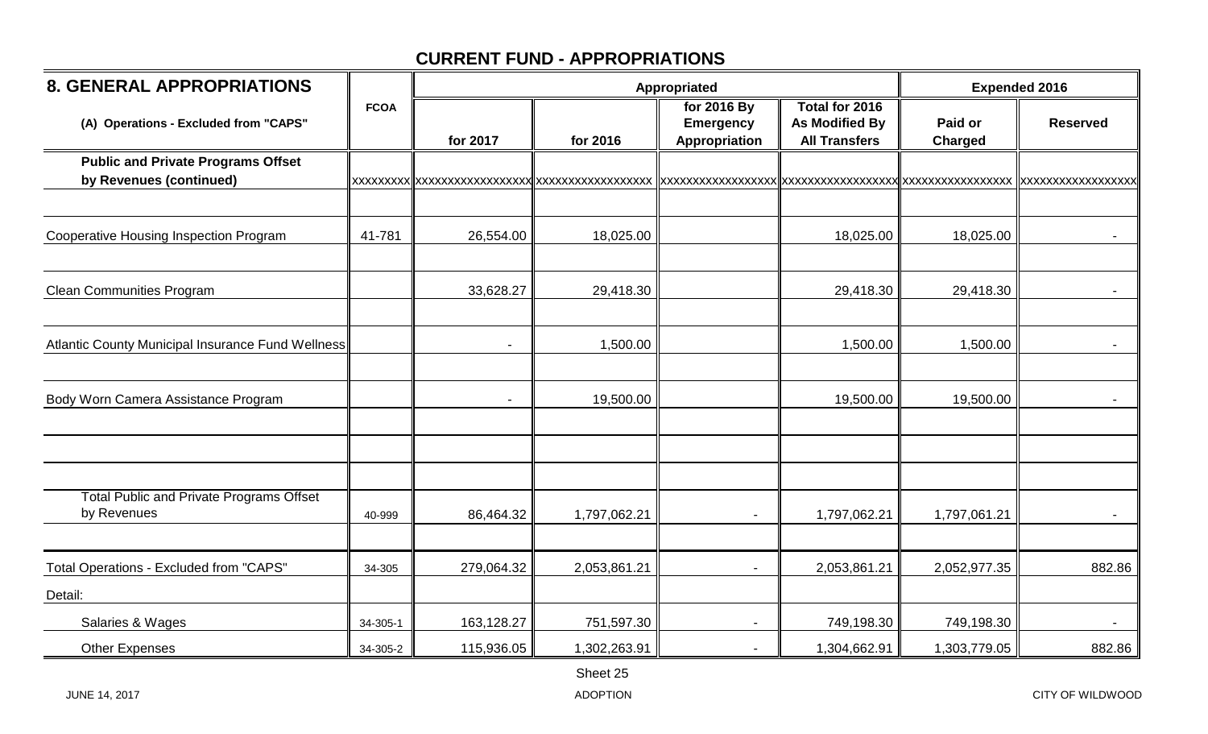## CURRENT FUND - APPROPRIATIONS

| 8. GENERAL APPROPRIATIONS | FCOA | Appropriated | | | | Expended 2016 | |
|---|---|---|---|---|---|---|---|
| (A) Operations - Excluded from "CAPS" | | for 2017 | for 2016 | for 2016 By Emergency Appropriation | Total for 2016 As Modified By All Transfers | Paid or Charged | Reserved |
| **Public and Private Programs Offset by Revenues (continued)** | xxxxxxxxx | xxxxxxxxxxxxxxxxx | xxxxxxxxxxxxxxxxx | xxxxxxxxxxxxxxxxx | xxxxxxxxxxxxxxxxx | xxxxxxxxxxxxxxxx | xxxxxxxxxxxxxxxxx |
| | | | | | | | |
| Cooperative Housing Inspection Program | 41-781 | 26,554.00 | 18,025.00 | | 18,025.00 | 18,025.00 | - |
| | | | | | | | |
| Clean Communities Program | | 33,628.27 | 29,418.30 | | 29,418.30 | 29,418.30 | - |
| | | | | | | | |
| Atlantic County Municipal Insurance Fund Wellness | | - | 1,500.00 | | 1,500.00 | 1,500.00 | - |
| | | | | | | | |
| Body Worn Camera Assistance Program | | - | 19,500.00 | | 19,500.00 | 19,500.00 | - |
| | | | | | | | |
| | | | | | | | |
| | | | | | | | |
| Total Public and Private Programs Offset by Revenues | 40-999 | 86,464.32 | 1,797,062.21 | - | 1,797,062.21 | 1,797,061.21 | - |
| | | | | | | | |
| Total Operations - Excluded from "CAPS" | 34-305 | 279,064.32 | 2,053,861.21 | - | 2,053,861.21 | 2,052,977.35 | 882.86 |
| Detail: | | | | | | | |
| Salaries & Wages | 34-305-1 | 163,128.27 | 751,597.30 | - | 749,198.30 | 749,198.30 | - |
| Other Expenses | 34-305-2 | 115,936.05 | 1,302,263.91 | - | 1,304,662.91 | 1,303,779.05 | 882.86 |

Sheet 25

JUNE 14, 2017 ADOPTION CITY OF WILDWOOD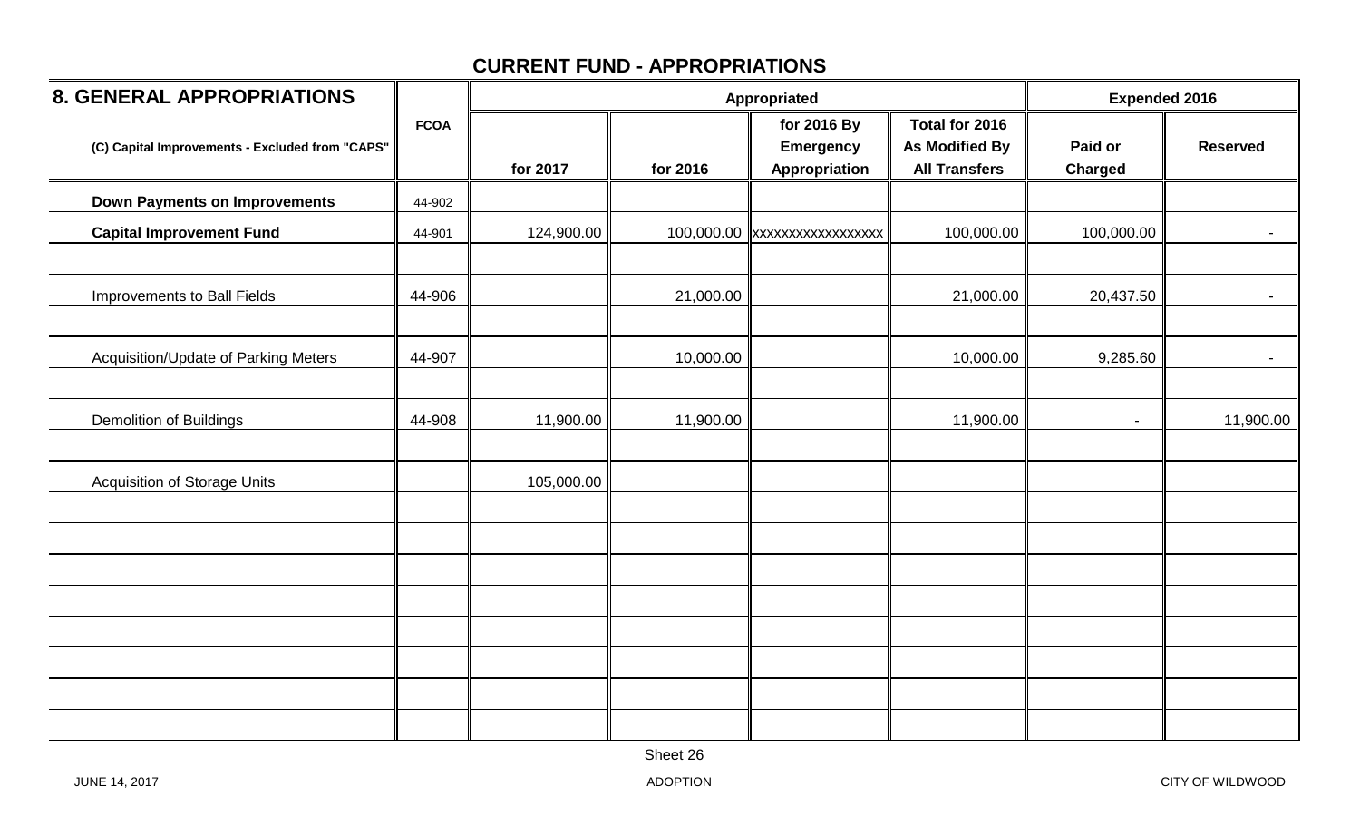## CURRENT FUND - APPROPRIATIONS

| 8. GENERAL APPROPRIATIONS | FCOA | Appropriated | | | | Expended 2016 | |
|---|---|---|---|---|---|---|---|
| (C) Capital Improvements - Excluded from "CAPS" | | for 2017 | for 2016 | for 2016 By Emergency Appropriation | Total for 2016 As Modified By All Transfers | Paid or Charged | Reserved |
| **Down Payments on Improvements** | 44-902 | | | | | | |
| **Capital Improvement Fund** | 44-901 | 124,900.00 | 100,000.00 | xxxxxxxxxxxxxxxxx | 100,000.00 | 100,000.00 | - |
| Improvements to Ball Fields | 44-906 | | 21,000.00 | | 21,000.00 | 20,437.50 | - |
| Acquisition/Update of Parking Meters | 44-907 | | 10,000.00 | | 10,000.00 | 9,285.60 | - |
| Demolition of Buildings | 44-908 | 11,900.00 | 11,900.00 | | 11,900.00 | - | 11,900.00 |
| Acquisition of Storage Units | | 105,000.00 | | | | | |

Sheet 26

JUNE 14, 2017 ADOPTION CITY OF WILDWOOD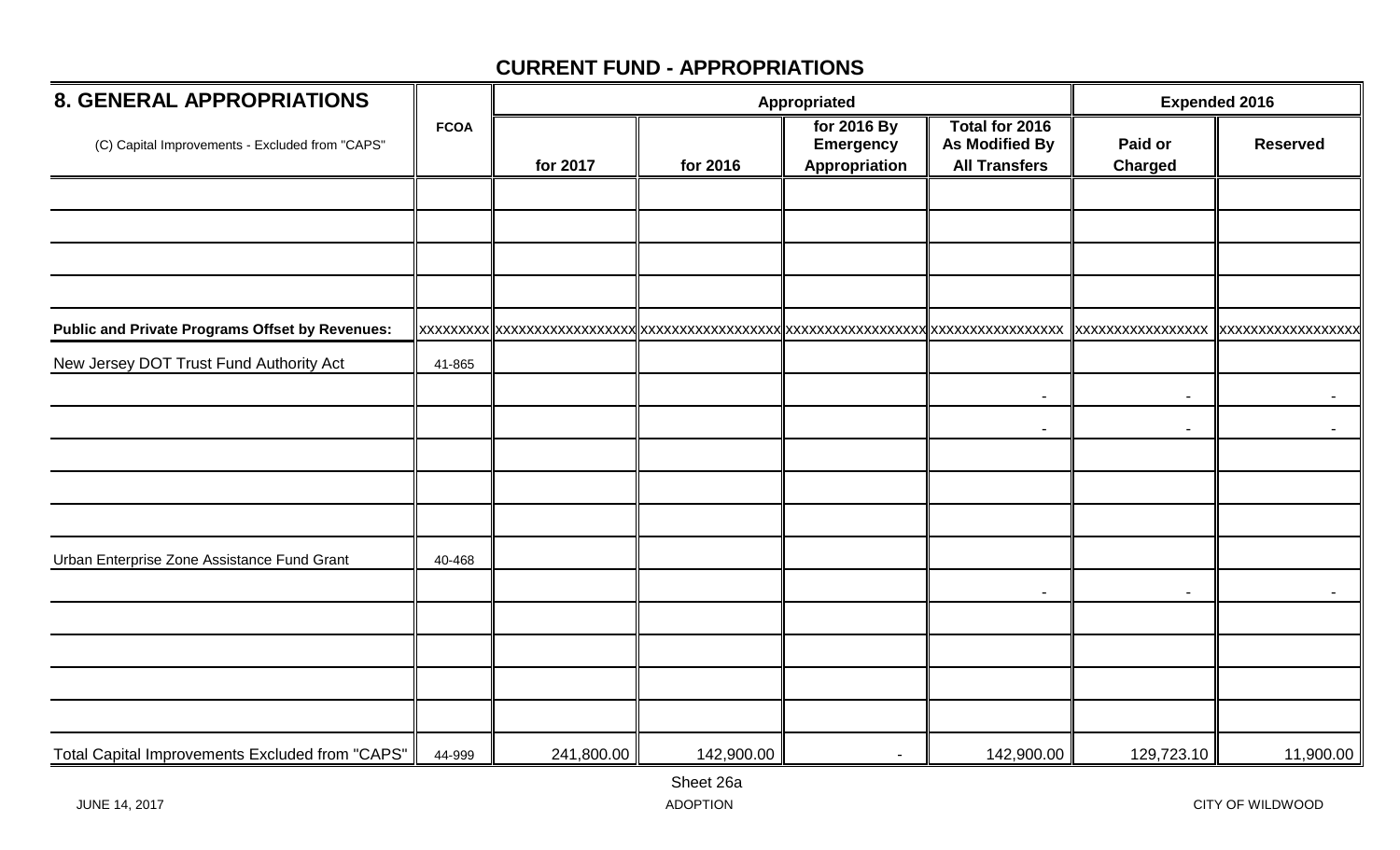## CURRENT FUND - APPROPRIATIONS

| 8. GENERAL APPROPRIATIONS | FCOA | Appropriated | | | | Expended 2016 | |
|---|---|---|---|---|---|---|---|
| (C) Capital Improvements - Excluded from "CAPS" | | for 2017 | for 2016 | for 2016 By Emergency Appropriation | Total for 2016 As Modified By All Transfers | Paid or Charged | Reserved |
| | | | | | | | |
| | | | | | | | |
| | | | | | | | |
| | | | | | | | |
| **Public and Private Programs Offset by Revenues:** | xxxxxxxxx | xxxxxxxxxxxxxxxxx | xxxxxxxxxxxxxxxxx | xxxxxxxxxxxxxxxxx | xxxxxxxxxxxxxxxxx | xxxxxxxxxxxxxxxxx | xxxxxxxxxxxxxxxxxx |
| New Jersey DOT Trust Fund Authority Act | 41-865 | | | | | | |
| | | | | | - | - | - |
| | | | | | - | - | - |
| | | | | | | | |
| | | | | | | | |
| | | | | | | | |
| Urban Enterprise Zone Assistance Fund Grant | 40-468 | | | | | | |
| | | | | | - | - | - |
| | | | | | | | |
| | | | | | | | |
| | | | | | | | |
| | | | | | | | |
| Total Capital Improvements Excluded from "CAPS" | 44-999 | 241,800.00 | 142,900.00 | - | 142,900.00 | 129,723.10 | 11,900.00 |

Sheet 26a

JUNE 14, 2017 ADOPTION CITY OF WILDWOOD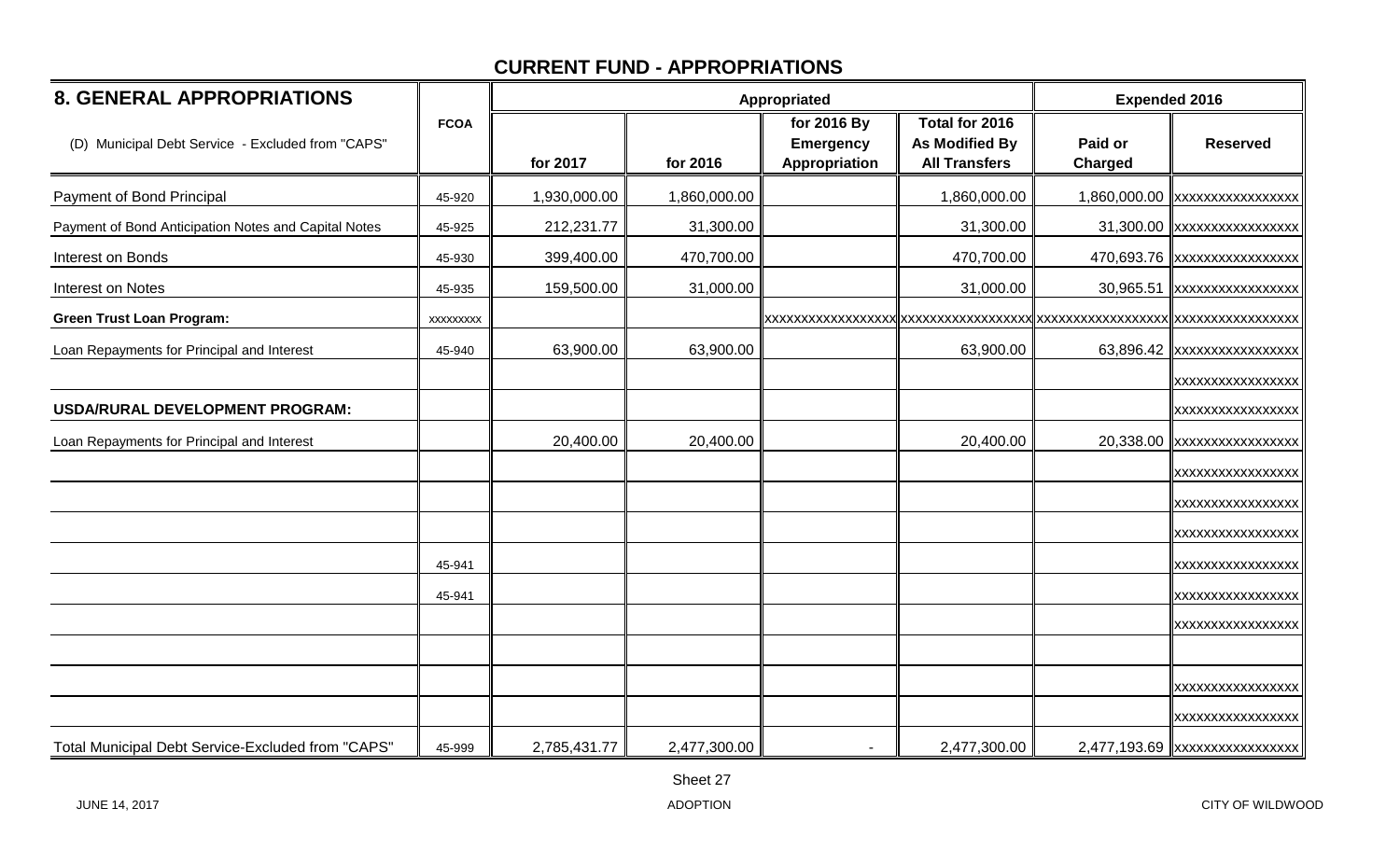## CURRENT FUND - APPROPRIATIONS

| 8. GENERAL APPROPRIATIONS | FCOA | Appropriated | | | | Expended 2016 | |
|---|---|---|---|---|---|---|---|
| (D) Municipal Debt Service - Excluded from "CAPS" | | for 2017 | for 2016 | for 2016 By Emergency Appropriation | Total for 2016 As Modified By All Transfers | Paid or Charged | Reserved |
| Payment of Bond Principal | 45-920 | 1,930,000.00 | 1,860,000.00 | | 1,860,000.00 | 1,860,000.00 | xxxxxxxxxxxxxxxx |
| Payment of Bond Anticipation Notes and Capital Notes | 45-925 | 212,231.77 | 31,300.00 | | 31,300.00 | 31,300.00 | xxxxxxxxxxxxxxxx |
| Interest on Bonds | 45-930 | 399,400.00 | 470,700.00 | | 470,700.00 | 470,693.76 | xxxxxxxxxxxxxxxx |
| Interest on Notes | 45-935 | 159,500.00 | 31,000.00 | | 31,000.00 | 30,965.51 | xxxxxxxxxxxxxxxx |
| **Green Trust Loan Program:** | xxxxxxxxx | | | xxxxxxxxxxxxxxxxx | xxxxxxxxxxxxxxxxx | xxxxxxxxxxxxxxxxx | xxxxxxxxxxxxxxxx |
| Loan Repayments for Principal and Interest | 45-940 | 63,900.00 | 63,900.00 | | 63,900.00 | 63,896.42 | xxxxxxxxxxxxxxxx |
| | | | | | | | xxxxxxxxxxxxxxxx |
| **USDA/RURAL DEVELOPMENT PROGRAM:** | | | | | | | xxxxxxxxxxxxxxxx |
| Loan Repayments for Principal and Interest | | 20,400.00 | 20,400.00 | | 20,400.00 | 20,338.00 | xxxxxxxxxxxxxxxx |
| | | | | | | | xxxxxxxxxxxxxxxx |
| | | | | | | | xxxxxxxxxxxxxxxx |
| | | | | | | | xxxxxxxxxxxxxxxx |
| | 45-941 | | | | | | xxxxxxxxxxxxxxxx |
| | 45-941 | | | | | | xxxxxxxxxxxxxxxx |
| | | | | | | | xxxxxxxxxxxxxxxx |
| | | | | | | | |
| | | | | | | | xxxxxxxxxxxxxxxx |
| | | | | | | | xxxxxxxxxxxxxxxx |
| Total Municipal Debt Service-Excluded from "CAPS" | 45-999 | 2,785,431.77 | 2,477,300.00 | - | 2,477,300.00 | 2,477,193.69 | xxxxxxxxxxxxxxxx |

Sheet 27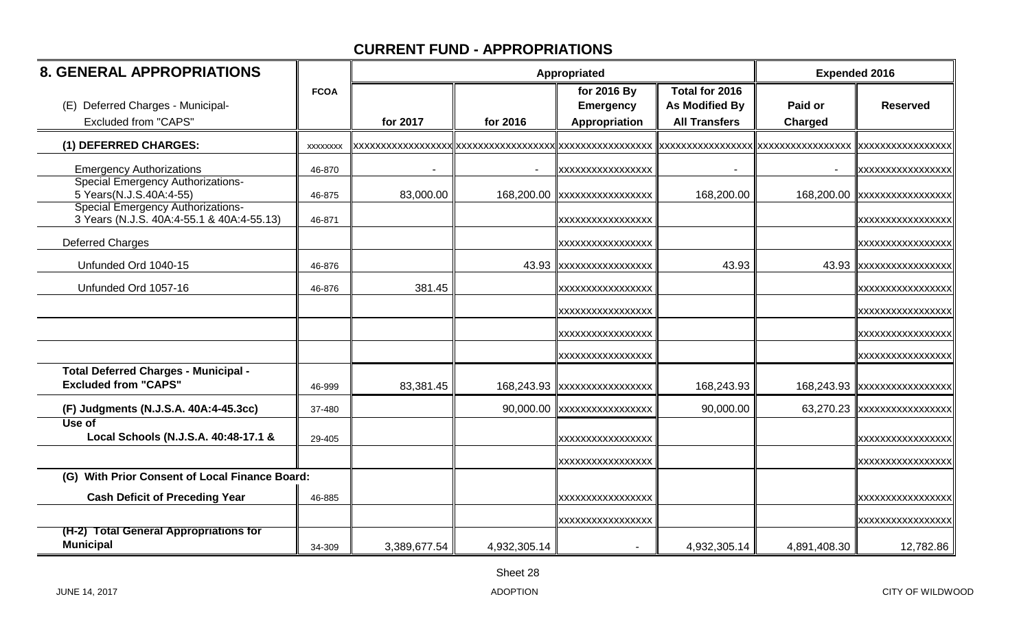## CURRENT FUND - APPROPRIATIONS

| 8. GENERAL APPROPRIATIONS | FCOA | Appropriated | | | | Expended 2016 | |
|---|---|---|---|---|---|---|---|
| (E) Deferred Charges - Municipal- Excluded from "CAPS" | | for 2017 | for 2016 | for 2016 By Emergency Appropriation | Total for 2016 As Modified By All Transfers | Paid or Charged | Reserved |
| **(1) DEFERRED CHARGES:** | xxxxxxxx | xxxxxxxxxxxxxxxxx | xxxxxxxxxxxxxxxxx | xxxxxxxxxxxxxxxx | xxxxxxxxxxxxxxxx | xxxxxxxxxxxxxxxx | xxxxxxxxxxxxxxxx |
| Emergency Authorizations | 46-870 | - | - | xxxxxxxxxxxxxxxx | - | - | xxxxxxxxxxxxxxxx |
| Special Emergency Authorizations- 5 Years(N.J.S.40A:4-55) | 46-875 | 83,000.00 | 168,200.00 | xxxxxxxxxxxxxxxx | 168,200.00 | 168,200.00 | xxxxxxxxxxxxxxxx |
| Special Emergency Authorizations- 3 Years (N.J.S. 40A:4-55.1 & 40A:4-55.13) | 46-871 | | | xxxxxxxxxxxxxxxx | | | xxxxxxxxxxxxxxxx |
| Deferred Charges | | | | xxxxxxxxxxxxxxxx | | | xxxxxxxxxxxxxxxx |
| Unfunded Ord 1040-15 | 46-876 | | 43.93 | xxxxxxxxxxxxxxxx | 43.93 | 43.93 | xxxxxxxxxxxxxxxx |
| Unfunded Ord 1057-16 | 46-876 | 381.45 | | xxxxxxxxxxxxxxxx | | | xxxxxxxxxxxxxxxx |
| | | | | xxxxxxxxxxxxxxxx | | | xxxxxxxxxxxxxxxx |
| | | | | xxxxxxxxxxxxxxxx | | | xxxxxxxxxxxxxxxx |
| | | | | xxxxxxxxxxxxxxxx | | | xxxxxxxxxxxxxxxx |
| **Total Deferred Charges - Municipal - Excluded from "CAPS"** | 46-999 | 83,381.45 | 168,243.93 | xxxxxxxxxxxxxxxx | 168,243.93 | 168,243.93 | xxxxxxxxxxxxxxxx |
| **(F) Judgments (N.J.S.A. 40A:4-45.3cc)** | 37-480 | | 90,000.00 | xxxxxxxxxxxxxxxx | 90,000.00 | 63,270.23 | xxxxxxxxxxxxxxxx |
| **Use of Local Schools (N.J.S.A. 40:48-17.1 &** | 29-405 | | | xxxxxxxxxxxxxxxx | | | xxxxxxxxxxxxxxxx |
| | | | | xxxxxxxxxxxxxxxx | | | xxxxxxxxxxxxxxxx |
| **(G) With Prior Consent of Local Finance Board:** | | | | | | | |
| **Cash Deficit of Preceding Year** | 46-885 | | | xxxxxxxxxxxxxxxx | | | xxxxxxxxxxxxxxxx |
| | | | | xxxxxxxxxxxxxxxx | | | xxxxxxxxxxxxxxxx |
| **(H-2) Total General Appropriations for Municipal** | 34-309 | 3,389,677.54 | 4,932,305.14 | - | 4,932,305.14 | 4,891,408.30 | 12,782.86 |

Sheet 28

JUNE 14, 2017 ADOPTION CITY OF WILDWOOD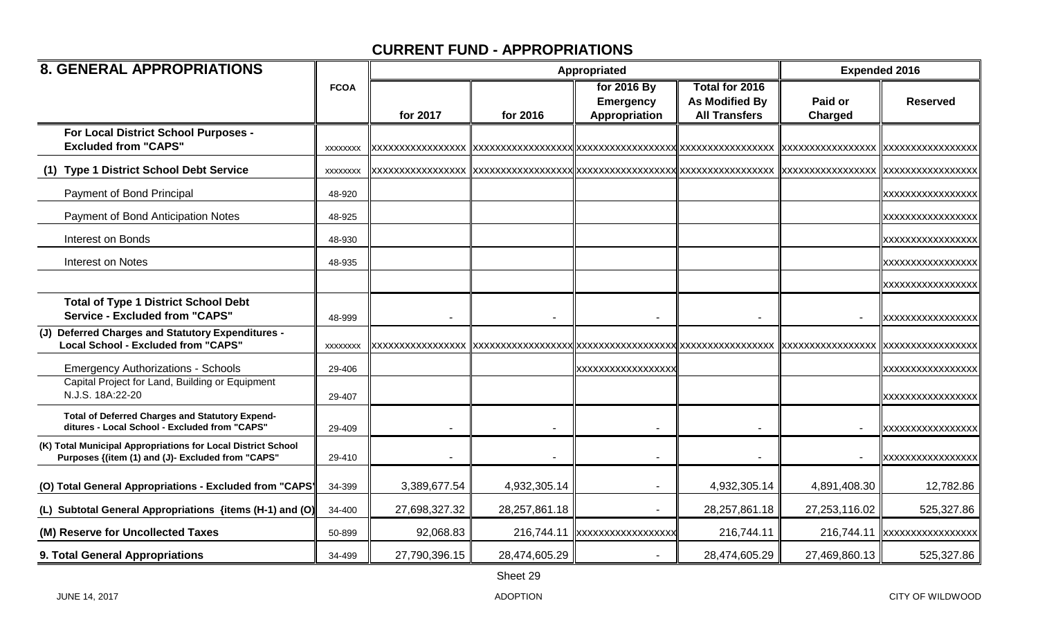## CURRENT FUND - APPROPRIATIONS

| 8. GENERAL APPROPRIATIONS | FCOA | Appropriated | | | | Expended 2016 | |
|---|---|---|---|---|---|---|---|
| | | for 2017 | for 2016 | for 2016 By Emergency Appropriation | Total for 2016 As Modified By All Transfers | Paid or Charged | Reserved |
| For Local District School Purposes - Excluded from "CAPS" | xxxxxxxx | xxxxxxxxxxxxxxxx | xxxxxxxxxxxxxxxxx | xxxxxxxxxxxxxxxxx | xxxxxxxxxxxxxxxx | xxxxxxxxxxxxxxxxx | xxxxxxxxxxxxxxxxx |
| (1) Type 1 District School Debt Service | xxxxxxxx | xxxxxxxxxxxxxxxx | xxxxxxxxxxxxxxxxx | xxxxxxxxxxxxxxxxx | xxxxxxxxxxxxxxxx | xxxxxxxxxxxxxxxxx | xxxxxxxxxxxxxxxxx |
| Payment of Bond Principal | 48-920 | | | | | | xxxxxxxxxxxxxxxxx |
| Payment of Bond Anticipation Notes | 48-925 | | | | | | xxxxxxxxxxxxxxxxx |
| Interest on Bonds | 48-930 | | | | | | xxxxxxxxxxxxxxxxx |
| Interest on Notes | 48-935 | | | | | | xxxxxxxxxxxxxxxxx |
| | | | | | | | xxxxxxxxxxxxxxxxx |
| Total of Type 1 District School Debt Service - Excluded from "CAPS" | 48-999 | - | - | - | - | - | xxxxxxxxxxxxxxxxx |
| (J) Deferred Charges and Statutory Expenditures - Local School - Excluded from "CAPS" | xxxxxxxx | xxxxxxxxxxxxxxxx | xxxxxxxxxxxxxxxxx | xxxxxxxxxxxxxxxxx | xxxxxxxxxxxxxxxx | xxxxxxxxxxxxxxxxx | xxxxxxxxxxxxxxxxx |
| Emergency Authorizations - Schools | 29-406 | | | xxxxxxxxxxxxxxxxx | | | xxxxxxxxxxxxxxxxx |
| Capital Project for Land, Building or Equipment N.J.S. 18A:22-20 | 29-407 | | | | | | xxxxxxxxxxxxxxxxx |
| Total of Deferred Charges and Statutory Expenditures - Local School - Excluded from "CAPS" | 29-409 | - | - | - | - | - | xxxxxxxxxxxxxxxxx |
| (K) Total Municipal Appropriations for Local District School Purposes {(item (1) and (J)- Excluded from "CAPS" | 29-410 | - | - | - | - | - | xxxxxxxxxxxxxxxxx |
| (O) Total General Appropriations - Excluded from "CAPS" | 34-399 | 3,389,677.54 | 4,932,305.14 | - | 4,932,305.14 | 4,891,408.30 | 12,782.86 |
| (L) Subtotal General Appropriations {items (H-1) and (O) | 34-400 | 27,698,327.32 | 28,257,861.18 | - | 28,257,861.18 | 27,253,116.02 | 525,327.86 |
| (M) Reserve for Uncollected Taxes | 50-899 | 92,068.83 | 216,744.11 | xxxxxxxxxxxxxxxxx | 216,744.11 | 216,744.11 | xxxxxxxxxxxxxxxxx |
| 9. Total General Appropriations | 34-499 | 27,790,396.15 | 28,474,605.29 | - | 28,474,605.29 | 27,469,860.13 | 525,327.86 |

Sheet 29

JUNE 14, 2017 ADOPTION CITY OF WILDWOOD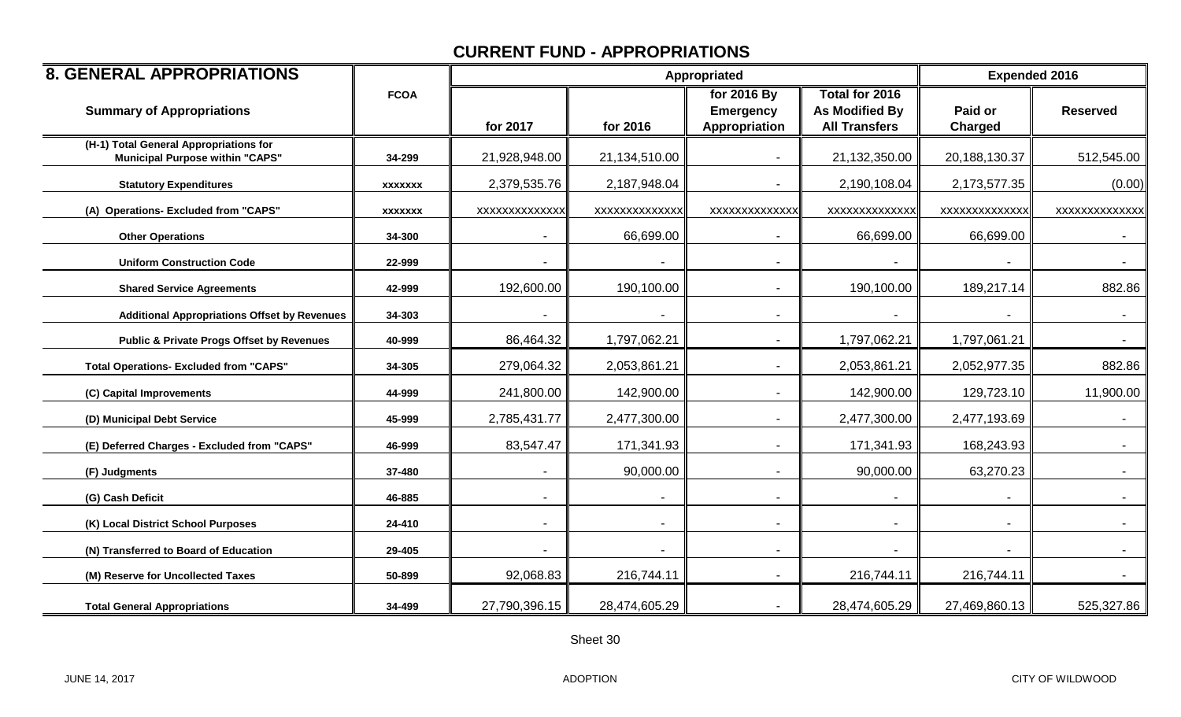## CURRENT FUND - APPROPRIATIONS

| 8. GENERAL APPROPRIATIONS | | Appropriated | | | | Expended 2016 | |
|---|---|---|---|---|---|---|---|
| **Summary of Appropriations** | **FCOA** | **for 2017** | **for 2016** | **for 2016 By Emergency Appropriation** | **Total for 2016 As Modified By All Transfers** | **Paid or Charged** | **Reserved** |
| (H-1) Total General Appropriations for Municipal Purpose within "CAPS" | 34-299 | 21,928,948.00 | 21,134,510.00 | - | 21,132,350.00 | 20,188,130.37 | 512,545.00 |
| Statutory Expenditures | xxxxxxx | 2,379,535.76 | 2,187,948.04 | - | 2,190,108.04 | 2,173,577.35 | (0.00) |
| (A) Operations- Excluded from "CAPS" | xxxxxxx | xxxxxxxxxxxxxx | xxxxxxxxxxxxxx | xxxxxxxxxxxxxx | xxxxxxxxxxxxxx | xxxxxxxxxxxxxx | xxxxxxxxxxxxxx |
| Other Operations | 34-300 | - | 66,699.00 | - | 66,699.00 | 66,699.00 | - |
| Uniform Construction Code | 22-999 | - | - | - | - | - | - |
| Shared Service Agreements | 42-999 | 192,600.00 | 190,100.00 | - | 190,100.00 | 189,217.14 | 882.86 |
| Additional Appropriations Offset by Revenues | 34-303 | - | - | - | - | - | - |
| Public & Private Progs Offset by Revenues | 40-999 | 86,464.32 | 1,797,062.21 | - | 1,797,062.21 | 1,797,061.21 | - |
| Total Operations- Excluded from "CAPS" | 34-305 | 279,064.32 | 2,053,861.21 | - | 2,053,861.21 | 2,052,977.35 | 882.86 |
| (C) Capital Improvements | 44-999 | 241,800.00 | 142,900.00 | - | 142,900.00 | 129,723.10 | 11,900.00 |
| (D) Municipal Debt Service | 45-999 | 2,785,431.77 | 2,477,300.00 | - | 2,477,300.00 | 2,477,193.69 | - |
| (E) Deferred Charges - Excluded from "CAPS" | 46-999 | 83,547.47 | 171,341.93 | - | 171,341.93 | 168,243.93 | - |
| (F) Judgments | 37-480 | - | 90,000.00 | - | 90,000.00 | 63,270.23 | - |
| (G) Cash Deficit | 46-885 | - | - | - | - | - | - |
| (K) Local District School Purposes | 24-410 | - | - | - | - | - | - |
| (N) Transferred to Board of Education | 29-405 | - | - | - | - | - | - |
| (M) Reserve for Uncollected Taxes | 50-899 | 92,068.83 | 216,744.11 | - | 216,744.11 | 216,744.11 | - |
| Total General Appropriations | 34-499 | 27,790,396.15 | 28,474,605.29 | - | 28,474,605.29 | 27,469,860.13 | 525,327.86 |

Sheet 30

JUNE 14, 2017 ADOPTION CITY OF WILDWOOD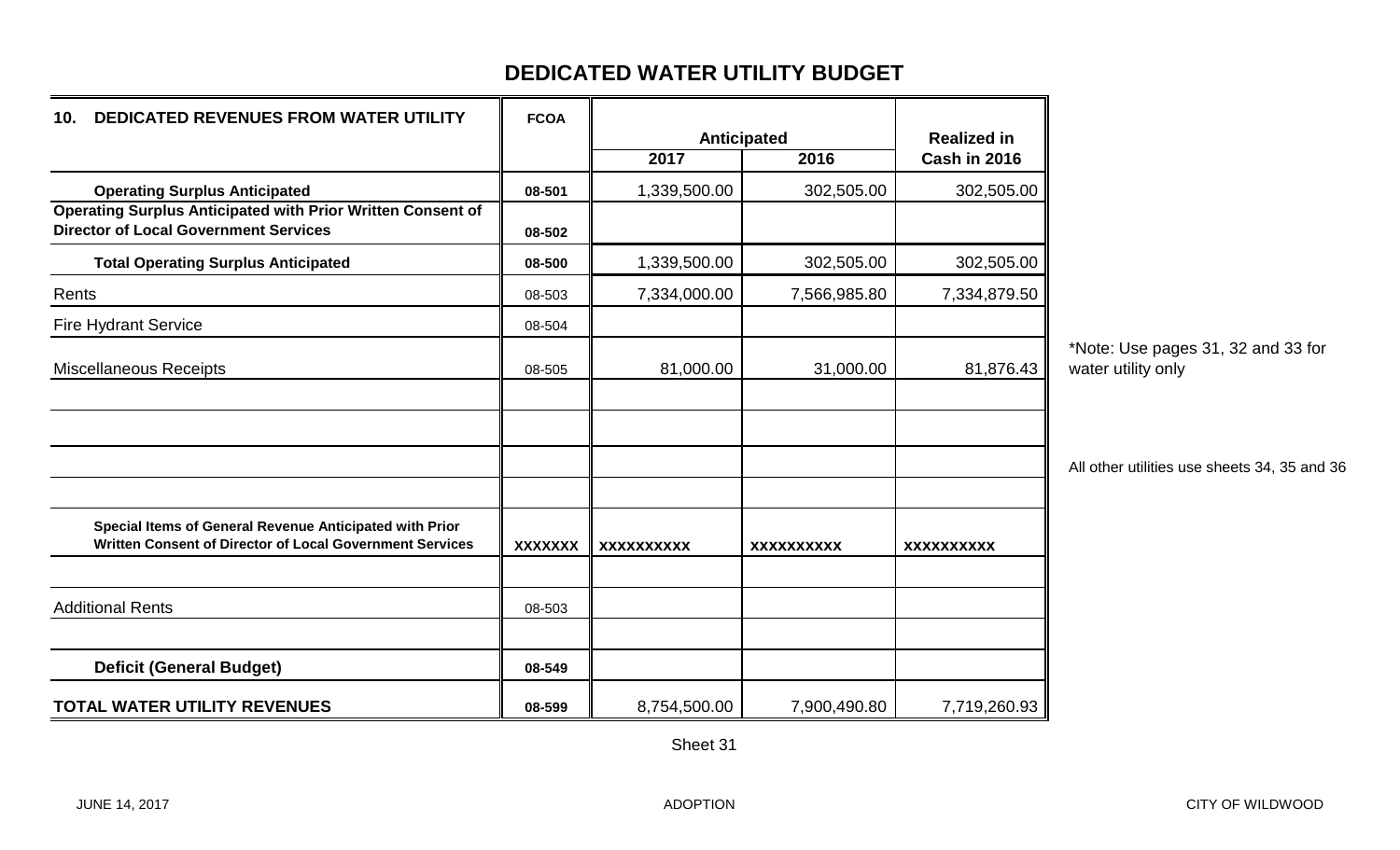# DEDICATED WATER UTILITY BUDGET

| 10. DEDICATED REVENUES FROM WATER UTILITY | FCOA | Anticipated | | Realized in |
|---|---|---|---|---|
| | | 2017 | 2016 | Cash in 2016 |
| **Operating Surplus Anticipated** | **08-501** | 1,339,500.00 | 302,505.00 | 302,505.00 |
| **Operating Surplus Anticipated with Prior Written Consent of Director of Local Government Services** | **08-502** | | | |
| **Total Operating Surplus Anticipated** | **08-500** | 1,339,500.00 | 302,505.00 | 302,505.00 |
| Rents | 08-503 | 7,334,000.00 | 7,566,985.80 | 7,334,879.50 |
| Fire Hydrant Service | 08-504 | | | |
| Miscellaneous Receipts | 08-505 | 81,000.00 | 31,000.00 | 81,876.43 |
| | | | | |
| | | | | |
| | | | | |
| | | | | |
| **Special Items of General Revenue Anticipated with Prior Written Consent of Director of Local Government Services** | **XXXXXXX** | **XXXXXXXXXX** | **XXXXXXXXXX** | **XXXXXXXXXX** |
| | | | | |
| Additional Rents | 08-503 | | | |
| | | | | |
| **Deficit (General Budget)** | **08-549** | | | |
| **TOTAL WATER UTILITY REVENUES** | **08-599** | 8,754,500.00 | 7,900,490.80 | 7,719,260.93 |

*Note: Use pages 31, 32 and 33 for water utility only

All other utilities use sheets 34, 35 and 36

Sheet 31

JUNE 14, 2017 ADOPTION CITY OF WILDWOOD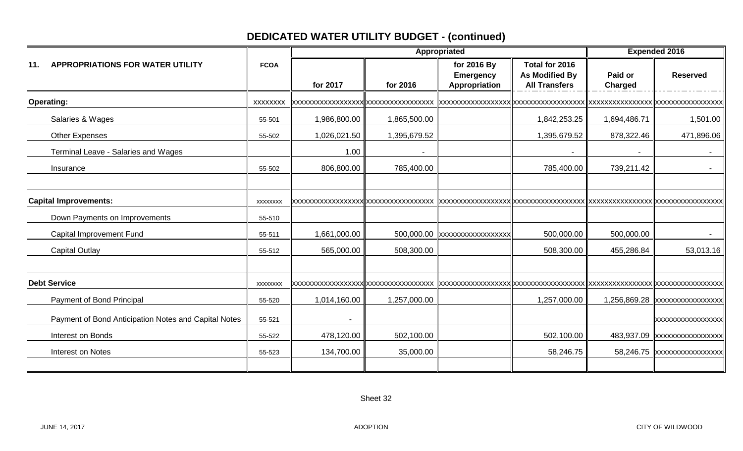# DEDICATED WATER UTILITY BUDGET - (continued)

| 11. APPROPRIATIONS FOR WATER UTILITY | FCOA | Appropriated | | | | Expended 2016 | |
|---|---|---|---|---|---|---|---|
| | | for 2017 | for 2016 | for 2016 By Emergency Appropriation | Total for 2016 As Modified By All Transfers | Paid or Charged | Reserved |
| **Operating:** | XXXXXXXX | XXXXXXXXXXXXXXXXX | XXXXXXXXXXXXXXXX | XXXXXXXXXXXXXXXXX | XXXXXXXXXXXXXXXXX | XXXXXXXXXXXXXXXX | XXXXXXXXXXXXXXXXX |
| Salaries & Wages | 55-501 | 1,986,800.00 | 1,865,500.00 | | 1,842,253.25 | 1,694,486.71 | 1,501.00 |
| Other Expenses | 55-502 | 1,026,021.50 | 1,395,679.52 | | 1,395,679.52 | 878,322.46 | 471,896.06 |
| Terminal Leave - Salaries and Wages | | 1.00 | - | | - | - | - |
| Insurance | 55-502 | 806,800.00 | 785,400.00 | | 785,400.00 | 739,211.42 | - |
| | | | | | | | |
| **Capital Improvements:** | XXXXXXXX | XXXXXXXXXXXXXXXXX | XXXXXXXXXXXXXXXX | XXXXXXXXXXXXXXXXX | XXXXXXXXXXXXXXXXX | XXXXXXXXXXXXXXXX | XXXXXXXXXXXXXXXXX |
| Down Payments on Improvements | 55-510 | | | | | | |
| Capital Improvement Fund | 55-511 | 1,661,000.00 | 500,000.00 | XXXXXXXXXXXXXXXXX | 500,000.00 | 500,000.00 | - |
| Capital Outlay | 55-512 | 565,000.00 | 508,300.00 | | 508,300.00 | 455,286.84 | 53,013.16 |
| | | | | | | | |
| **Debt Service** | XXXXXXXX | XXXXXXXXXXXXXXXXX | XXXXXXXXXXXXXXXX | XXXXXXXXXXXXXXXXX | XXXXXXXXXXXXXXXXX | XXXXXXXXXXXXXXXX | XXXXXXXXXXXXXXXXX |
| Payment of Bond Principal | 55-520 | 1,014,160.00 | 1,257,000.00 | | 1,257,000.00 | 1,256,869.28 | XXXXXXXXXXXXXXXX |
| Payment of Bond Anticipation Notes and Capital Notes | 55-521 | - | | | | | XXXXXXXXXXXXXXXX |
| Interest on Bonds | 55-522 | 478,120.00 | 502,100.00 | | 502,100.00 | 483,937.09 | XXXXXXXXXXXXXXXX |
| Interest on Notes | 55-523 | 134,700.00 | 35,000.00 | | 58,246.75 | 58,246.75 | XXXXXXXXXXXXXXXX |
| | | | | | | | |

Sheet 32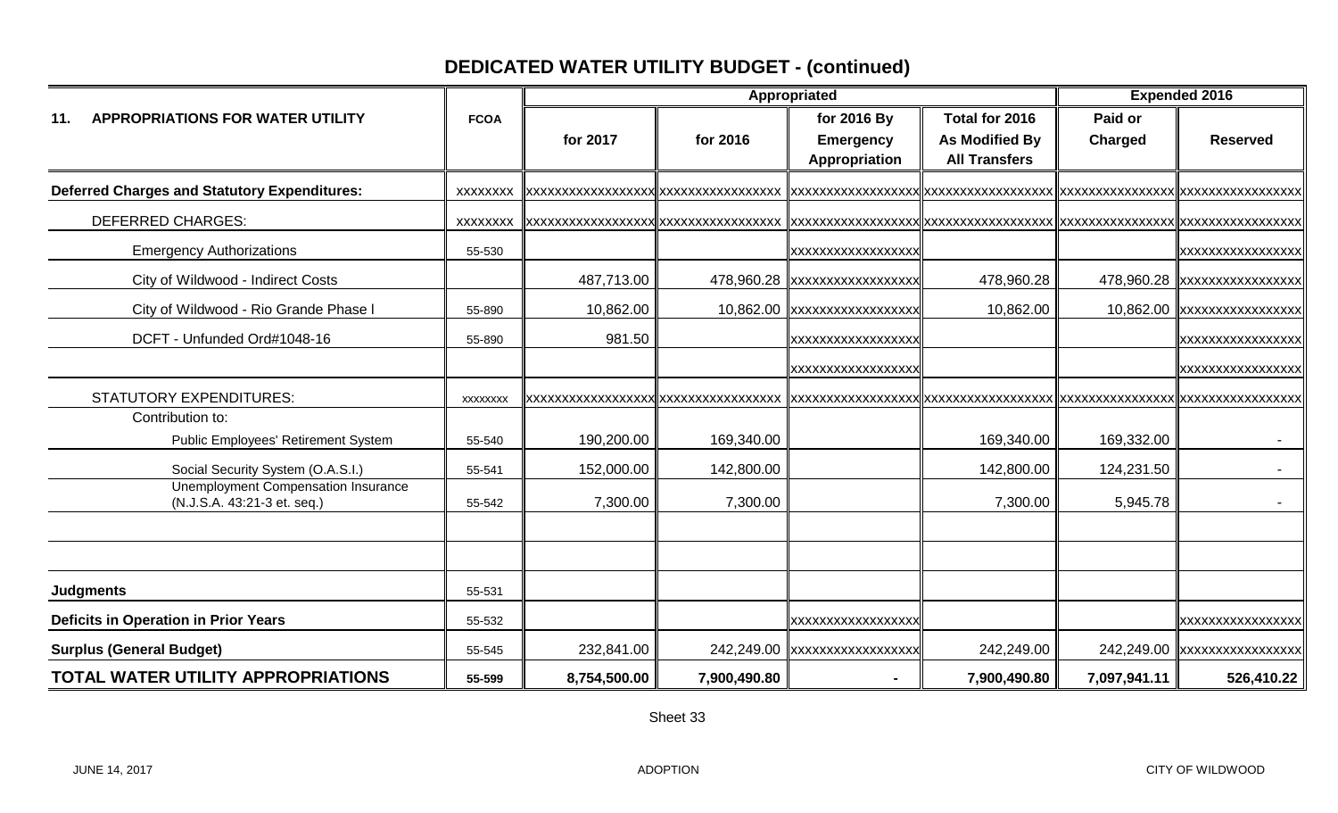# DEDICATED WATER UTILITY BUDGET - (continued)

| 11. APPROPRIATIONS FOR WATER UTILITY | FCOA | Appropriated | | | | Expended 2016 | |
|---|---|---|---|---|---|---|---|
| | | for 2017 | for 2016 | for 2016 By Emergency Appropriation | Total for 2016 As Modified By All Transfers | Paid or Charged | Reserved |
| **Deferred Charges and Statutory Expenditures:** | XXXXXXXX | XXXXXXXXXXXXXXXXX | XXXXXXXXXXXXXXXX | XXXXXXXXXXXXXXXXX | XXXXXXXXXXXXXXXXX | XXXXXXXXXXXXXXX | XXXXXXXXXXXXXXXX |
| DEFERRED CHARGES: | XXXXXXXX | XXXXXXXXXXXXXXXXX | XXXXXXXXXXXXXXXX | XXXXXXXXXXXXXXXXX | XXXXXXXXXXXXXXXXX | XXXXXXXXXXXXXXX | XXXXXXXXXXXXXXXX |
| Emergency Authorizations | 55-530 | | | XXXXXXXXXXXXXXXXX | | | XXXXXXXXXXXXXXXX |
| City of Wildwood - Indirect Costs | | 487,713.00 | 478,960.28 | XXXXXXXXXXXXXXXXX | 478,960.28 | 478,960.28 | XXXXXXXXXXXXXXXX |
| City of Wildwood - Rio Grande Phase I | 55-890 | 10,862.00 | 10,862.00 | XXXXXXXXXXXXXXXXX | 10,862.00 | 10,862.00 | XXXXXXXXXXXXXXXX |
| DCFT - Unfunded Ord#1048-16 | 55-890 | 981.50 | | XXXXXXXXXXXXXXXXX | | | XXXXXXXXXXXXXXXX |
| | | | | XXXXXXXXXXXXXXXXX | | | XXXXXXXXXXXXXXXX |
| STATUTORY EXPENDITURES: | XXXXXXXX | XXXXXXXXXXXXXXXXX | XXXXXXXXXXXXXXXX | XXXXXXXXXXXXXXXXX | XXXXXXXXXXXXXXXXX | XXXXXXXXXXXXXXX | XXXXXXXXXXXXXXXX |
| Contribution to: | | | | | | | |
| Public Employees' Retirement System | 55-540 | 190,200.00 | 169,340.00 | | 169,340.00 | 169,332.00 | - |
| Social Security System (O.A.S.I.) | 55-541 | 152,000.00 | 142,800.00 | | 142,800.00 | 124,231.50 | - |
| Unemployment Compensation Insurance (N.J.S.A. 43:21-3 et. seq.) | 55-542 | 7,300.00 | 7,300.00 | | 7,300.00 | 5,945.78 | - |
| | | | | | | | |
| | | | | | | | |
| **Judgments** | 55-531 | | | | | | |
| **Deficits in Operation in Prior Years** | 55-532 | | | XXXXXXXXXXXXXXXXX | | | XXXXXXXXXXXXXXXX |
| **Surplus (General Budget)** | 55-545 | 232,841.00 | 242,249.00 | XXXXXXXXXXXXXXXXX | 242,249.00 | 242,249.00 | XXXXXXXXXXXXXXXX |
| **TOTAL WATER UTILITY APPROPRIATIONS** | **55-599** | **8,754,500.00** | **7,900,490.80** | **-** | **7,900,490.80** | **7,097,941.11** | **526,410.22** |

Sheet 33

JUNE 14, 2017 ADOPTION CITY OF WILDWOOD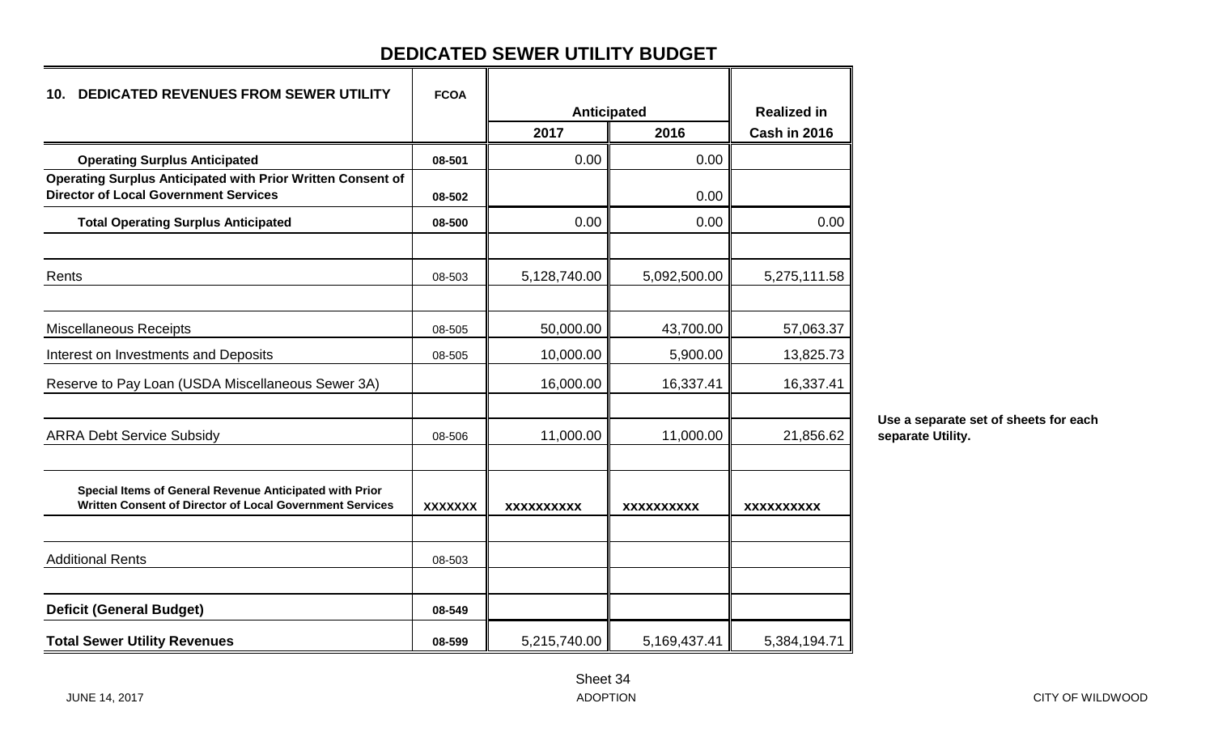# DEDICATED SEWER UTILITY BUDGET

| 10. DEDICATED REVENUES FROM SEWER UTILITY | FCOA | Anticipated | | Realized in |
|---|---|---|---|---|
| | | 2017 | 2016 | Cash in 2016 |
| **Operating Surplus Anticipated** | 08-501 | 0.00 | 0.00 | |
| **Operating Surplus Anticipated with Prior Written Consent of Director of Local Government Services** | 08-502 | | 0.00 | |
| **Total Operating Surplus Anticipated** | 08-500 | 0.00 | 0.00 | 0.00 |
| | | | | |
| Rents | 08-503 | 5,128,740.00 | 5,092,500.00 | 5,275,111.58 |
| | | | | |
| Miscellaneous Receipts | 08-505 | 50,000.00 | 43,700.00 | 57,063.37 |
| Interest on Investments and Deposits | 08-505 | 10,000.00 | 5,900.00 | 13,825.73 |
| Reserve to Pay Loan (USDA Miscellaneous Sewer 3A) | | 16,000.00 | 16,337.41 | 16,337.41 |
| | | | | |
| ARRA Debt Service Subsidy | 08-506 | 11,000.00 | 11,000.00 | 21,856.62 |
| | | | | |
| **Special Items of General Revenue Anticipated with Prior Written Consent of Director of Local Government Services** | XXXXXXX | XXXXXXXXXX | XXXXXXXXXX | XXXXXXXXXX |
| | | | | |
| Additional Rents | 08-503 | | | |
| | | | | |
| **Deficit (General Budget)** | 08-549 | | | |
| **Total Sewer Utility Revenues** | 08-599 | 5,215,740.00 | 5,169,437.41 | 5,384,194.71 |

**Use a separate set of sheets for each separate Utility.**

Sheet 34

JUNE 14, 2017 ADOPTION CITY OF WILDWOOD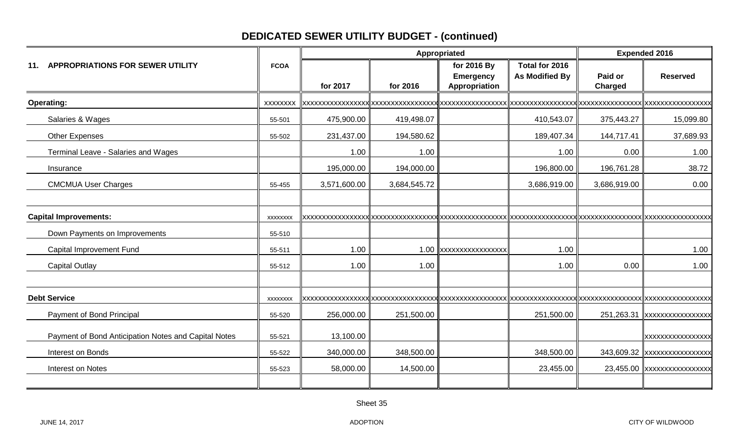# DEDICATED SEWER UTILITY BUDGET - (continued)

| 11. APPROPRIATIONS FOR SEWER UTILITY | FCOA | Appropriated | | | | Expended 2016 | |
|---|---|---|---|---|---|---|---|
| | | for 2017 | for 2016 | for 2016 By Emergency Appropriation | Total for 2016 As Modified By | Paid or Charged | Reserved |
| **Operating:** | XXXXXXXX | XXXXXXXXXXXXXXXX | XXXXXXXXXXXXXXXX | XXXXXXXXXXXXXXXX | XXXXXXXXXXXXXXXX | XXXXXXXXXXXXXXX | XXXXXXXXXXXXXXXX |
| Salaries & Wages | 55-501 | 475,900.00 | 419,498.07 | | 410,543.07 | 375,443.27 | 15,099.80 |
| Other Expenses | 55-502 | 231,437.00 | 194,580.62 | | 189,407.34 | 144,717.41 | 37,689.93 |
| Terminal Leave - Salaries and Wages | | 1.00 | 1.00 | | 1.00 | 0.00 | 1.00 |
| Insurance | | 195,000.00 | 194,000.00 | | 196,800.00 | 196,761.28 | 38.72 |
| CMCMUA User Charges | 55-455 | 3,571,600.00 | 3,684,545.72 | | 3,686,919.00 | 3,686,919.00 | 0.00 |
| | | | | | | | |
| **Capital Improvements:** | XXXXXXXX | XXXXXXXXXXXXXXXX | XXXXXXXXXXXXXXXX | XXXXXXXXXXXXXXXX | XXXXXXXXXXXXXXXX | XXXXXXXXXXXXXXX | XXXXXXXXXXXXXXXX |
| Down Payments on Improvements | 55-510 | | | | | | |
| Capital Improvement Fund | 55-511 | 1.00 | 1.00 | XXXXXXXXXXXXXXXX | 1.00 | | 1.00 |
| Capital Outlay | 55-512 | 1.00 | 1.00 | | 1.00 | 0.00 | 1.00 |
| | | | | | | | |
| **Debt Service** | XXXXXXXX | XXXXXXXXXXXXXXXX | XXXXXXXXXXXXXXXX | XXXXXXXXXXXXXXXX | XXXXXXXXXXXXXXXX | XXXXXXXXXXXXXXX | XXXXXXXXXXXXXXXX |
| Payment of Bond Principal | 55-520 | 256,000.00 | 251,500.00 | | 251,500.00 | 251,263.31 | XXXXXXXXXXXXXXXX |
| Payment of Bond Anticipation Notes and Capital Notes | 55-521 | 13,100.00 | | | | | XXXXXXXXXXXXXXXX |
| Interest on Bonds | 55-522 | 340,000.00 | 348,500.00 | | 348,500.00 | 343,609.32 | XXXXXXXXXXXXXXXX |
| Interest on Notes | 55-523 | 58,000.00 | 14,500.00 | | 23,455.00 | 23,455.00 | XXXXXXXXXXXXXXXX |
| | | | | | | | |

Sheet 35

JUNE 14, 2017 ADOPTION CITY OF WILDWOOD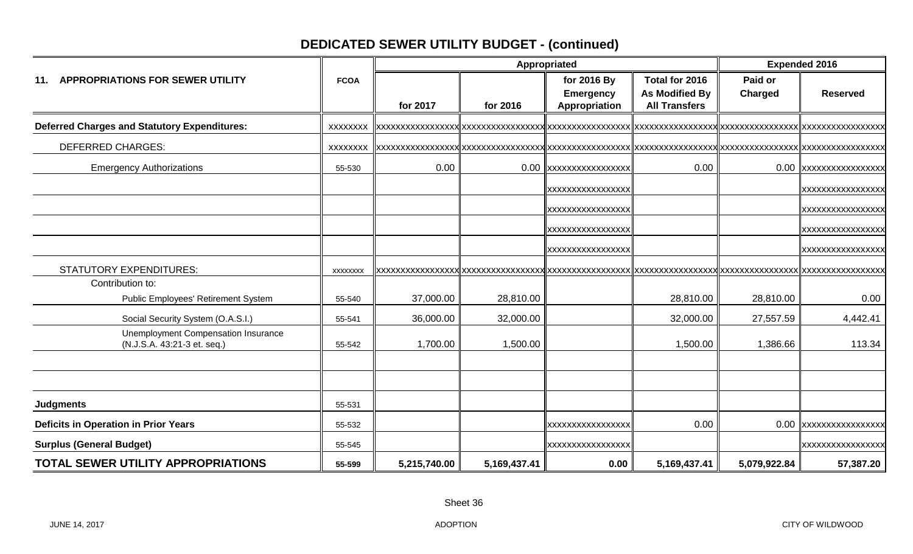# DEDICATED SEWER UTILITY BUDGET - (continued)

| 11. APPROPRIATIONS FOR SEWER UTILITY | FCOA | Appropriated | | | | Expended 2016 | |
|---|---|---|---|---|---|---|---|
| | | for 2017 | for 2016 | for 2016 By Emergency Appropriation | Total for 2016 As Modified By All Transfers | Paid or Charged | Reserved |
| **Deferred Charges and Statutory Expenditures:** | XXXXXXXX | XXXXXXXXXXXXXXXX | XXXXXXXXXXXXXXXX | XXXXXXXXXXXXXXXX | XXXXXXXXXXXXXXXX | XXXXXXXXXXXXXXX | XXXXXXXXXXXXXXXX |
| DEFERRED CHARGES: | XXXXXXXX | XXXXXXXXXXXXXXXX | XXXXXXXXXXXXXXXX | XXXXXXXXXXXXXXXX | XXXXXXXXXXXXXXXX | XXXXXXXXXXXXXXX | XXXXXXXXXXXXXXXX |
| Emergency Authorizations | 55-530 | 0.00 | 0.00 | XXXXXXXXXXXXXXXX | 0.00 | 0.00 | XXXXXXXXXXXXXXXX |
| | | | | XXXXXXXXXXXXXXXX | | | XXXXXXXXXXXXXXXX |
| | | | | XXXXXXXXXXXXXXXX | | | XXXXXXXXXXXXXXXX |
| | | | | XXXXXXXXXXXXXXXX | | | XXXXXXXXXXXXXXXX |
| | | | | XXXXXXXXXXXXXXXX | | | XXXXXXXXXXXXXXXX |
| STATUTORY EXPENDITURES: | XXXXXXXX | XXXXXXXXXXXXXXXX | XXXXXXXXXXXXXXXX | XXXXXXXXXXXXXXXX | XXXXXXXXXXXXXXXX | XXXXXXXXXXXXXXX | XXXXXXXXXXXXXXXX |
| Contribution to: | | | | | | | |
| Public Employees' Retirement System | 55-540 | 37,000.00 | 28,810.00 | | 28,810.00 | 28,810.00 | 0.00 |
| Social Security System (O.A.S.I.) | 55-541 | 36,000.00 | 32,000.00 | | 32,000.00 | 27,557.59 | 4,442.41 |
| Unemployment Compensation Insurance (N.J.S.A. 43:21-3 et. seq.) | 55-542 | 1,700.00 | 1,500.00 | | 1,500.00 | 1,386.66 | 113.34 |
| | | | | | | | |
| | | | | | | | |
| **Judgments** | 55-531 | | | | | | |
| **Deficits in Operation in Prior Years** | 55-532 | | | XXXXXXXXXXXXXXXX | 0.00 | 0.00 | XXXXXXXXXXXXXXXX |
| **Surplus (General Budget)** | 55-545 | | | XXXXXXXXXXXXXXXX | | | XXXXXXXXXXXXXXXX |
| **TOTAL SEWER UTILITY APPROPRIATIONS** | **55-599** | **5,215,740.00** | **5,169,437.41** | **0.00** | **5,169,437.41** | **5,079,922.84** | **57,387.20** |

Sheet 36

JUNE 14, 2017 ADOPTION CITY OF WILDWOOD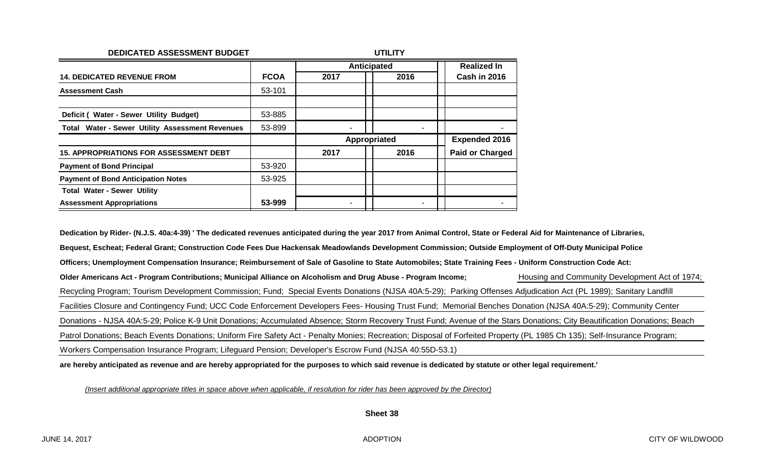**DEDICATED ASSESSMENT BUDGET** **UTILITY**

| 14. DEDICATED REVENUE FROM | FCOA | Anticipated 2017 | Anticipated 2016 | Realized In Cash in 2016 |
|---|---|---|---|---|
| Assessment Cash | 53-101 | | | |
| | | | | |
| Deficit ( Water - Sewer Utility Budget) | 53-885 | | | |
| Total Water - Sewer Utility Assessment Revenues | 53-899 | - | - | - |

| 15. APPROPRIATIONS FOR ASSESSMENT DEBT | FCOA | Appropriated 2017 | Appropriated 2016 | Expended 2016 Paid or Charged |
|---|---|---|---|---|
| Payment of Bond Principal | 53-920 | | | |
| Payment of Bond Anticipation Notes | 53-925 | | | |
| Total Water - Sewer Utility Assessment Appropriations | 53-999 | - | - | - |

**Dedication by Rider- (N.J.S. 40a:4-39) ' The dedicated revenues anticipated during the year 2017 from Animal Control, State or Federal Aid for Maintenance of Libraries, Bequest, Escheat; Federal Grant; Construction Code Fees Due Hackensak Meadowlands Development Commission; Outside Employment of Off-Duty Municipal Police Officers; Unemployment Compensation Insurance; Reimbursement of Sale of Gasoline to State Automobiles; State Training Fees - Uniform Construction Code Act: Older Americans Act - Program Contributions; Municipal Alliance on Alcoholism and Drug Abuse - Program Income;** Housing and Community Development Act of 1974; Recycling Program; Tourism Development Commission; Fund; Special Events Donations (NJSA 40A:5-29); Parking Offenses Adjudication Act (PL 1989); Sanitary Landfill Facilities Closure and Contingency Fund; UCC Code Enforcement Developers Fees- Housing Trust Fund; Memorial Benches Donation (NJSA 40A:5-29); Community Center Donations - NJSA 40A:5-29; Police K-9 Unit Donations; Accumulated Absence; Storm Recovery Trust Fund; Avenue of the Stars Donations; City Beautification Donations; Beach Patrol Donations; Beach Events Donations; Uniform Fire Safety Act - Penalty Monies; Recreation; Disposal of Forfeited Property (PL 1985 Ch 135); Self-Insurance Program; Workers Compensation Insurance Program; Lifeguard Pension; Developer's Escrow Fund (NJSA 40:55D-53.1)

**are hereby anticipated as revenue and are hereby appropriated for the purposes to which said revenue is dedicated by statute or other legal requirement.'**

*(Insert additional appropriate titles in space above when applicable, if resolution for rider has been approved by the Director)*

**Sheet 38**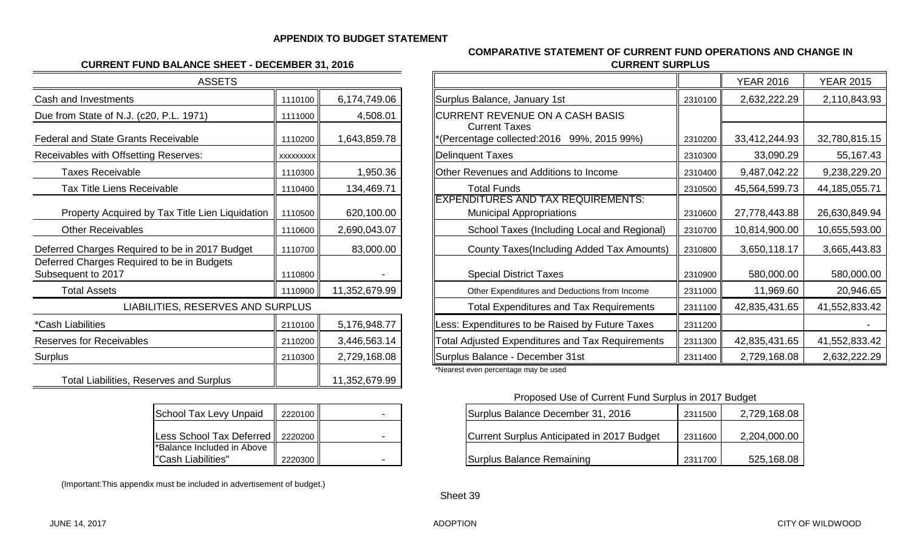## APPENDIX TO BUDGET STATEMENT

### CURRENT FUND BALANCE SHEET - DECEMBER 31, 2016

| ASSETS | | |
|---|---|---|
| Cash and Investments | 1110100 | 6,174,749.06 |
| Due from State of N.J. (c20, P.L. 1971) | 1111000 | 4,508.01 |
| Federal and State Grants Receivable | 1110200 | 1,643,859.78 |
| Receivables with Offsetting Reserves: | xxxxxxxxx | |
| Taxes Receivable | 1110300 | 1,950.36 |
| Tax Title Liens Receivable | 1110400 | 134,469.71 |
| Property Acquired by Tax Title Lien Liquidation | 1110500 | 620,100.00 |
| Other Receivables | 1110600 | 2,690,043.07 |
| Deferred Charges Required to be in 2017 Budget | 1110700 | 83,000.00 |
| Deferred Charges Required to be in Budgets Subsequent to 2017 | 1110800 | - |
| Total Assets | 1110900 | 11,352,679.99 |
| **LIABILITIES, RESERVES AND SURPLUS** | | |
| *Cash Liabilities | 2110100 | 5,176,948.77 |
| Reserves for Receivables | 2110200 | 3,446,563.14 |
| Surplus | 2110300 | 2,729,168.08 |
| Total Liabilities, Reserves and Surplus | | 11,352,679.99 |

| | | |
|---|---|---|
| School Tax Levy Unpaid | 2220100 | - |
| Less School Tax Deferred | 2220200 | - |
| *Balance Included in Above "Cash Liabilities" | 2220300 | - |

(Important:This appendix must be included in advertisement of budget.)

### COMPARATIVE STATEMENT OF CURRENT FUND OPERATIONS AND CHANGE IN CURRENT SURPLUS

| | | YEAR 2016 | YEAR 2015 |
|---|---|---|---|
| Surplus Balance, January 1st | 2310100 | 2,632,222.29 | 2,110,843.93 |
| CURRENT REVENUE ON A CASH BASIS | | | |
| Current Taxes *(Percentage collected:2016 99%, 2015 99%) | 2310200 | 33,412,244.93 | 32,780,815.15 |
| Delinquent Taxes | 2310300 | 33,090.29 | 55,167.43 |
| Other Revenues and Additions to Income | 2310400 | 9,487,042.22 | 9,238,229.20 |
| Total Funds | 2310500 | 45,564,599.73 | 44,185,055.71 |
| EXPENDITURES AND TAX REQUIREMENTS: Municipal Appropriations | 2310600 | 27,778,443.88 | 26,630,849.94 |
| School Taxes (Including Local and Regional) | 2310700 | 10,814,900.00 | 10,655,593.00 |
| County Taxes(Including Added Tax Amounts) | 2310800 | 3,650,118.17 | 3,665,443.83 |
| Special District Taxes | 2310900 | 580,000.00 | 580,000.00 |
| Other Expenditures and Deductions from Income | 2311000 | 11,969.60 | 20,946.65 |
| Total Expenditures and Tax Requirements | 2311100 | 42,835,431.65 | 41,552,833.42 |
| Less: Expenditures to be Raised by Future Taxes | 2311200 | | - |
| Total Adjusted Expenditures and Tax Requirements | 2311300 | 42,835,431.65 | 41,552,833.42 |
| Surplus Balance - December 31st | 2311400 | 2,729,168.08 | 2,632,222.29 |

*Nearest even percentage may be used

#### Proposed Use of Current Fund Surplus in 2017 Budget

| | | |
|---|---|---|
| Surplus Balance December 31, 2016 | 2311500 | 2,729,168.08 |
| Current Surplus Anticipated in 2017 Budget | 2311600 | 2,204,000.00 |
| Surplus Balance Remaining | 2311700 | 525,168.08 |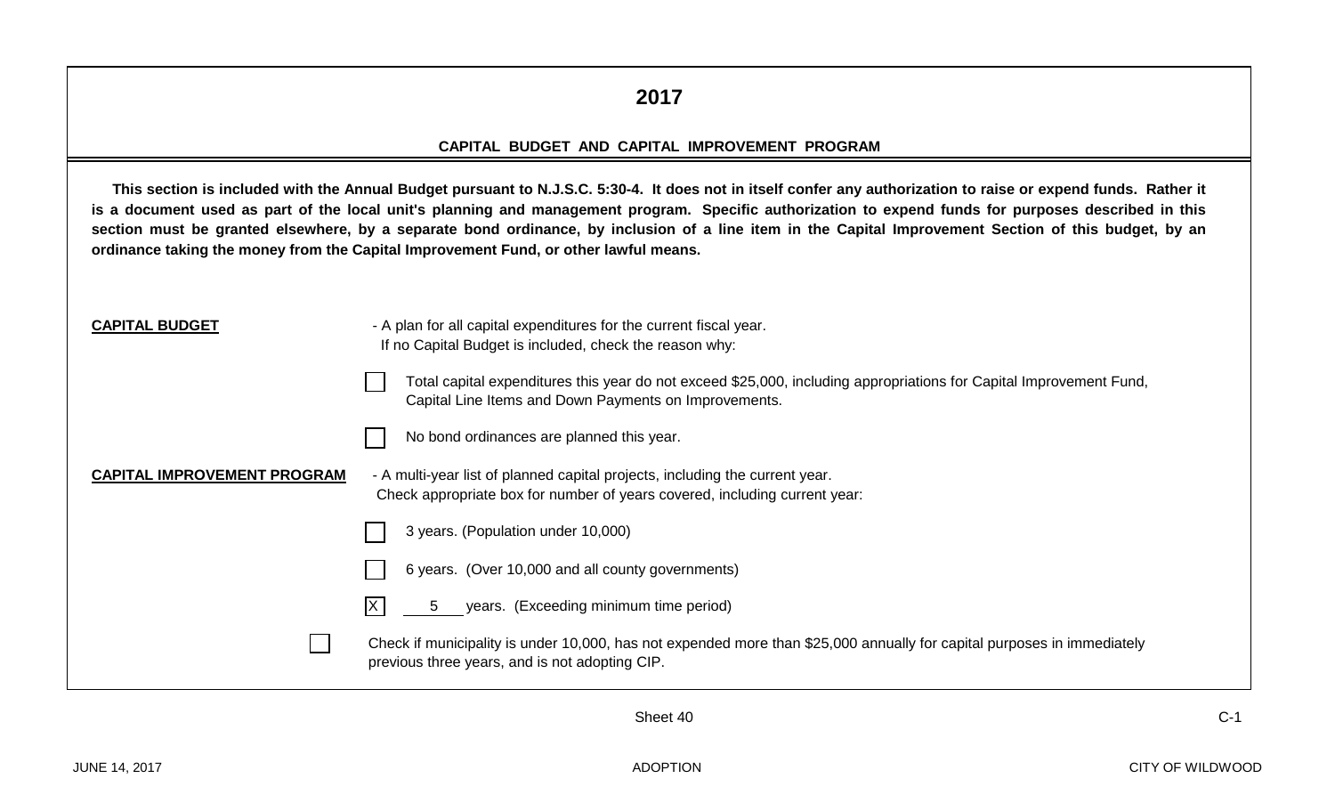# 2017

## CAPITAL BUDGET AND CAPITAL IMPROVEMENT PROGRAM

**This section is included with the Annual Budget pursuant to N.J.S.C. 5:30-4. It does not in itself confer any authorization to raise or expend funds. Rather it is a document used as part of the local unit's planning and management program. Specific authorization to expend funds for purposes described in this section must be granted elsewhere, by a separate bond ordinance, by inclusion of a line item in the Capital Improvement Section of this budget, by an ordinance taking the money from the Capital Improvement Fund, or other lawful means.**

**CAPITAL BUDGET** - A plan for all capital expenditures for the current fiscal year.
If no Capital Budget is included, check the reason why:

- [ ] Total capital expenditures this year do not exceed $25,000, including appropriations for Capital Improvement Fund, Capital Line Items and Down Payments on Improvements.
- [ ] No bond ordinances are planned this year.

**CAPITAL IMPROVEMENT PROGRAM** - A multi-year list of planned capital projects, including the current year.
Check appropriate box for number of years covered, including current year:

- [ ] 3 years. (Population under 10,000)
- [ ] 6 years. (Over 10,000 and all county governments)
- [X] 5 years. (Exceeding minimum time period)

- [ ] Check if municipality is under 10,000, has not expended more than $25,000 annually for capital purposes in immediately previous three years, and is not adopting CIP.

Sheet 40 C-1

JUNE 14, 2017 ADOPTION CITY OF WILDWOOD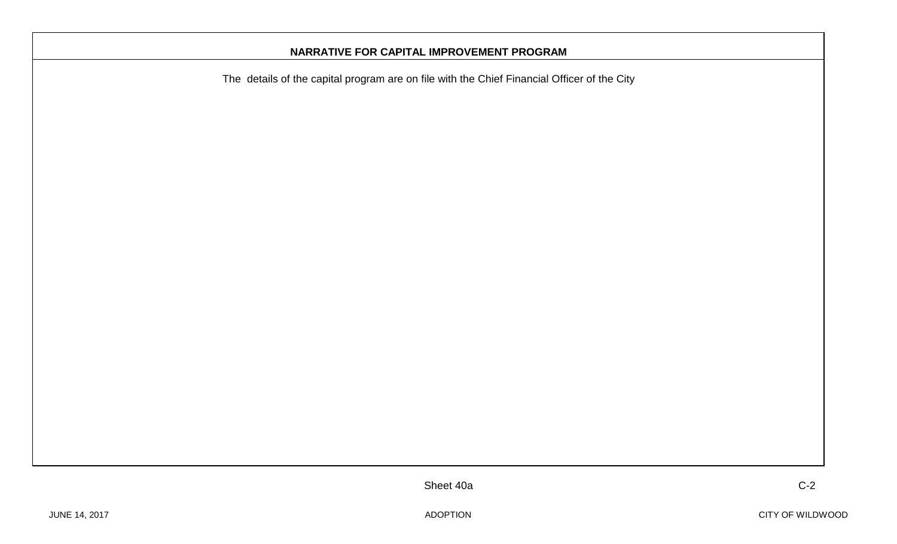## NARRATIVE FOR CAPITAL IMPROVEMENT PROGRAM

The details of the capital program are on file with the Chief Financial Officer of the City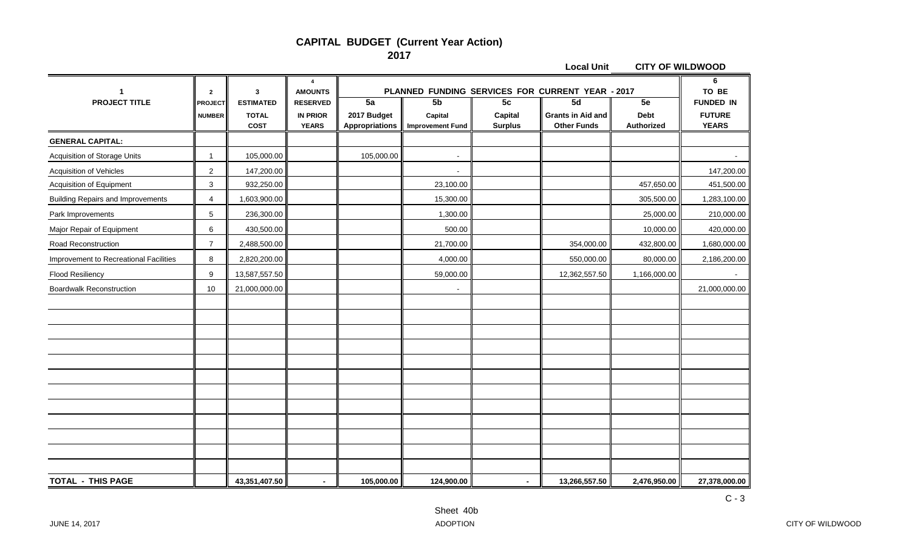# CAPITAL BUDGET (Current Year Action)

## 2017

**Local Unit** CITY OF WILDWOOD

| 1<br>PROJECT TITLE | 2<br>PROJECT NUMBER | 3<br>ESTIMATED TOTAL COST | 4<br>AMOUNTS RESERVED IN PRIOR YEARS | PLANNED FUNDING SERVICES FOR CURRENT YEAR - 2017<br>5a<br>2017 Budget Appropriations | 5b<br>Capital Improvement Fund | 5c<br>Capital Surplus | 5d<br>Grants in Aid and Other Funds | 5e<br>Debt Authorized | 6<br>TO BE FUNDED IN FUTURE YEARS |
|---|---|---|---|---|---|---|---|---|---|
| **GENERAL CAPITAL:** | | | | | | | | | |
| Acquisition of Storage Units | 1 | 105,000.00 | | 105,000.00 | - | | | | - |
| Acquisition of Vehicles | 2 | 147,200.00 | | | - | | | | 147,200.00 |
| Acquisition of Equipment | 3 | 932,250.00 | | | 23,100.00 | | | 457,650.00 | 451,500.00 |
| Building Repairs and Improvements | 4 | 1,603,900.00 | | | 15,300.00 | | | 305,500.00 | 1,283,100.00 |
| Park Improvements | 5 | 236,300.00 | | | 1,300.00 | | | 25,000.00 | 210,000.00 |
| Major Repair of Equipment | 6 | 430,500.00 | | | 500.00 | | | 10,000.00 | 420,000.00 |
| Road Reconstruction | 7 | 2,488,500.00 | | | 21,700.00 | | 354,000.00 | 432,800.00 | 1,680,000.00 |
| Improvement to Recreational Facilities | 8 | 2,820,200.00 | | | 4,000.00 | | 550,000.00 | 80,000.00 | 2,186,200.00 |
| Flood Resiliency | 9 | 13,587,557.50 | | | 59,000.00 | | 12,362,557.50 | 1,166,000.00 | - |
| Boardwalk Reconstruction | 10 | 21,000,000.00 | | | - | | | | 21,000,000.00 |
| **TOTAL - THIS PAGE** | | **43,351,407.50** | **-** | **105,000.00** | **124,900.00** | **-** | **13,266,557.50** | **2,476,950.00** | **27,378,000.00** |

C - 3

Sheet 40b

JUNE 14, 2017 ADOPTION CITY OF WILDWOOD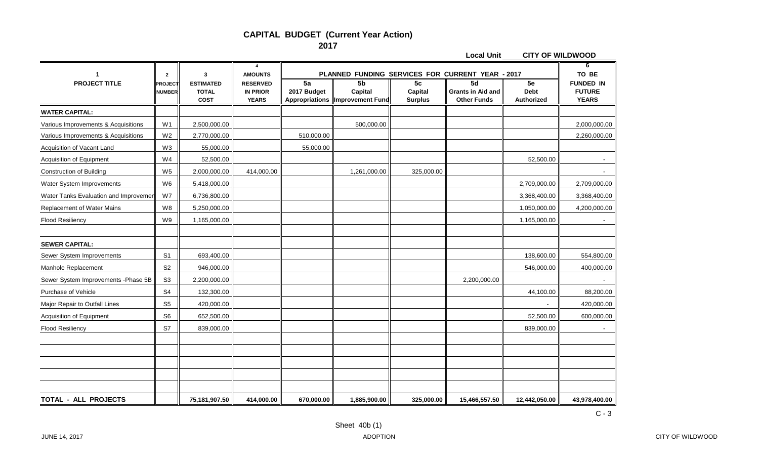# CAPITAL BUDGET (Current Year Action)

## 2017

**Local Unit** CITY OF WILDWOOD

| 1 | 2 | 3 | 4 | PLANNED FUNDING SERVICES FOR CURRENT YEAR - 2017 | | | | | 6 |
|---|---|---|---|---|---|---|---|---|---|
| PROJECT TITLE | PROJECT NUMBER | ESTIMATED TOTAL COST | AMOUNTS RESERVED IN PRIOR YEARS | 5a 2017 Budget Appropriations | 5b Capital Improvement Fund | 5c Capital Surplus | 5d Grants in Aid and Other Funds | 5e Debt Authorized | TO BE FUNDED IN FUTURE YEARS |
| **WATER CAPITAL:** | | | | | | | | | |
| Various Improvements & Acquisitions | W1 | 2,500,000.00 | | | 500,000.00 | | | | 2,000,000.00 |
| Various Improvements & Acquisitions | W2 | 2,770,000.00 | | 510,000.00 | | | | | 2,260,000.00 |
| Acquisition of Vacant Land | W3 | 55,000.00 | | 55,000.00 | | | | | |
| Acquisition of Equipment | W4 | 52,500.00 | | | | | | 52,500.00 | - |
| Construction of Building | W5 | 2,000,000.00 | 414,000.00 | | 1,261,000.00 | 325,000.00 | | | - |
| Water System Improvements | W6 | 5,418,000.00 | | | | | | 2,709,000.00 | 2,709,000.00 |
| Water Tanks Evaluation and Improvemen | W7 | 6,736,800.00 | | | | | | 3,368,400.00 | 3,368,400.00 |
| Replacement of Water Mains | W8 | 5,250,000.00 | | | | | | 1,050,000.00 | 4,200,000.00 |
| Flood Resiliency | W9 | 1,165,000.00 | | | | | | 1,165,000.00 | - |
| | | | | | | | | | |
| **SEWER CAPITAL:** | | | | | | | | | |
| Sewer System Improvements | S1 | 693,400.00 | | | | | | 138,600.00 | 554,800.00 |
| Manhole Replacement | S2 | 946,000.00 | | | | | | 546,000.00 | 400,000.00 |
| Sewer System Improvements -Phase 5B | S3 | 2,200,000.00 | | | | | 2,200,000.00 | | - |
| Purchase of Vehicle | S4 | 132,300.00 | | | | | | 44,100.00 | 88,200.00 |
| Major Repair to Outfall Lines | S5 | 420,000.00 | | | | | | - | 420,000.00 |
| Acquisition of Equipment | S6 | 652,500.00 | | | | | | 52,500.00 | 600,000.00 |
| Flood Resiliency | S7 | 839,000.00 | | | | | | 839,000.00 | - |
| | | | | | | | | | |
| | | | | | | | | | |
| | | | | | | | | | |
| | | | | | | | | | |
| | | | | | | | | | |
| **TOTAL - ALL PROJECTS** | | 75,181,907.50 | 414,000.00 | 670,000.00 | 1,885,900.00 | 325,000.00 | 15,466,557.50 | 12,442,050.00 | 43,978,400.00 |

C - 3

Sheet 40b (1)

JUNE 14, 2017 ADOPTION CITY OF WILDWOOD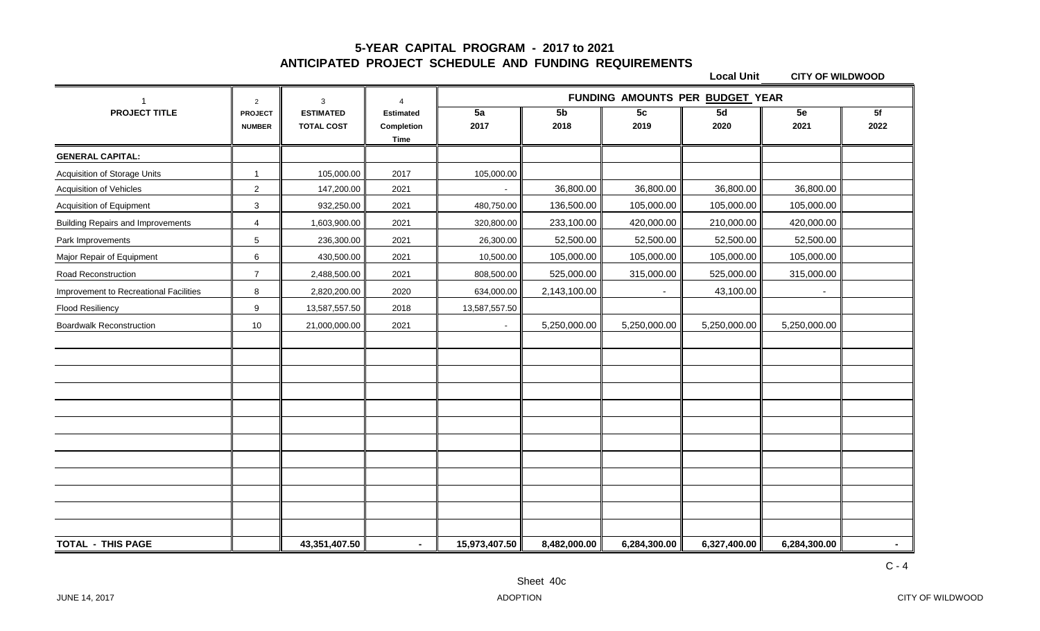# 5-YEAR CAPITAL PROGRAM - 2017 to 2021
## ANTICIPATED PROJECT SCHEDULE AND FUNDING REQUIREMENTS

**Local Unit** CITY OF WILDWOOD

| 1 | 2 | 3 | 4 | FUNDING AMOUNTS PER BUDGET YEAR | | | | | |
|---|---|---|---|---|---|---|---|---|---|
| PROJECT TITLE | PROJECT NUMBER | ESTIMATED TOTAL COST | Estimated Completion Time | 5a 2017 | 5b 2018 | 5c 2019 | 5d 2020 | 5e 2021 | 5f 2022 |
| **GENERAL CAPITAL:** | | | | | | | | | |
| Acquisition of Storage Units | 1 | 105,000.00 | 2017 | 105,000.00 | | | | | |
| Acquisition of Vehicles | 2 | 147,200.00 | 2021 | - | 36,800.00 | 36,800.00 | 36,800.00 | 36,800.00 | |
| Acquisition of Equipment | 3 | 932,250.00 | 2021 | 480,750.00 | 136,500.00 | 105,000.00 | 105,000.00 | 105,000.00 | |
| Building Repairs and Improvements | 4 | 1,603,900.00 | 2021 | 320,800.00 | 233,100.00 | 420,000.00 | 210,000.00 | 420,000.00 | |
| Park Improvements | 5 | 236,300.00 | 2021 | 26,300.00 | 52,500.00 | 52,500.00 | 52,500.00 | 52,500.00 | |
| Major Repair of Equipment | 6 | 430,500.00 | 2021 | 10,500.00 | 105,000.00 | 105,000.00 | 105,000.00 | 105,000.00 | |
| Road Reconstruction | 7 | 2,488,500.00 | 2021 | 808,500.00 | 525,000.00 | 315,000.00 | 525,000.00 | 315,000.00 | |
| Improvement to Recreational Facilities | 8 | 2,820,200.00 | 2020 | 634,000.00 | 2,143,100.00 | - | 43,100.00 | - | |
| Flood Resiliency | 9 | 13,587,557.50 | 2018 | 13,587,557.50 | | | | | |
| Boardwalk Reconstruction | 10 | 21,000,000.00 | 2021 | - | 5,250,000.00 | 5,250,000.00 | 5,250,000.00 | 5,250,000.00 | |
| **TOTAL - THIS PAGE** | | 43,351,407.50 | - | 15,973,407.50 | 8,482,000.00 | 6,284,300.00 | 6,327,400.00 | 6,284,300.00 | - |

C - 4

Sheet 40c

JUNE 14, 2017 ADOPTION CITY OF WILDWOOD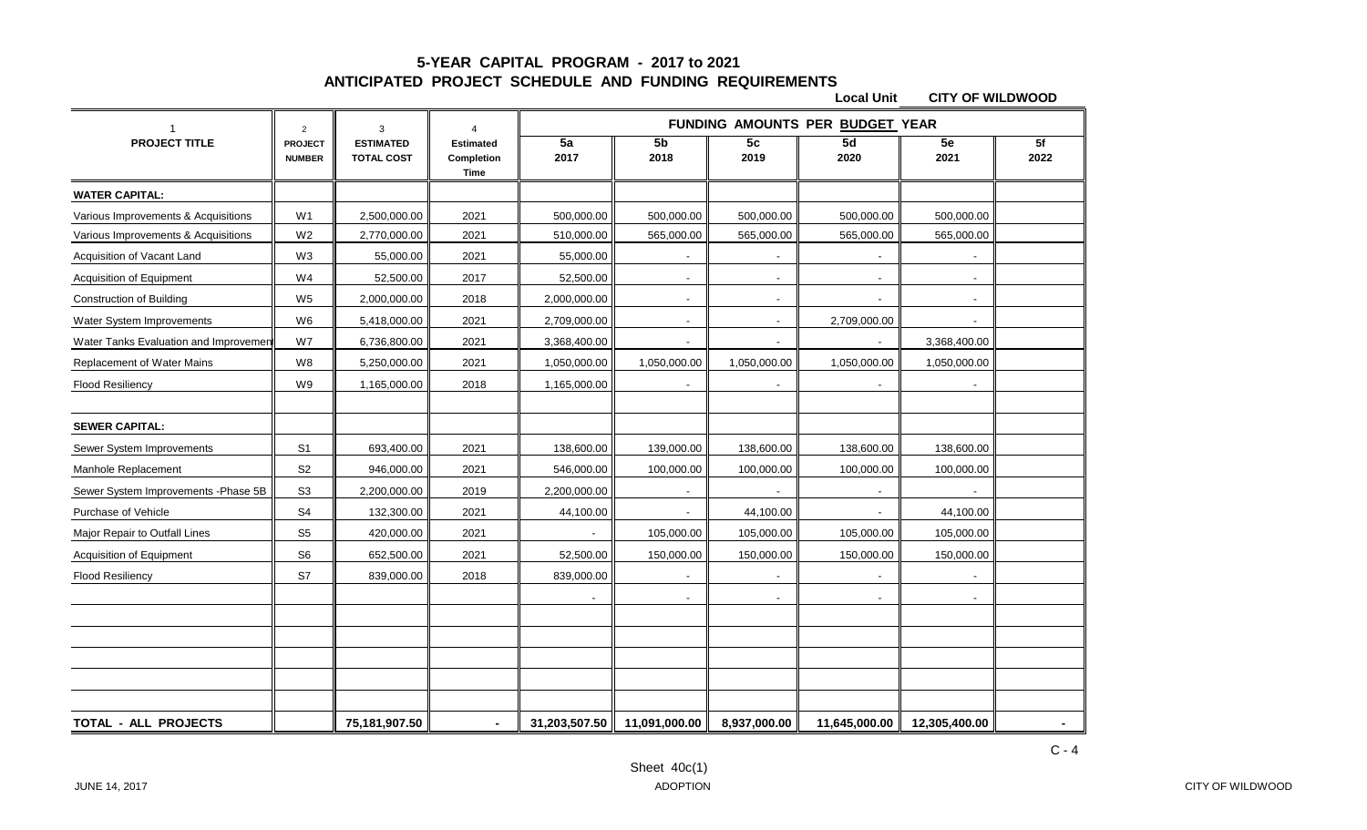# 5-YEAR CAPITAL PROGRAM - 2017 to 2021

## ANTICIPATED PROJECT SCHEDULE AND FUNDING REQUIREMENTS

**Local Unit** **CITY OF WILDWOOD**

| 1 PROJECT TITLE | 2 PROJECT NUMBER | 3 ESTIMATED TOTAL COST | 4 Estimated Completion Time | FUNDING AMOUNTS PER BUDGET YEAR 5a 2017 | 5b 2018 | 5c 2019 | 5d 2020 | 5e 2021 | 5f 2022 |
|---|---|---|---|---|---|---|---|---|---|
| **WATER CAPITAL:** | | | | | | | | | |
| Various Improvements & Acquisitions | W1 | 2,500,000.00 | 2021 | 500,000.00 | 500,000.00 | 500,000.00 | 500,000.00 | 500,000.00 | |
| Various Improvements & Acquisitions | W2 | 2,770,000.00 | 2021 | 510,000.00 | 565,000.00 | 565,000.00 | 565,000.00 | 565,000.00 | |
| Acquisition of Vacant Land | W3 | 55,000.00 | 2021 | 55,000.00 | - | - | - | - | |
| Acquisition of Equipment | W4 | 52,500.00 | 2017 | 52,500.00 | - | - | - | - | |
| Construction of Building | W5 | 2,000,000.00 | 2018 | 2,000,000.00 | - | - | - | - | |
| Water System Improvements | W6 | 5,418,000.00 | 2021 | 2,709,000.00 | - | - | 2,709,000.00 | - | |
| Water Tanks Evaluation and Improvemen | W7 | 6,736,800.00 | 2021 | 3,368,400.00 | - | - | - | 3,368,400.00 | |
| Replacement of Water Mains | W8 | 5,250,000.00 | 2021 | 1,050,000.00 | 1,050,000.00 | 1,050,000.00 | 1,050,000.00 | 1,050,000.00 | |
| Flood Resiliency | W9 | 1,165,000.00 | 2018 | 1,165,000.00 | - | - | - | - | |
| | | | | | | | | | |
| **SEWER CAPITAL:** | | | | | | | | | |
| Sewer System Improvements | S1 | 693,400.00 | 2021 | 138,600.00 | 139,000.00 | 138,600.00 | 138,600.00 | 138,600.00 | |
| Manhole Replacement | S2 | 946,000.00 | 2021 | 546,000.00 | 100,000.00 | 100,000.00 | 100,000.00 | 100,000.00 | |
| Sewer System Improvements -Phase 5B | S3 | 2,200,000.00 | 2019 | 2,200,000.00 | - | - | - | - | |
| Purchase of Vehicle | S4 | 132,300.00 | 2021 | 44,100.00 | - | 44,100.00 | - | 44,100.00 | |
| Major Repair to Outfall Lines | S5 | 420,000.00 | 2021 | - | 105,000.00 | 105,000.00 | 105,000.00 | 105,000.00 | |
| Acquisition of Equipment | S6 | 652,500.00 | 2021 | 52,500.00 | 150,000.00 | 150,000.00 | 150,000.00 | 150,000.00 | |
| Flood Resiliency | S7 | 839,000.00 | 2018 | 839,000.00 | - | - | - | - | |
| | | | | - | - | - | - | - | |
| **TOTAL - ALL PROJECTS** | | 75,181,907.50 | - | 31,203,507.50 | 11,091,000.00 | 8,937,000.00 | 11,645,000.00 | 12,305,400.00 | - |

Sheet 40c(1)

JUNE 14, 2017 ADOPTION CITY OF WILDWOOD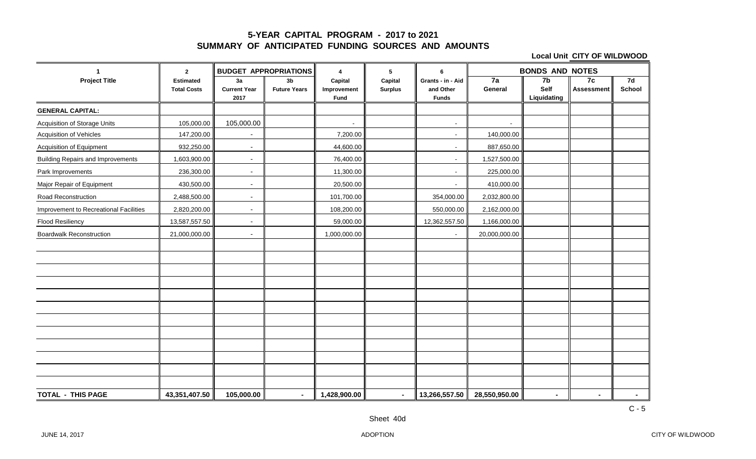# 5-YEAR CAPITAL PROGRAM - 2017 to 2021
## SUMMARY OF ANTICIPATED FUNDING SOURCES AND AMOUNTS

**Local Unit CITY OF WILDWOOD**

| 1 | 2 | BUDGET APPROPRIATIONS | | 4 | 5 | 6 | BONDS AND NOTES | | | |
|---|---|---|---|---|---|---|---|---|---|---|
| Project Title | Estimated Total Costs | 3a Current Year 2017 | 3b Future Years | Capital Improvement Fund | Capital Surplus | Grants - in - Aid and Other Funds | 7a General | 7b Self Liquidating | 7c Assessment | 7d School |
| **GENERAL CAPITAL:** | | | | | | | | | | |
| Acquisition of Storage Units | 105,000.00 | 105,000.00 | | - | | - | - | | | |
| Acquisition of Vehicles | 147,200.00 | - | | 7,200.00 | | - | 140,000.00 | | | |
| Acquisition of Equipment | 932,250.00 | - | | 44,600.00 | | - | 887,650.00 | | | |
| Building Repairs and Improvements | 1,603,900.00 | - | | 76,400.00 | | - | 1,527,500.00 | | | |
| Park Improvements | 236,300.00 | - | | 11,300.00 | | - | 225,000.00 | | | |
| Major Repair of Equipment | 430,500.00 | - | | 20,500.00 | | - | 410,000.00 | | | |
| Road Reconstruction | 2,488,500.00 | - | | 101,700.00 | | 354,000.00 | 2,032,800.00 | | | |
| Improvement to Recreational Facilities | 2,820,200.00 | - | | 108,200.00 | | 550,000.00 | 2,162,000.00 | | | |
| Flood Resiliency | 13,587,557.50 | - | | 59,000.00 | | 12,362,557.50 | 1,166,000.00 | | | |
| Boardwalk Reconstruction | 21,000,000.00 | - | | 1,000,000.00 | | - | 20,000,000.00 | | | |
| **TOTAL - THIS PAGE** | **43,351,407.50** | **105,000.00** | **-** | **1,428,900.00** | **-** | **13,266,557.50** | **28,550,950.00** | **-** | **-** | **-** |

C - 5

Sheet 40d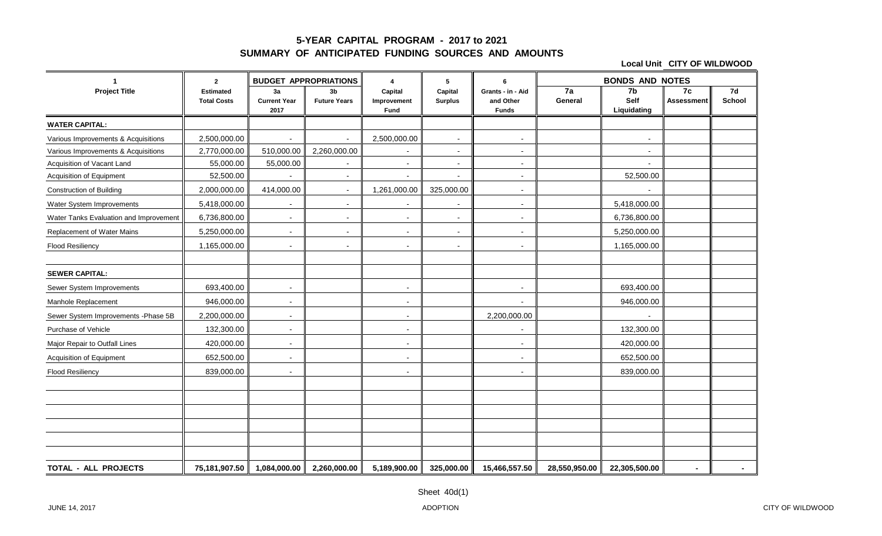# 5-YEAR CAPITAL PROGRAM - 2017 to 2021
## SUMMARY OF ANTICIPATED FUNDING SOURCES AND AMOUNTS

**Local Unit CITY OF WILDWOOD**

| 1 | 2 | BUDGET APPROPRIATIONS | | 4 | 5 | 6 | BONDS AND NOTES | | | |
|---|---|---|---|---|---|---|---|---|---|---|
| Project Title | Estimated Total Costs | 3a Current Year 2017 | 3b Future Years | Capital Improvement Fund | Capital Surplus | Grants - in - Aid and Other Funds | 7a General | 7b Self Liquidating | 7c Assessment | 7d School |
| **WATER CAPITAL:** | | | | | | | | | | |
| Various Improvements & Acquisitions | 2,500,000.00 | - | - | 2,500,000.00 | - | - | | - | | |
| Various Improvements & Acquisitions | 2,770,000.00 | 510,000.00 | 2,260,000.00 | - | - | - | | - | | |
| Acquisition of Vacant Land | 55,000.00 | 55,000.00 | - | - | - | - | | - | | |
| Acquisition of Equipment | 52,500.00 | - | - | - | - | - | | 52,500.00 | | |
| Construction of Building | 2,000,000.00 | 414,000.00 | - | 1,261,000.00 | 325,000.00 | - | | - | | |
| Water System Improvements | 5,418,000.00 | - | - | - | - | - | | 5,418,000.00 | | |
| Water Tanks Evaluation and Improvement | 6,736,800.00 | - | - | - | - | - | | 6,736,800.00 | | |
| Replacement of Water Mains | 5,250,000.00 | - | - | - | - | - | | 5,250,000.00 | | |
| Flood Resiliency | 1,165,000.00 | - | - | - | - | - | | 1,165,000.00 | | |
| | | | | | | | | | | |
| **SEWER CAPITAL:** | | | | | | | | | | |
| Sewer System Improvements | 693,400.00 | - | | - | | - | | 693,400.00 | | |
| Manhole Replacement | 946,000.00 | - | | - | | - | | 946,000.00 | | |
| Sewer System Improvements -Phase 5B | 2,200,000.00 | - | | - | | 2,200,000.00 | | - | | |
| Purchase of Vehicle | 132,300.00 | - | | - | | - | | 132,300.00 | | |
| Major Repair to Outfall Lines | 420,000.00 | - | | - | | - | | 420,000.00 | | |
| Acquisition of Equipment | 652,500.00 | - | | - | | - | | 652,500.00 | | |
| Flood Resiliency | 839,000.00 | - | | - | | - | | 839,000.00 | | |
| **TOTAL - ALL PROJECTS** | **75,181,907.50** | **1,084,000.00** | **2,260,000.00** | **5,189,900.00** | **325,000.00** | **15,466,557.50** | **28,550,950.00** | **22,305,500.00** | **-** | **-** |

Sheet 40d(1)

JUNE 14, 2017 ADOPTION CITY OF WILDWOOD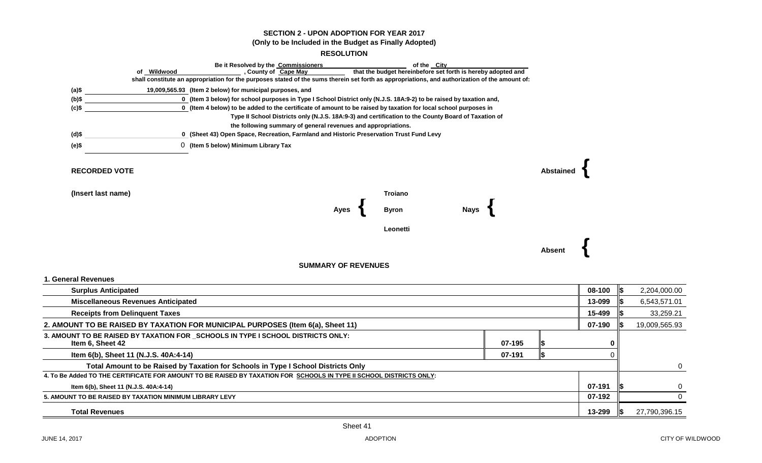## SECTION 2 - UPON ADOPTION FOR YEAR 2017

**(Only to be Included in the Budget as Finally Adopted)**

### RESOLUTION

Be it Resolved by the Commissioners of the City of Wildwood, County of Cape May that the budget hereinbefore set forth is hereby adopted and shall constitute an appropriation for the purposes stated of the sums therein set forth as appropriations, and authorization of the amount of:

(a)$ 19,009,565.93 (Item 2 below) for municipal purposes, and

(b)$ 0 (Item 3 below) for school purposes in Type I School District only (N.J.S. 18A:9-2) to be raised by taxation and,

(c)$ 0 (Item 4 below) to be added to the certificate of amount to be raised by taxation for local school purposes in Type II School Districts only (N.J.S. 18A:9-3) and certification to the County Board of Taxation of the following summary of general revenues and appropriations.

(d)$ 0 (Sheet 43) Open Space, Recreation, Farmland and Historic Preservation Trust Fund Levy

(e)$ 0 (Item 5 below) Minimum Library Tax

**RECORDED VOTE**

(Insert last name)

Ayes: Troiano, Byron, Leonetti

Nays:

Abstained:

Absent:

### SUMMARY OF REVENUES

| | | | | |
|---|---|---|---|---|
| **1. General Revenues** | | | | |
| Surplus Anticipated | | | 08-100 | $ 2,204,000.00 |
| Miscellaneous Revenues Anticipated | | | 13-099 | $ 6,543,571.01 |
| Receipts from Delinquent Taxes | | | 15-499 | $ 33,259.21 |
| **2. AMOUNT TO BE RAISED BY TAXATION FOR MUNICIPAL PURPOSES (Item 6(a), Sheet 11)** | | | 07-190 | $ 19,009,565.93 |
| **3. AMOUNT TO BE RAISED BY TAXATION FOR _SCHOOLS IN TYPE I SCHOOL DISTRICTS ONLY:** Item 6, Sheet 42 | 07-195 | $ 0 | | |
| Item 6(b), Sheet 11 (N.J.S. 40A:4-14) | 07-191 | $ 0 | | |
| Total Amount to be Raised by Taxation for Schools in Type I School Districts Only | | | | 0 |
| **4. To Be Added TO THE CERTIFICATE FOR AMOUNT TO BE RAISED BY TAXATION FOR SCHOOLS IN TYPE II SCHOOL DISTRICTS ONLY:** | | | | |
| Item 6(b), Sheet 11 (N.J.S. 40A:4-14) | | | 07-191 | $ 0 |
| **5. AMOUNT TO BE RAISED BY TAXATION MINIMUM LIBRARY LEVY** | | | 07-192 | 0 |
| **Total Revenues** | | | 13-299 | $ 27,790,396.15 |

Sheet 41

JUNE 14, 2017 ADOPTION CITY OF WILDWOOD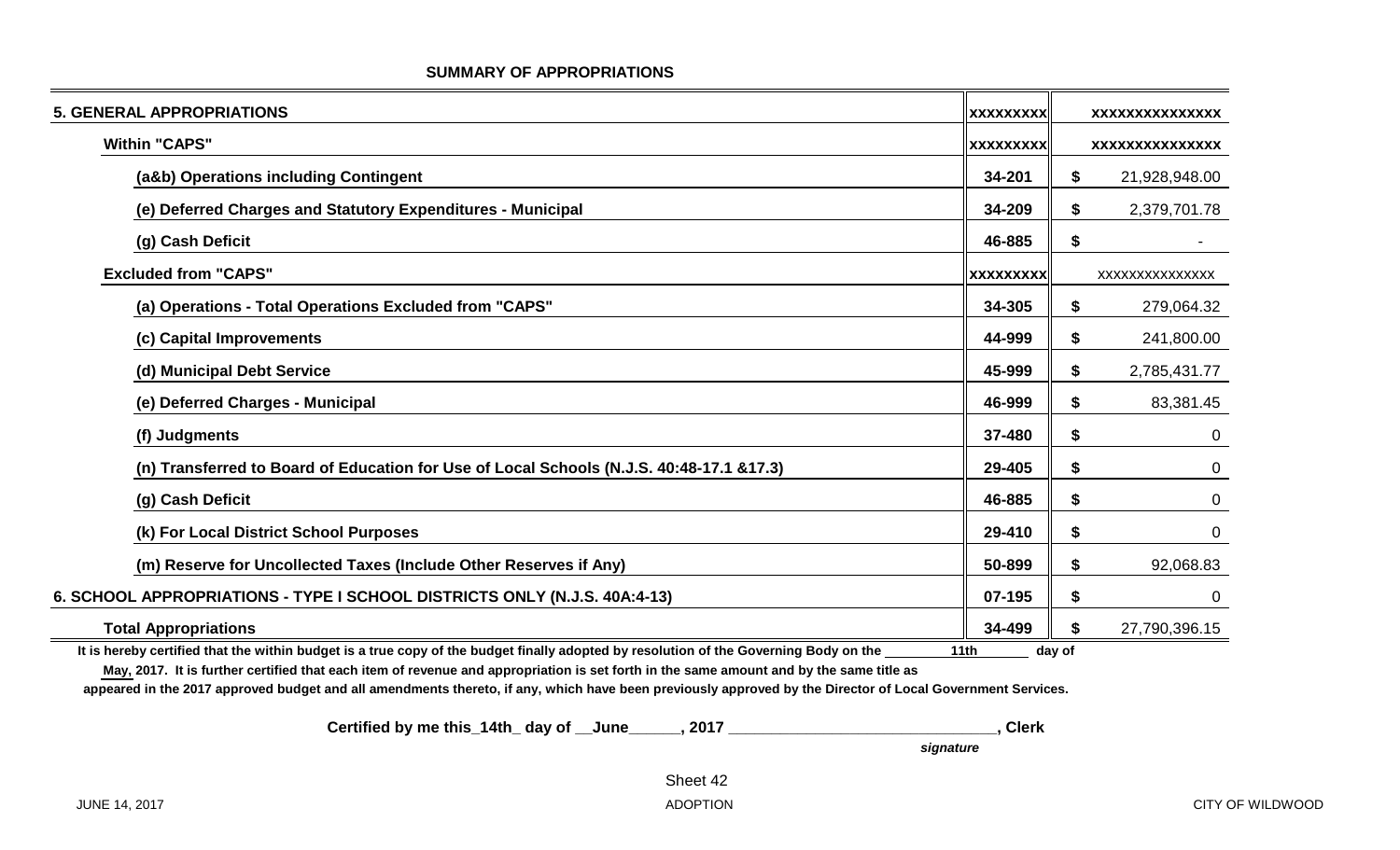## SUMMARY OF APPROPRIATIONS

| | | | |
|---|---|---|---|
| **5. GENERAL APPROPRIATIONS** | **XXXXXXXXX** | | **XXXXXXXXXXXXXX** |
| **Within "CAPS"** | **XXXXXXXXX** | | **XXXXXXXXXXXXXX** |
| **(a&b) Operations including Contingent** | **34-201** | **$** | 21,928,948.00 |
| **(e) Deferred Charges and Statutory Expenditures - Municipal** | **34-209** | **$** | 2,379,701.78 |
| **(g) Cash Deficit** | **46-885** | **$** | - |
| **Excluded from "CAPS"** | **XXXXXXXXX** | | XXXXXXXXXXXXXX |
| **(a) Operations - Total Operations Excluded from "CAPS"** | **34-305** | **$** | 279,064.32 |
| **(c) Capital Improvements** | **44-999** | **$** | 241,800.00 |
| **(d) Municipal Debt Service** | **45-999** | **$** | 2,785,431.77 |
| **(e) Deferred Charges - Municipal** | **46-999** | **$** | 83,381.45 |
| **(f) Judgments** | **37-480** | **$** | 0 |
| **(n) Transferred to Board of Education for Use of Local Schools (N.J.S. 40:48-17.1 &17.3)** | **29-405** | **$** | 0 |
| **(g) Cash Deficit** | **46-885** | **$** | 0 |
| **(k) For Local District School Purposes** | **29-410** | **$** | 0 |
| **(m) Reserve for Uncollected Taxes (Include Other Reserves if Any)** | **50-899** | **$** | 92,068.83 |
| **6. SCHOOL APPROPRIATIONS - TYPE I SCHOOL DISTRICTS ONLY (N.J.S. 40A:4-13)** | **07-195** | **$** | 0 |
| **Total Appropriations** | **34-499** | **$** | 27,790,396.15 |

**It is hereby certified that the within budget is a true copy of the budget finally adopted by resolution of the Governing Body on the 11th day of May, 2017. It is further certified that each item of revenue and appropriation is set forth in the same amount and by the same title as appeared in the 2017 approved budget and all amendments thereto, if any, which have been previously approved by the Director of Local Government Services.**

**Certified by me this_14th_ day of __June______, 2017 ______________________________, Clerk**

***signature***

Sheet 42

JUNE 14, 2017 ADOPTION CITY OF WILDWOOD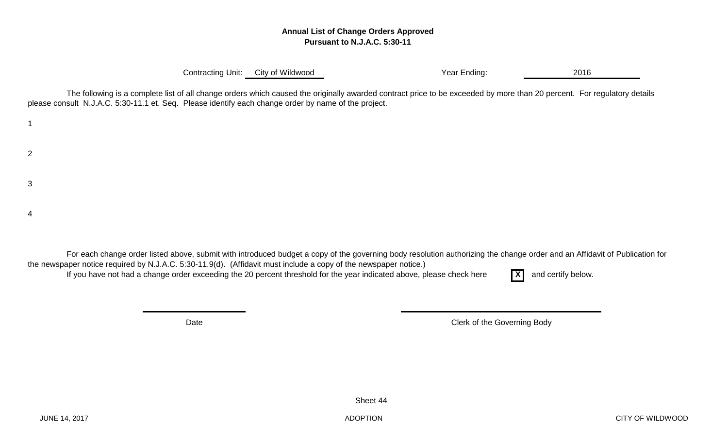## Annual List of Change Orders Approved
## Pursuant to N.J.A.C. 5:30-11

Contracting Unit: City of Wildwood                Year Ending: 2016

The following is a complete list of all change orders which caused the originally awarded contract price to be exceeded by more than 20 percent. For regulatory details please consult N.J.A.C. 5:30-11.1 et. Seq. Please identify each change order by name of the project.

1

2

3

4

For each change order listed above, submit with introduced budget a copy of the governing body resolution authorizing the change order and an Affidavit of Publication for the newspaper notice required by N.J.A.C. 5:30-11.9(d). (Affidavit must include a copy of the newspaper notice.)

If you have not had a change order exceeding the 20 percent threshold for the year indicated above, please check here [X] and certify below.

_______________                _______________________________

Date                Clerk of the Governing Body